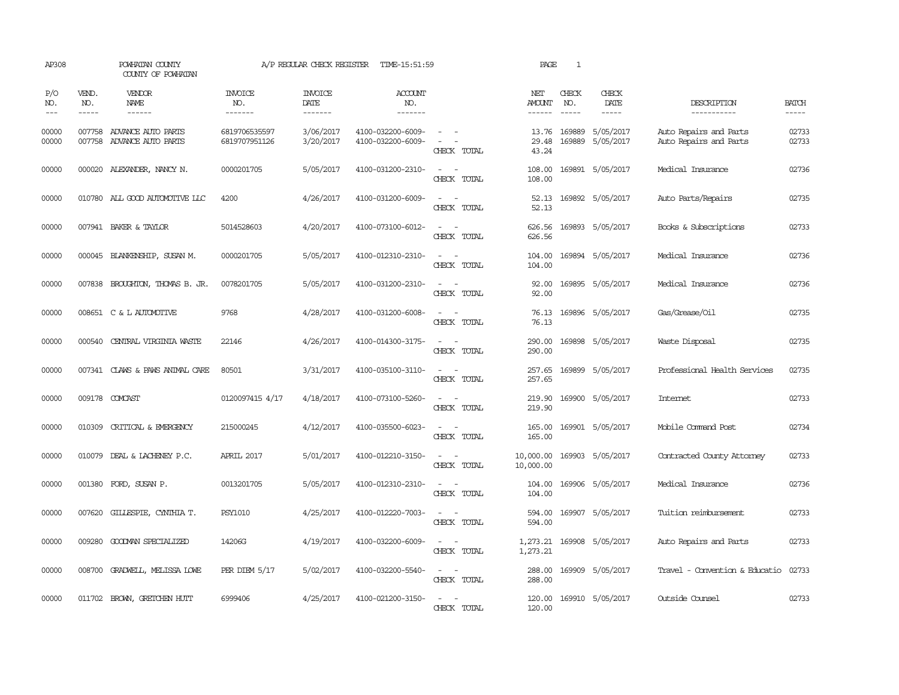AP308 POWHATAN COUNTY A/P REGULAR CHECK REGISTER TIME-15:51:59 PAGE 1

COUNTY OF POWHATAN

| P/O NO. | VEND. NO. | VENDOR NAME | INVOICE NO. | INVOICE DATE | ACCOUNT NO. | | NET AMOUNT | CHECK NO. | CHECK DATE | DESCRIPTION | BATCH |
|---|---|---|---|---|---|---|---|---|---|---|---|
| 00000 | 007758 | ADVANCE AUTO PARTS | 6819706535597 | 3/06/2017 | 4100-032200-6009- | - - | 13.76 | 169889 | 5/05/2017 | Auto Repairs and Parts | 02733 |
| 00000 | 007758 | ADVANCE AUTO PARTS | 6819707951126 | 3/20/2017 | 4100-032200-6009- | - - | 29.48 | 169889 | 5/05/2017 | Auto Repairs and Parts | 02733 |
| | | | | | | CHECK TOTAL | 43.24 | | | | |
| 00000 | 000020 | ALEXANDER, NANCY N. | 0000201705 | 5/05/2017 | 4100-031200-2310- | - - | 108.00 | 169891 | 5/05/2017 | Medical Insurance | 02736 |
| | | | | | | CHECK TOTAL | 108.00 | | | | |
| 00000 | 010780 | ALL GOOD AUTOMOTIVE LLC | 4200 | 4/26/2017 | 4100-031200-6009- | - - | 52.13 | 169892 | 5/05/2017 | Auto Parts/Repairs | 02735 |
| | | | | | | CHECK TOTAL | 52.13 | | | | |
| 00000 | 007941 | BAKER & TAYLOR | 5014528603 | 4/20/2017 | 4100-073100-6012- | - - | 626.56 | 169893 | 5/05/2017 | Books & Subscriptions | 02733 |
| | | | | | | CHECK TOTAL | 626.56 | | | | |
| 00000 | 000045 | BLANKENSHIP, SUSAN M. | 0000201705 | 5/05/2017 | 4100-012310-2310- | - - | 104.00 | 169894 | 5/05/2017 | Medical Insurance | 02736 |
| | | | | | | CHECK TOTAL | 104.00 | | | | |
| 00000 | 007838 | BROUGHTON, THOMAS B. JR. | 0078201705 | 5/05/2017 | 4100-031200-2310- | - - | 92.00 | 169895 | 5/05/2017 | Medical Insurance | 02736 |
| | | | | | | CHECK TOTAL | 92.00 | | | | |
| 00000 | 008651 | C & L AUTOMOTIVE | 9768 | 4/28/2017 | 4100-031200-6008- | - - | 76.13 | 169896 | 5/05/2017 | Gas/Grease/Oil | 02735 |
| | | | | | | CHECK TOTAL | 76.13 | | | | |
| 00000 | 000540 | CENTRAL VIRGINIA WASTE | 22146 | 4/26/2017 | 4100-014300-3175- | - - | 290.00 | 169898 | 5/05/2017 | Waste Disposal | 02735 |
| | | | | | | CHECK TOTAL | 290.00 | | | | |
| 00000 | 007341 | CLAWS & PAWS ANIMAL CARE | 80501 | 3/31/2017 | 4100-035100-3110- | - - | 257.65 | 169899 | 5/05/2017 | Professional Health Services | 02735 |
| | | | | | | CHECK TOTAL | 257.65 | | | | |
| 00000 | 009178 | COMCAST | 0120097415 4/17 | 4/18/2017 | 4100-073100-5260- | - - | 219.90 | 169900 | 5/05/2017 | Internet | 02733 |
| | | | | | | CHECK TOTAL | 219.90 | | | | |
| 00000 | 010309 | CRITICAL & EMERGENCY | 215000245 | 4/12/2017 | 4100-035500-6023- | - - | 165.00 | 169901 | 5/05/2017 | Mobile Command Post | 02734 |
| | | | | | | CHECK TOTAL | 165.00 | | | | |
| 00000 | 010079 | DEAL & LACHENEY P.C. | APRIL 2017 | 5/01/2017 | 4100-012210-3150- | - - | 10,000.00 | 169903 | 5/05/2017 | Contracted County Attorney | 02733 |
| | | | | | | CHECK TOTAL | 10,000.00 | | | | |
| 00000 | 001380 | FORD, SUSAN P. | 0013201705 | 5/05/2017 | 4100-012310-2310- | - - | 104.00 | 169906 | 5/05/2017 | Medical Insurance | 02736 |
| | | | | | | CHECK TOTAL | 104.00 | | | | |
| 00000 | 007620 | GILLESPIE, CYNTHIA T. | PSY1010 | 4/25/2017 | 4100-012220-7003- | - - | 594.00 | 169907 | 5/05/2017 | Tuition reimbursement | 02733 |
| | | | | | | CHECK TOTAL | 594.00 | | | | |
| 00000 | 009280 | GOODMAN SPECIALIZED | 14206G | 4/19/2017 | 4100-032200-6009- | - - | 1,273.21 | 169908 | 5/05/2017 | Auto Repairs and Parts | 02733 |
| | | | | | | CHECK TOTAL | 1,273.21 | | | | |
| 00000 | 008700 | GRADWELL, MELISSA LOWE | PER DIEM 5/17 | 5/02/2017 | 4100-032200-5540- | - - | 288.00 | 169909 | 5/05/2017 | Travel - Convention & Educatio | 02733 |
| | | | | | | CHECK TOTAL | 288.00 | | | | |
| 00000 | 011702 | BROWN, GRETCHEN HUTT | 6999406 | 4/25/2017 | 4100-021200-3150- | - - | 120.00 | 169910 | 5/05/2017 | Outside Counsel | 02733 |
| | | | | | | CHECK TOTAL | 120.00 | | | | |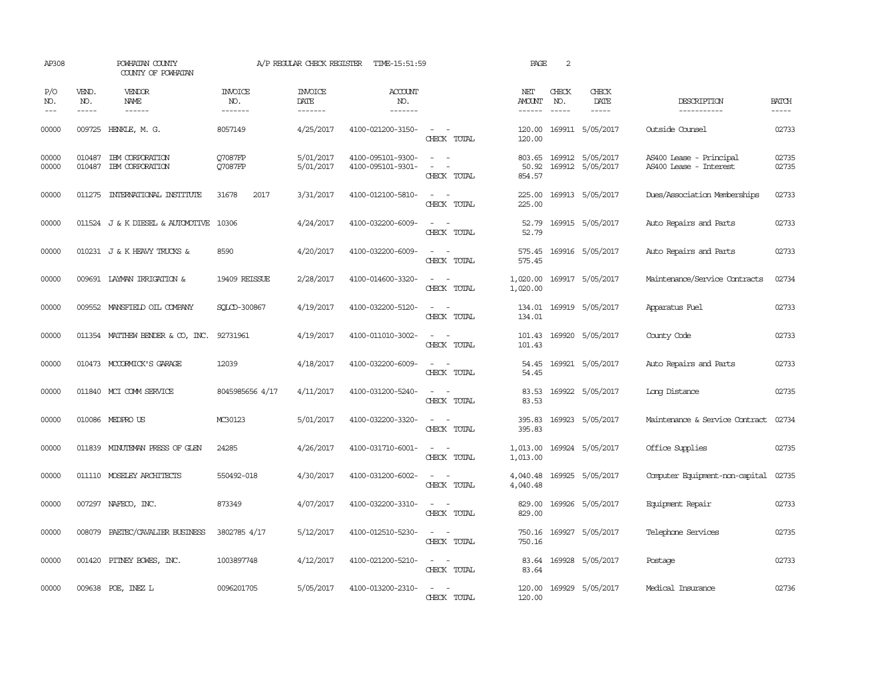AP308 POWHATAN COUNTY A/P REGULAR CHECK REGISTER TIME-15:51:59

COUNTY OF POWHATAN

| P/O NO. | VEND. NO. | VENDOR NAME | INVOICE NO. | INVOICE DATE | ACCOUNT NO. | | NET AMOUNT | CHECK NO. | CHECK DATE | DESCRIPTION | BATCH |
|---|---|---|---|---|---|---|---|---|---|---|---|
| 00000 | 009725 | HENKLE, M. G. | 8057149 | 4/25/2017 | 4100-021200-3150- | - - | 120.00 | 169911 | 5/05/2017 | Outside Counsel | 02733 |
| | | | | | | CHECK TOTAL | 120.00 | | | | |
| 00000 | 010487 | IBM CORPORATION | Q7087FP | 5/01/2017 | 4100-095101-9300- | - - | 803.65 | 169912 | 5/05/2017 | AS400 Lease - Principal | 02735 |
| 00000 | 010487 | IBM CORPORATION | Q7087FP | 5/01/2017 | 4100-095101-9301- | - - | 50.92 | 169912 | 5/05/2017 | AS400 Lease - Interest | 02735 |
| | | | | | | CHECK TOTAL | 854.57 | | | | |
| 00000 | 011275 | INTERNATIONAL INSTITUTE | 31678 2017 | 3/31/2017 | 4100-012100-5810- | - - | 225.00 | 169913 | 5/05/2017 | Dues/Association Memberships | 02733 |
| | | | | | | CHECK TOTAL | 225.00 | | | | |
| 00000 | 011524 | J & K DIESEL & AUTOMOTIVE | 10306 | 4/24/2017 | 4100-032200-6009- | - - | 52.79 | 169915 | 5/05/2017 | Auto Repairs and Parts | 02733 |
| | | | | | | CHECK TOTAL | 52.79 | | | | |
| 00000 | 010231 | J & K HEAVY TRUCKS & | 8590 | 4/20/2017 | 4100-032200-6009- | - - | 575.45 | 169916 | 5/05/2017 | Auto Repairs and Parts | 02733 |
| | | | | | | CHECK TOTAL | 575.45 | | | | |
| 00000 | 009691 | LAYMAN IRRIGATION & | 19409 REISSUE | 2/28/2017 | 4100-014600-3320- | - - | 1,020.00 | 169917 | 5/05/2017 | Maintenance/Service Contracts | 02734 |
| | | | | | | CHECK TOTAL | 1,020.00 | | | | |
| 00000 | 009552 | MANSFIELD OIL COMPANY | SQLCD-300867 | 4/19/2017 | 4100-032200-5120- | - - | 134.01 | 169919 | 5/05/2017 | Apparatus Fuel | 02733 |
| | | | | | | CHECK TOTAL | 134.01 | | | | |
| 00000 | 011354 | MATTHEW BENDER & CO, INC. | 92731961 | 4/19/2017 | 4100-011010-3002- | - - | 101.43 | 169920 | 5/05/2017 | County Code | 02733 |
| | | | | | | CHECK TOTAL | 101.43 | | | | |
| 00000 | 010473 | MCCORMICK'S GARAGE | 12039 | 4/18/2017 | 4100-032200-6009- | - - | 54.45 | 169921 | 5/05/2017 | Auto Repairs and Parts | 02733 |
| | | | | | | CHECK TOTAL | 54.45 | | | | |
| 00000 | 011840 | MCI COMM SERVICE | 8045985656 4/17 | 4/11/2017 | 4100-031200-5240- | - - | 83.53 | 169922 | 5/05/2017 | Long Distance | 02735 |
| | | | | | | CHECK TOTAL | 83.53 | | | | |
| 00000 | 010086 | MEDPRO US | MC30123 | 5/01/2017 | 4100-032200-3320- | - - | 395.83 | 169923 | 5/05/2017 | Maintenance & Service Contract | 02734 |
| | | | | | | CHECK TOTAL | 395.83 | | | | |
| 00000 | 011839 | MINUTEMAN PRESS OF GLEN | 24285 | 4/26/2017 | 4100-031710-6001- | - - | 1,013.00 | 169924 | 5/05/2017 | Office Supplies | 02735 |
| | | | | | | CHECK TOTAL | 1,013.00 | | | | |
| 00000 | 011110 | MOSELEY ARCHITECTS | 550492-018 | 4/30/2017 | 4100-031200-6002- | - - | 4,040.48 | 169925 | 5/05/2017 | Computer Equipment-non-capital | 02735 |
| | | | | | | CHECK TOTAL | 4,040.48 | | | | |
| 00000 | 007297 | NAFECO, INC. | 873349 | 4/07/2017 | 4100-032200-3310- | - - | 829.00 | 169926 | 5/05/2017 | Equipment Repair | 02733 |
| | | | | | | CHECK TOTAL | 829.00 | | | | |
| 00000 | 008079 | PAETEC/CAVALIER BUSINESS | 3802785 4/17 | 5/12/2017 | 4100-012510-5230- | - - | 750.16 | 169927 | 5/05/2017 | Telephone Services | 02735 |
| | | | | | | CHECK TOTAL | 750.16 | | | | |
| 00000 | 001420 | PITNEY BOWES, INC. | 1003897748 | 4/12/2017 | 4100-021200-5210- | - - | 83.64 | 169928 | 5/05/2017 | Postage | 02733 |
| | | | | | | CHECK TOTAL | 83.64 | | | | |
| 00000 | 009638 | POE, INEZ L | 0096201705 | 5/05/2017 | 4100-013200-2310- | - - | 120.00 | 169929 | 5/05/2017 | Medical Insurance | 02736 |
| | | | | | | CHECK TOTAL | 120.00 | | | | |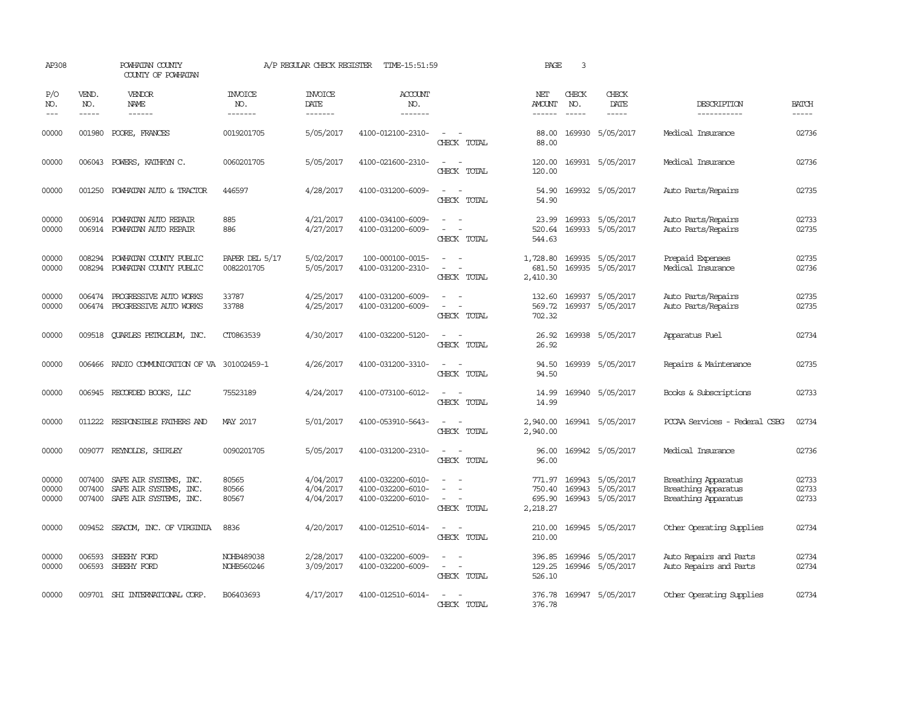AP308 POWHATAN COUNTY A/P REGULAR CHECK REGISTER TIME-15:51:59 PAGE 3

COUNTY OF POWHATAN

| P/O NO. | VEND. NO. | VENDOR NAME | INVOICE NO. | INVOICE DATE | ACCOUNT NO. | | NET AMOUNT | CHECK NO. | CHECK DATE | DESCRIPTION | BATCH |
|---|---|---|---|---|---|---|---|---|---|---|---|
| 00000 | 001980 | POORE, FRANCES | 0019201705 | 5/05/2017 | 4100-012100-2310- | - - | 88.00 | 169930 | 5/05/2017 | Medical Insurance | 02736 |
| | | | | | | CHECK TOTAL | 88.00 | | | | |
| 00000 | 006043 | POWERS, KATHRYN C. | 0060201705 | 5/05/2017 | 4100-021600-2310- | - - | 120.00 | 169931 | 5/05/2017 | Medical Insurance | 02736 |
| | | | | | | CHECK TOTAL | 120.00 | | | | |
| 00000 | 001250 | POWHATAN AUTO & TRACTOR | 446597 | 4/28/2017 | 4100-031200-6009- | - - | 54.90 | 169932 | 5/05/2017 | Auto Parts/Repairs | 02735 |
| | | | | | | CHECK TOTAL | 54.90 | | | | |
| 00000 | 006914 | POWHATAN AUTO REPAIR | 885 | 4/21/2017 | 4100-034100-6009- | - - | 23.99 | 169933 | 5/05/2017 | Auto Parts/Repairs | 02733 |
| 00000 | 006914 | POWHATAN AUTO REPAIR | 886 | 4/27/2017 | 4100-031200-6009- | - - | 520.64 | 169933 | 5/05/2017 | Auto Parts/Repairs | 02735 |
| | | | | | | CHECK TOTAL | 544.63 | | | | |
| 00000 | 008294 | POWHATAN COUNTY PUBLIC | PAPER DEL 5/17 | 5/02/2017 | 100-000100-0015- | - - | 1,728.80 | 169935 | 5/05/2017 | Prepaid Expenses | 02735 |
| 00000 | 008294 | POWHATAN COUNTY PUBLIC | 0082201705 | 5/05/2017 | 4100-031200-2310- | - - | 681.50 | 169935 | 5/05/2017 | Medical Insurance | 02736 |
| | | | | | | CHECK TOTAL | 2,410.30 | | | | |
| 00000 | 006474 | PROGRESSIVE AUTO WORKS | 33787 | 4/25/2017 | 4100-031200-6009- | - - | 132.60 | 169937 | 5/05/2017 | Auto Parts/Repairs | 02735 |
| 00000 | 006474 | PROGRESSIVE AUTO WORKS | 33788 | 4/25/2017 | 4100-031200-6009- | - - | 569.72 | 169937 | 5/05/2017 | Auto Parts/Repairs | 02735 |
| | | | | | | CHECK TOTAL | 702.32 | | | | |
| 00000 | 009518 | QUARLES PETROLEUM, INC. | CT0863539 | 4/30/2017 | 4100-032200-5120- | - - | 26.92 | 169938 | 5/05/2017 | Apparatus Fuel | 02734 |
| | | | | | | CHECK TOTAL | 26.92 | | | | |
| 00000 | 006466 | RADIO COMMUNICATION OF VA | 301002459-1 | 4/26/2017 | 4100-031200-3310- | - - | 94.50 | 169939 | 5/05/2017 | Repairs & Maintenance | 02735 |
| | | | | | | CHECK TOTAL | 94.50 | | | | |
| 00000 | 006945 | RECORDED BOOKS, LLC | 75523189 | 4/24/2017 | 4100-073100-6012- | - - | 14.99 | 169940 | 5/05/2017 | Books & Subscriptions | 02733 |
| | | | | | | CHECK TOTAL | 14.99 | | | | |
| 00000 | 011222 | RESPONSIBLE FATHERS AND | MAY 2017 | 5/01/2017 | 4100-053910-5643- | - - | 2,940.00 | 169941 | 5/05/2017 | PCCAA Services - Federal CSBG | 02734 |
| | | | | | | CHECK TOTAL | 2,940.00 | | | | |
| 00000 | 009077 | REYNOLDS, SHIRLEY | 0090201705 | 5/05/2017 | 4100-031200-2310- | - - | 96.00 | 169942 | 5/05/2017 | Medical Insurance | 02736 |
| | | | | | | CHECK TOTAL | 96.00 | | | | |
| 00000 | 007400 | SAFE AIR SYSTEMS, INC. | 80565 | 4/04/2017 | 4100-032200-6010- | - - | 771.97 | 169943 | 5/05/2017 | Breathing Apparatus | 02733 |
| 00000 | 007400 | SAFE AIR SYSTEMS, INC. | 80566 | 4/04/2017 | 4100-032200-6010- | - - | 750.40 | 169943 | 5/05/2017 | Breathing Apparatus | 02733 |
| 00000 | 007400 | SAFE AIR SYSTEMS, INC. | 80567 | 4/04/2017 | 4100-032200-6010- | - - | 695.90 | 169943 | 5/05/2017 | Breathing Apparatus | 02733 |
| | | | | | | CHECK TOTAL | 2,218.27 | | | | |
| 00000 | 009452 | SEACOM, INC. OF VIRGINIA | 8836 | 4/20/2017 | 4100-012510-6014- | - - | 210.00 | 169945 | 5/05/2017 | Other Operating Supplies | 02734 |
| | | | | | | CHECK TOTAL | 210.00 | | | | |
| 00000 | 006593 | SHEEHY FORD | NOHB489038 | 2/28/2017 | 4100-032200-6009- | - - | 396.85 | 169946 | 5/05/2017 | Auto Repairs and Parts | 02734 |
| 00000 | 006593 | SHEEHY FORD | NOHB560246 | 3/09/2017 | 4100-032200-6009- | - - | 129.25 | 169946 | 5/05/2017 | Auto Repairs and Parts | 02734 |
| | | | | | | CHECK TOTAL | 526.10 | | | | |
| 00000 | 009701 | SHI INTERNATIONAL CORP. | B06403693 | 4/17/2017 | 4100-012510-6014- | - - | 376.78 | 169947 | 5/05/2017 | Other Operating Supplies | 02734 |
| | | | | | | CHECK TOTAL | 376.78 | | | | |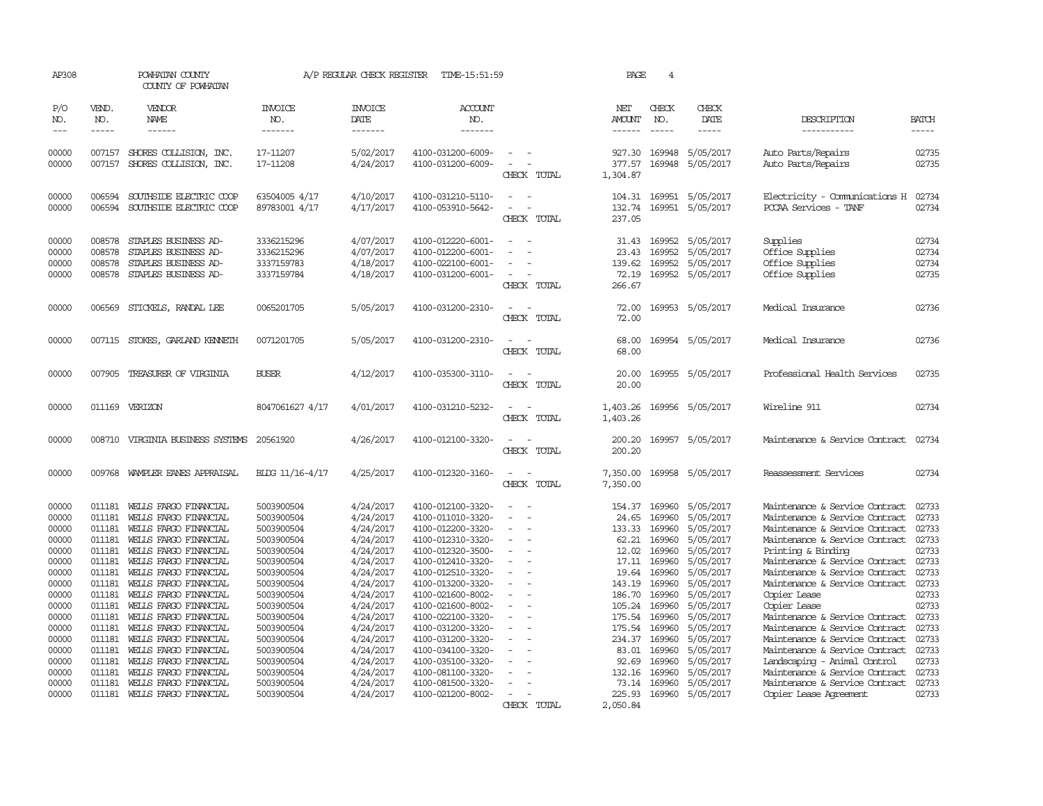AP308 POWHATAN COUNTY A/P REGULAR CHECK REGISTER TIME-15:51:59 PAGE 4

COUNTY OF POWHATAN

| P/O NO. | VEND. NO. | VENDOR NAME | INVOICE NO. | INVOICE DATE | ACCOUNT NO. | | NET AMOUNT | CHECK NO. | CHECK DATE | DESCRIPTION | BATCH |
|---|---|---|---|---|---|---|---|---|---|---|---|
| 00000 | 007157 | SHORES COLLISION, INC. | 17-11207 | 5/02/2017 | 4100-031200-6009- | - - | 927.30 | 169948 | 5/05/2017 | Auto Parts/Repairs | 02735 |
| 00000 | 007157 | SHORES COLLISION, INC. | 17-11208 | 4/24/2017 | 4100-031200-6009- | - - | 377.57 | 169948 | 5/05/2017 | Auto Parts/Repairs | 02735 |
| | | | | | | CHECK TOTAL | 1,304.87 | | | | |
| 00000 | 006594 | SOUTHSIDE ELECTRIC COOP | 63504005 4/17 | 4/10/2017 | 4100-031210-5110- | - - | 104.31 | 169951 | 5/05/2017 | Electricity - Communications H | 02734 |
| 00000 | 006594 | SOUTHSIDE ELECTRIC COOP | 89783001 4/17 | 4/17/2017 | 4100-053910-5642- | - - | 132.74 | 169951 | 5/05/2017 | PCCAA Services - TANF | 02734 |
| | | | | | | CHECK TOTAL | 237.05 | | | | |
| 00000 | 008578 | STAPLES BUSINESS AD- | 3336215296 | 4/07/2017 | 4100-012200-6001- | - - | 31.43 | 169952 | 5/05/2017 | Supplies | 02734 |
| 00000 | 008578 | STAPLES BUSINESS AD- | 3336215296 | 4/07/2017 | 4100-012200-6001- | - - | 23.43 | 169952 | 5/05/2017 | Office Supplies | 02734 |
| 00000 | 008578 | STAPLES BUSINESS AD- | 3337159783 | 4/18/2017 | 4100-022100-6001- | - - | 139.62 | 169952 | 5/05/2017 | Office Supplies | 02734 |
| 00000 | 008578 | STAPLES BUSINESS AD- | 3337159784 | 4/18/2017 | 4100-031200-6001- | - - | 72.19 | 169952 | 5/05/2017 | Office Supplies | 02735 |
| | | | | | | CHECK TOTAL | 266.67 | | | | |
| 00000 | 006569 | STICKELS, RANDAL LEE | 0065201705 | 5/05/2017 | 4100-031200-2310- | - - | 72.00 | 169953 | 5/05/2017 | Medical Insurance | 02736 |
| | | | | | | CHECK TOTAL | 72.00 | | | | |
| 00000 | 007115 | STOKES, GARLAND KENNETH | 0071201705 | 5/05/2017 | 4100-031200-2310- | - - | 68.00 | 169954 | 5/05/2017 | Medical Insurance | 02736 |
| | | | | | | CHECK TOTAL | 68.00 | | | | |
| 00000 | 007905 | TREASURER OF VIRGINIA | BUSER | 4/12/2017 | 4100-035300-3110- | - - | 20.00 | 169955 | 5/05/2017 | Professional Health Services | 02735 |
| | | | | | | CHECK TOTAL | 20.00 | | | | |
| 00000 | 011169 | VERIZON | 8047061627 4/17 | 4/01/2017 | 4100-031210-5232- | - - | 1,403.26 | 169956 | 5/05/2017 | Wireline 911 | 02734 |
| | | | | | | CHECK TOTAL | 1,403.26 | | | | |
| 00000 | 008710 | VIRGINIA BUSINESS SYSTEMS | 20561920 | 4/26/2017 | 4100-012100-3320- | - - | 200.20 | 169957 | 5/05/2017 | Maintenance & Service Contract | 02734 |
| | | | | | | CHECK TOTAL | 200.20 | | | | |
| 00000 | 009768 | WAMPLER EANES APPRAISAL | BLDG 11/16-4/17 | 4/25/2017 | 4100-012320-3160- | - - | 7,350.00 | 169958 | 5/05/2017 | Reassessment Services | 02734 |
| | | | | | | CHECK TOTAL | 7,350.00 | | | | |
| 00000 | 011181 | WELLS FARGO FINANCIAL | 5003900504 | 4/24/2017 | 4100-012100-3320- | - - | 154.37 | 169960 | 5/05/2017 | Maintenance & Service Contract | 02733 |
| 00000 | 011181 | WELLS FARGO FINANCIAL | 5003900504 | 4/24/2017 | 4100-011010-3320- | - - | 24.65 | 169960 | 5/05/2017 | Maintenance & Service Contract | 02733 |
| 00000 | 011181 | WELLS FARGO FINANCIAL | 5003900504 | 4/24/2017 | 4100-012200-3320- | - - | 133.33 | 169960 | 5/05/2017 | Maintenance & Service Contract | 02733 |
| 00000 | 011181 | WELLS FARGO FINANCIAL | 5003900504 | 4/24/2017 | 4100-012310-3320- | - - | 62.21 | 169960 | 5/05/2017 | Maintenance & Service Contract | 02733 |
| 00000 | 011181 | WELLS FARGO FINANCIAL | 5003900504 | 4/24/2017 | 4100-012320-3500- | - - | 12.02 | 169960 | 5/05/2017 | Printing & Binding | 02733 |
| 00000 | 011181 | WELLS FARGO FINANCIAL | 5003900504 | 4/24/2017 | 4100-012410-3320- | - - | 17.11 | 169960 | 5/05/2017 | Maintenance & Service Contract | 02733 |
| 00000 | 011181 | WELLS FARGO FINANCIAL | 5003900504 | 4/24/2017 | 4100-012510-3320- | - - | 19.64 | 169960 | 5/05/2017 | Maintenance & Service Contract | 02733 |
| 00000 | 011181 | WELLS FARGO FINANCIAL | 5003900504 | 4/24/2017 | 4100-013200-3320- | - - | 143.19 | 169960 | 5/05/2017 | Maintenance & Service Contract | 02733 |
| 00000 | 011181 | WELLS FARGO FINANCIAL | 5003900504 | 4/24/2017 | 4100-021600-8002- | - - | 186.70 | 169960 | 5/05/2017 | Copier Lease | 02733 |
| 00000 | 011181 | WELLS FARGO FINANCIAL | 5003900504 | 4/24/2017 | 4100-021600-8002- | - - | 105.24 | 169960 | 5/05/2017 | Copier Lease | 02733 |
| 00000 | 011181 | WELLS FARGO FINANCIAL | 5003900504 | 4/24/2017 | 4100-022100-3320- | - - | 175.54 | 169960 | 5/05/2017 | Maintenance & Service Contract | 02733 |
| 00000 | 011181 | WELLS FARGO FINANCIAL | 5003900504 | 4/24/2017 | 4100-031200-3320- | - - | 175.54 | 169960 | 5/05/2017 | Maintenance & Service Contract | 02733 |
| 00000 | 011181 | WELLS FARGO FINANCIAL | 5003900504 | 4/24/2017 | 4100-031200-3320- | - - | 234.37 | 169960 | 5/05/2017 | Maintenance & Service Contract | 02733 |
| 00000 | 011181 | WELLS FARGO FINANCIAL | 5003900504 | 4/24/2017 | 4100-034100-3320- | - - | 83.01 | 169960 | 5/05/2017 | Maintenance & Service Contract | 02733 |
| 00000 | 011181 | WELLS FARGO FINANCIAL | 5003900504 | 4/24/2017 | 4100-035100-3320- | - - | 92.69 | 169960 | 5/05/2017 | Landscaping - Animal Control | 02733 |
| 00000 | 011181 | WELLS FARGO FINANCIAL | 5003900504 | 4/24/2017 | 4100-081100-3320- | - - | 132.16 | 169960 | 5/05/2017 | Maintenance & Service Contract | 02733 |
| 00000 | 011181 | WELLS FARGO FINANCIAL | 5003900504 | 4/24/2017 | 4100-081500-3320- | - - | 73.14 | 169960 | 5/05/2017 | Maintenance & Service Contract | 02733 |
| 00000 | 011181 | WELLS FARGO FINANCIAL | 5003900504 | 4/24/2017 | 4100-021200-8002- | - - | 225.93 | 169960 | 5/05/2017 | Copier Lease Agreement | 02733 |
| | | | | | | CHECK TOTAL | 2,050.84 | | | | |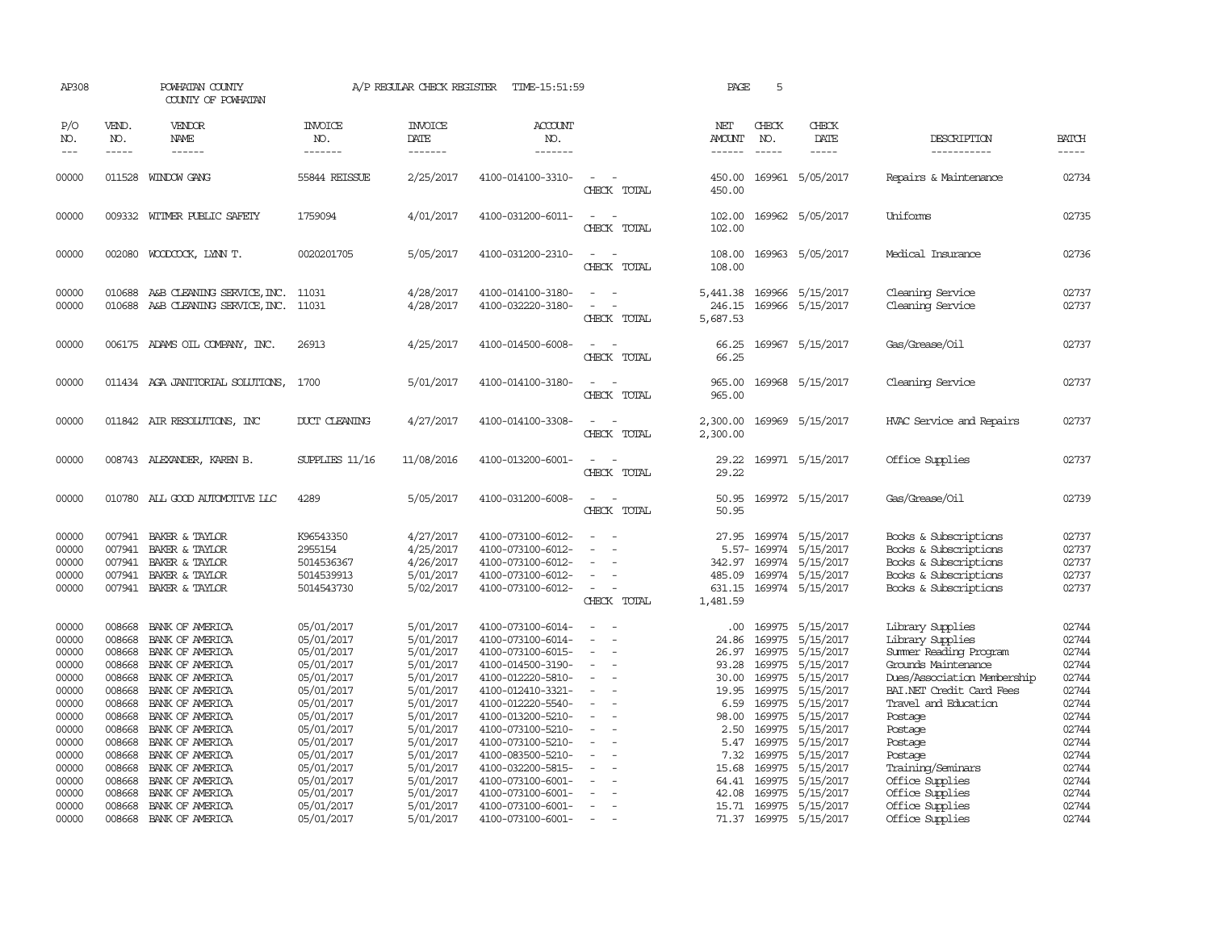AP308 POWHATAN COUNTY A/P REGULAR CHECK REGISTER TIME-15:51:59 PAGE 5

COUNTY OF POWHATAN

| P/O NO. | VEND. NO. | VENDOR NAME | INVOICE NO. | INVOICE DATE | ACCOUNT NO. | | NET AMOUNT | CHECK NO. | CHECK DATE | DESCRIPTION | BATCH |
|---|---|---|---|---|---|---|---|---|---|---|---|
| 00000 | 011528 | WINDOW GANG | 55844 REISSUE | 2/25/2017 | 4100-014100-3310- | - - | 450.00 | 169961 | 5/05/2017 | Repairs & Maintenance | 02734 |
| | | | | | | CHECK TOTAL | 450.00 | | | | |
| 00000 | 009332 | WITMER PUBLIC SAFETY | 1759094 | 4/01/2017 | 4100-031200-6011- | - - | 102.00 | 169962 | 5/05/2017 | Uniforms | 02735 |
| | | | | | | CHECK TOTAL | 102.00 | | | | |
| 00000 | 002080 | WOODCOCK, LYNN T. | 0020201705 | 5/05/2017 | 4100-031200-2310- | - - | 108.00 | 169963 | 5/05/2017 | Medical Insurance | 02736 |
| | | | | | | CHECK TOTAL | 108.00 | | | | |
| 00000 | 010688 | A&B CLEANING SERVICE, INC. | 11031 | 4/28/2017 | 4100-014100-3180- | - - | 5,441.38 | 169966 | 5/15/2017 | Cleaning Service | 02737 |
| 00000 | 010688 | A&B CLEANING SERVICE, INC. | 11031 | 4/28/2017 | 4100-032220-3180- | - - | 246.15 | 169966 | 5/15/2017 | Cleaning Service | 02737 |
| | | | | | | CHECK TOTAL | 5,687.53 | | | | |
| 00000 | 006175 | ADAMS OIL COMPANY, INC. | 26913 | 4/25/2017 | 4100-014500-6008- | - - | 66.25 | 169967 | 5/15/2017 | Gas/Grease/Oil | 02737 |
| | | | | | | CHECK TOTAL | 66.25 | | | | |
| 00000 | 011434 | AGA JANITORIAL SOLUTIONS, | 1700 | 5/01/2017 | 4100-014100-3180- | - - | 965.00 | 169968 | 5/15/2017 | Cleaning Service | 02737 |
| | | | | | | CHECK TOTAL | 965.00 | | | | |
| 00000 | 011842 | AIR RESOLUTIONS, INC | DUCT CLEANING | 4/27/2017 | 4100-014100-3308- | - - | 2,300.00 | 169969 | 5/15/2017 | HVAC Service and Repairs | 02737 |
| | | | | | | CHECK TOTAL | 2,300.00 | | | | |
| 00000 | 008743 | ALEXANDER, KAREN B. | SUPPLIES 11/16 | 11/08/2016 | 4100-013200-6001- | - - | 29.22 | 169971 | 5/15/2017 | Office Supplies | 02737 |
| | | | | | | CHECK TOTAL | 29.22 | | | | |
| 00000 | 010780 | ALL GOOD AUTOMOTIVE LLC | 4289 | 5/05/2017 | 4100-031200-6008- | - - | 50.95 | 169972 | 5/15/2017 | Gas/Grease/Oil | 02739 |
| | | | | | | CHECK TOTAL | 50.95 | | | | |
| 00000 | 007941 | BAKER & TAYLOR | K96543350 | 4/27/2017 | 4100-073100-6012- | - - | 27.95 | 169974 | 5/15/2017 | Books & Subscriptions | 02737 |
| 00000 | 007941 | BAKER & TAYLOR | 2955154 | 4/25/2017 | 4100-073100-6012- | - - | 5.57- | 169974 | 5/15/2017 | Books & Subscriptions | 02737 |
| 00000 | 007941 | BAKER & TAYLOR | 5014536367 | 4/26/2017 | 4100-073100-6012- | - - | 342.97 | 169974 | 5/15/2017 | Books & Subscriptions | 02737 |
| 00000 | 007941 | BAKER & TAYLOR | 5014539913 | 5/01/2017 | 4100-073100-6012- | - - | 485.09 | 169974 | 5/15/2017 | Books & Subscriptions | 02737 |
| 00000 | 007941 | BAKER & TAYLOR | 5014543730 | 5/02/2017 | 4100-073100-6012- | - - | 631.15 | 169974 | 5/15/2017 | Books & Subscriptions | 02737 |
| | | | | | | CHECK TOTAL | 1,481.59 | | | | |
| 00000 | 008668 | BANK OF AMERICA | 05/01/2017 | 5/01/2017 | 4100-073100-6014- | - - | .00 | 169975 | 5/15/2017 | Library Supplies | 02744 |
| 00000 | 008668 | BANK OF AMERICA | 05/01/2017 | 5/01/2017 | 4100-073100-6014- | - - | 24.86 | 169975 | 5/15/2017 | Library Supplies | 02744 |
| 00000 | 008668 | BANK OF AMERICA | 05/01/2017 | 5/01/2017 | 4100-073100-6015- | - - | 26.97 | 169975 | 5/15/2017 | Summer Reading Program | 02744 |
| 00000 | 008668 | BANK OF AMERICA | 05/01/2017 | 5/01/2017 | 4100-014500-3190- | - - | 93.28 | 169975 | 5/15/2017 | Grounds Maintenance | 02744 |
| 00000 | 008668 | BANK OF AMERICA | 05/01/2017 | 5/01/2017 | 4100-012220-5810- | - - | 30.00 | 169975 | 5/15/2017 | Dues/Association Membership | 02744 |
| 00000 | 008668 | BANK OF AMERICA | 05/01/2017 | 5/01/2017 | 4100-012410-3321- | - - | 19.95 | 169975 | 5/15/2017 | BAI.NET Credit Card Fees | 02744 |
| 00000 | 008668 | BANK OF AMERICA | 05/01/2017 | 5/01/2017 | 4100-012220-5540- | - - | 6.59 | 169975 | 5/15/2017 | Travel and Education | 02744 |
| 00000 | 008668 | BANK OF AMERICA | 05/01/2017 | 5/01/2017 | 4100-013200-5210- | - - | 98.00 | 169975 | 5/15/2017 | Postage | 02744 |
| 00000 | 008668 | BANK OF AMERICA | 05/01/2017 | 5/01/2017 | 4100-073100-5210- | - - | 2.50 | 169975 | 5/15/2017 | Postage | 02744 |
| 00000 | 008668 | BANK OF AMERICA | 05/01/2017 | 5/01/2017 | 4100-073100-5210- | - - | 5.47 | 169975 | 5/15/2017 | Postage | 02744 |
| 00000 | 008668 | BANK OF AMERICA | 05/01/2017 | 5/01/2017 | 4100-083500-5210- | - - | 7.32 | 169975 | 5/15/2017 | Postage | 02744 |
| 00000 | 008668 | BANK OF AMERICA | 05/01/2017 | 5/01/2017 | 4100-032200-5815- | - - | 15.68 | 169975 | 5/15/2017 | Training/Seminars | 02744 |
| 00000 | 008668 | BANK OF AMERICA | 05/01/2017 | 5/01/2017 | 4100-073100-6001- | - - | 64.41 | 169975 | 5/15/2017 | Office Supplies | 02744 |
| 00000 | 008668 | BANK OF AMERICA | 05/01/2017 | 5/01/2017 | 4100-073100-6001- | - - | 42.08 | 169975 | 5/15/2017 | Office Supplies | 02744 |
| 00000 | 008668 | BANK OF AMERICA | 05/01/2017 | 5/01/2017 | 4100-073100-6001- | - - | 15.71 | 169975 | 5/15/2017 | Office Supplies | 02744 |
| 00000 | 008668 | BANK OF AMERICA | 05/01/2017 | 5/01/2017 | 4100-073100-6001- | - - | 71.37 | 169975 | 5/15/2017 | Office Supplies | 02744 |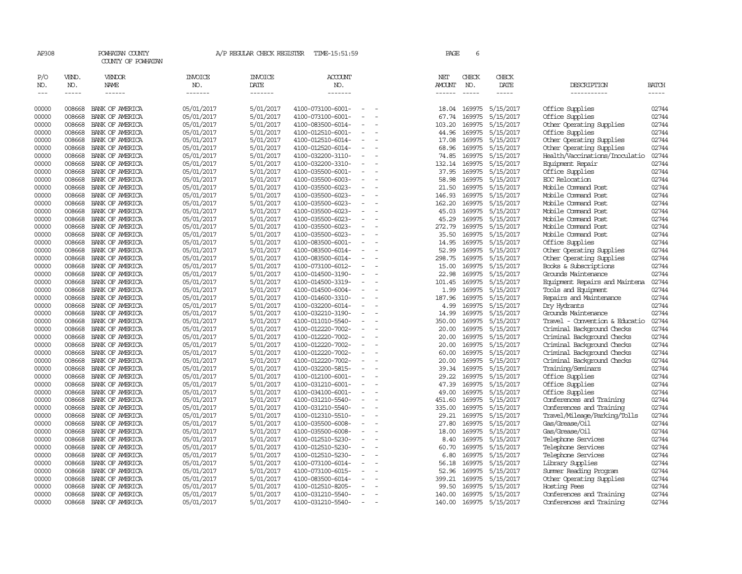AP308 POWHATAN COUNTY A/P REGULAR CHECK REGISTER TIME-15:51:59

COUNTY OF POWHATAN

| P/O NO. | VEND. NO. | VENDOR NAME | INVOICE NO. | INVOICE DATE | ACCOUNT NO. | NET AMOUNT | CHECK NO. | CHECK DATE | DESCRIPTION | BATCH |
|---|---|---|---|---|---|---|---|---|---|---|
| 00000 | 008668 | BANK OF AMERICA | 05/01/2017 | 5/01/2017 | 4100-073100-6001- - - | 18.04 | 169975 | 5/15/2017 | Office Supplies | 02744 |
| 00000 | 008668 | BANK OF AMERICA | 05/01/2017 | 5/01/2017 | 4100-073100-6001- - - | 67.74 | 169975 | 5/15/2017 | Office Supplies | 02744 |
| 00000 | 008668 | BANK OF AMERICA | 05/01/2017 | 5/01/2017 | 4100-083500-6014- - - | 103.20 | 169975 | 5/15/2017 | Other Operating Supplies | 02744 |
| 00000 | 008668 | BANK OF AMERICA | 05/01/2017 | 5/01/2017 | 4100-012510-6001- - - | 44.96 | 169975 | 5/15/2017 | Office Supplies | 02744 |
| 00000 | 008668 | BANK OF AMERICA | 05/01/2017 | 5/01/2017 | 4100-012510-6014- - - | 17.08 | 169975 | 5/15/2017 | Other Operating Supplies | 02744 |
| 00000 | 008668 | BANK OF AMERICA | 05/01/2017 | 5/01/2017 | 4100-012520-6014- - - | 68.96 | 169975 | 5/15/2017 | Other Operating Supplies | 02744 |
| 00000 | 008668 | BANK OF AMERICA | 05/01/2017 | 5/01/2017 | 4100-032200-3110- - - | 74.85 | 169975 | 5/15/2017 | Health/Vaccinations/Inoculatio | 02744 |
| 00000 | 008668 | BANK OF AMERICA | 05/01/2017 | 5/01/2017 | 4100-032200-3310- - - | 132.14 | 169975 | 5/15/2017 | Equipment Repair | 02744 |
| 00000 | 008668 | BANK OF AMERICA | 05/01/2017 | 5/01/2017 | 4100-035500-6001- - - | 37.95 | 169975 | 5/15/2017 | Office Supplies | 02744 |
| 00000 | 008668 | BANK OF AMERICA | 05/01/2017 | 5/01/2017 | 4100-035500-6003- - - | 58.98 | 169975 | 5/15/2017 | EOC Relocation | 02744 |
| 00000 | 008668 | BANK OF AMERICA | 05/01/2017 | 5/01/2017 | 4100-035500-6023- - - | 21.50 | 169975 | 5/15/2017 | Mobile Command Post | 02744 |
| 00000 | 008668 | BANK OF AMERICA | 05/01/2017 | 5/01/2017 | 4100-035500-6023- - - | 146.93 | 169975 | 5/15/2017 | Mobile Command Post | 02744 |
| 00000 | 008668 | BANK OF AMERICA | 05/01/2017 | 5/01/2017 | 4100-035500-6023- - - | 162.20 | 169975 | 5/15/2017 | Mobile Command Post | 02744 |
| 00000 | 008668 | BANK OF AMERICA | 05/01/2017 | 5/01/2017 | 4100-035500-6023- - - | 45.03 | 169975 | 5/15/2017 | Mobile Command Post | 02744 |
| 00000 | 008668 | BANK OF AMERICA | 05/01/2017 | 5/01/2017 | 4100-035500-6023- - - | 45.29 | 169975 | 5/15/2017 | Mobile Command Post | 02744 |
| 00000 | 008668 | BANK OF AMERICA | 05/01/2017 | 5/01/2017 | 4100-035500-6023- - - | 272.79 | 169975 | 5/15/2017 | Mobile Command Post | 02744 |
| 00000 | 008668 | BANK OF AMERICA | 05/01/2017 | 5/01/2017 | 4100-035500-6023- - - | 35.50 | 169975 | 5/15/2017 | Mobile Command Post | 02744 |
| 00000 | 008668 | BANK OF AMERICA | 05/01/2017 | 5/01/2017 | 4100-083500-6001- - - | 14.95 | 169975 | 5/15/2017 | Office Supplies | 02744 |
| 00000 | 008668 | BANK OF AMERICA | 05/01/2017 | 5/01/2017 | 4100-083500-6014- - - | 52.99 | 169975 | 5/15/2017 | Other Operating Supplies | 02744 |
| 00000 | 008668 | BANK OF AMERICA | 05/01/2017 | 5/01/2017 | 4100-083500-6014- - - | 298.75 | 169975 | 5/15/2017 | Other Operating Supplies | 02744 |
| 00000 | 008668 | BANK OF AMERICA | 05/01/2017 | 5/01/2017 | 4100-073100-6012- - - | 15.00 | 169975 | 5/15/2017 | Books & Subscriptions | 02744 |
| 00000 | 008668 | BANK OF AMERICA | 05/01/2017 | 5/01/2017 | 4100-014500-3190- - - | 22.98 | 169975 | 5/15/2017 | Grounds Maintenance | 02744 |
| 00000 | 008668 | BANK OF AMERICA | 05/01/2017 | 5/01/2017 | 4100-014500-3319- - - | 101.45 | 169975 | 5/15/2017 | Equipment Repairs and Maintena | 02744 |
| 00000 | 008668 | BANK OF AMERICA | 05/01/2017 | 5/01/2017 | 4100-014500-6004- - - | 1.99 | 169975 | 5/15/2017 | Tools and Equipment | 02744 |
| 00000 | 008668 | BANK OF AMERICA | 05/01/2017 | 5/01/2017 | 4100-014600-3310- - - | 187.96 | 169975 | 5/15/2017 | Repairs and Maintenance | 02744 |
| 00000 | 008668 | BANK OF AMERICA | 05/01/2017 | 5/01/2017 | 4100-032200-6014- - - | 4.99 | 169975 | 5/15/2017 | Dry Hydrants | 02744 |
| 00000 | 008668 | BANK OF AMERICA | 05/01/2017 | 5/01/2017 | 4100-032210-3190- - - | 14.99 | 169975 | 5/15/2017 | Grounds Maintenance | 02744 |
| 00000 | 008668 | BANK OF AMERICA | 05/01/2017 | 5/01/2017 | 4100-011010-5540- - - | 350.00 | 169975 | 5/15/2017 | Travel - Convention & Educatio | 02744 |
| 00000 | 008668 | BANK OF AMERICA | 05/01/2017 | 5/01/2017 | 4100-012220-7002- - - | 20.00 | 169975 | 5/15/2017 | Criminal Background Checks | 02744 |
| 00000 | 008668 | BANK OF AMERICA | 05/01/2017 | 5/01/2017 | 4100-012220-7002- - - | 20.00 | 169975 | 5/15/2017 | Criminal Background Checks | 02744 |
| 00000 | 008668 | BANK OF AMERICA | 05/01/2017 | 5/01/2017 | 4100-012220-7002- - - | 20.00 | 169975 | 5/15/2017 | Criminal Background Checks | 02744 |
| 00000 | 008668 | BANK OF AMERICA | 05/01/2017 | 5/01/2017 | 4100-012220-7002- - - | 60.00 | 169975 | 5/15/2017 | Criminal Background Checks | 02744 |
| 00000 | 008668 | BANK OF AMERICA | 05/01/2017 | 5/01/2017 | 4100-012220-7002- - - | 20.00 | 169975 | 5/15/2017 | Criminal Background Checks | 02744 |
| 00000 | 008668 | BANK OF AMERICA | 05/01/2017 | 5/01/2017 | 4100-032200-5815- - - | 39.34 | 169975 | 5/15/2017 | Training/Seminars | 02744 |
| 00000 | 008668 | BANK OF AMERICA | 05/01/2017 | 5/01/2017 | 4100-012100-6001- - - | 29.22 | 169975 | 5/15/2017 | Office Supplies | 02744 |
| 00000 | 008668 | BANK OF AMERICA | 05/01/2017 | 5/01/2017 | 4100-031210-6001- - - | 47.39 | 169975 | 5/15/2017 | Office Supplies | 02744 |
| 00000 | 008668 | BANK OF AMERICA | 05/01/2017 | 5/01/2017 | 4100-034100-6001- - - | 49.00 | 169975 | 5/15/2017 | Office Supplies | 02744 |
| 00000 | 008668 | BANK OF AMERICA | 05/01/2017 | 5/01/2017 | 4100-031210-5540- - - | 451.60 | 169975 | 5/15/2017 | Conferences and Training | 02744 |
| 00000 | 008668 | BANK OF AMERICA | 05/01/2017 | 5/01/2017 | 4100-031210-5540- - - | 335.00 | 169975 | 5/15/2017 | Conferences and Training | 02744 |
| 00000 | 008668 | BANK OF AMERICA | 05/01/2017 | 5/01/2017 | 4100-012310-5510- - - | 29.21 | 169975 | 5/15/2017 | Travel/Mileage/Parking/Tolls | 02744 |
| 00000 | 008668 | BANK OF AMERICA | 05/01/2017 | 5/01/2017 | 4100-035500-6008- - - | 27.80 | 169975 | 5/15/2017 | Gas/Grease/Oil | 02744 |
| 00000 | 008668 | BANK OF AMERICA | 05/01/2017 | 5/01/2017 | 4100-035500-6008- - - | 18.00 | 169975 | 5/15/2017 | Gas/Grease/Oil | 02744 |
| 00000 | 008668 | BANK OF AMERICA | 05/01/2017 | 5/01/2017 | 4100-012510-5230- - - | 8.40 | 169975 | 5/15/2017 | Telephone Services | 02744 |
| 00000 | 008668 | BANK OF AMERICA | 05/01/2017 | 5/01/2017 | 4100-012510-5230- - - | 60.70 | 169975 | 5/15/2017 | Telephone Services | 02744 |
| 00000 | 008668 | BANK OF AMERICA | 05/01/2017 | 5/01/2017 | 4100-012510-5230- - - | 6.80 | 169975 | 5/15/2017 | Telephone Services | 02744 |
| 00000 | 008668 | BANK OF AMERICA | 05/01/2017 | 5/01/2017 | 4100-073100-6014- - - | 56.18 | 169975 | 5/15/2017 | Library Supplies | 02744 |
| 00000 | 008668 | BANK OF AMERICA | 05/01/2017 | 5/01/2017 | 4100-073100-6015- - - | 52.96 | 169975 | 5/15/2017 | Summer Reading Program | 02744 |
| 00000 | 008668 | BANK OF AMERICA | 05/01/2017 | 5/01/2017 | 4100-083500-6014- - - | 399.21 | 169975 | 5/15/2017 | Other Operating Supplies | 02744 |
| 00000 | 008668 | BANK OF AMERICA | 05/01/2017 | 5/01/2017 | 4100-012510-8205- - - | 99.50 | 169975 | 5/15/2017 | Hosting Fees | 02744 |
| 00000 | 008668 | BANK OF AMERICA | 05/01/2017 | 5/01/2017 | 4100-031210-5540- - - | 140.00 | 169975 | 5/15/2017 | Conferences and Training | 02744 |
| 00000 | 008668 | BANK OF AMERICA | 05/01/2017 | 5/01/2017 | 4100-031210-5540- - - | 140.00 | 169975 | 5/15/2017 | Conferences and Training | 02744 |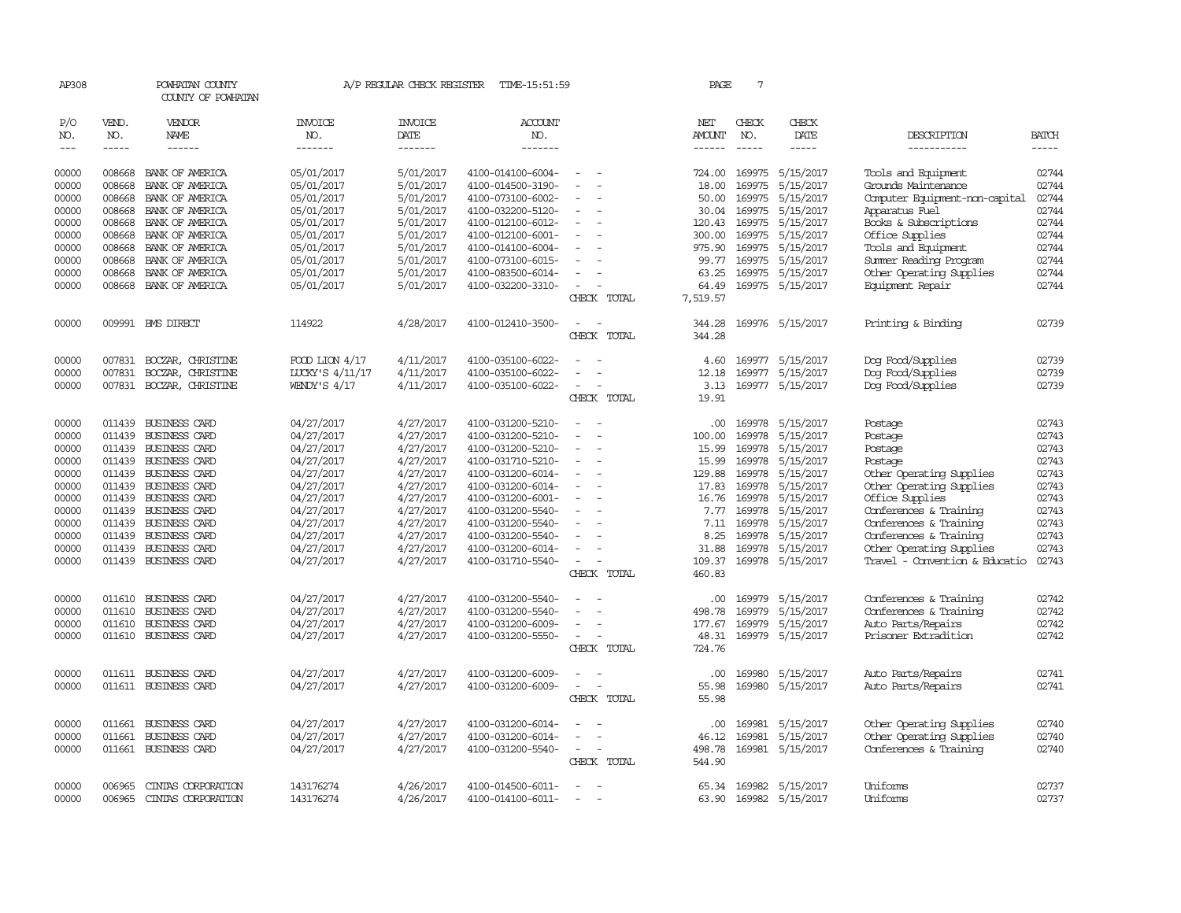AP308 POWHATAN COUNTY A/P REGULAR CHECK REGISTER TIME-15:51:59

COUNTY OF POWHATAN

| P/O NO. | VEND. NO. | VENDOR NAME | INVOICE NO. | INVOICE DATE | ACCOUNT NO. | | NET AMOUNT | CHECK NO. | CHECK DATE | DESCRIPTION | BATCH |
|---|---|---|---|---|---|---|---|---|---|---|---|
| 00000 | 008668 | BANK OF AMERICA | 05/01/2017 | 5/01/2017 | 4100-014100-6004- | - - | 724.00 | 169975 | 5/15/2017 | Tools and Equipment | 02744 |
| 00000 | 008668 | BANK OF AMERICA | 05/01/2017 | 5/01/2017 | 4100-014500-3190- | - - | 18.00 | 169975 | 5/15/2017 | Grounds Maintenance | 02744 |
| 00000 | 008668 | BANK OF AMERICA | 05/01/2017 | 5/01/2017 | 4100-073100-6002- | - - | 50.00 | 169975 | 5/15/2017 | Computer Equipment-non-capital | 02744 |
| 00000 | 008668 | BANK OF AMERICA | 05/01/2017 | 5/01/2017 | 4100-032200-5120- | - - | 30.04 | 169975 | 5/15/2017 | Apparatus Fuel | 02744 |
| 00000 | 008668 | BANK OF AMERICA | 05/01/2017 | 5/01/2017 | 4100-012100-6012- | - - | 120.43 | 169975 | 5/15/2017 | Books & Subscriptions | 02744 |
| 00000 | 008668 | BANK OF AMERICA | 05/01/2017 | 5/01/2017 | 4100-012100-6001- | - - | 300.00 | 169975 | 5/15/2017 | Office Supplies | 02744 |
| 00000 | 008668 | BANK OF AMERICA | 05/01/2017 | 5/01/2017 | 4100-014100-6004- | - - | 975.90 | 169975 | 5/15/2017 | Tools and Equipment | 02744 |
| 00000 | 008668 | BANK OF AMERICA | 05/01/2017 | 5/01/2017 | 4100-073100-6015- | - - | 99.77 | 169975 | 5/15/2017 | Summer Reading Program | 02744 |
| 00000 | 008668 | BANK OF AMERICA | 05/01/2017 | 5/01/2017 | 4100-083500-6014- | - - | 63.25 | 169975 | 5/15/2017 | Other Operating Supplies | 02744 |
| 00000 | 008668 | BANK OF AMERICA | 05/01/2017 | 5/01/2017 | 4100-032200-3310- | - - | 64.49 | 169975 | 5/15/2017 | Equipment Repair | 02744 |
| | | | | | | CHECK TOTAL | 7,519.57 | | | | |
| 00000 | 009991 | BMS DIRECT | 114922 | 4/28/2017 | 4100-012410-3500- | - - | 344.28 | 169976 | 5/15/2017 | Printing & Binding | 02739 |
| | | | | | | CHECK TOTAL | 344.28 | | | | |
| 00000 | 007831 | BOCZAR, CHRISTINE | FOOD LION 4/17 | 4/11/2017 | 4100-035100-6022- | - - | 4.60 | 169977 | 5/15/2017 | Dog Food/Supplies | 02739 |
| 00000 | 007831 | BOCZAR, CHRISTINE | LUCKY'S 4/11/17 | 4/11/2017 | 4100-035100-6022- | - - | 12.18 | 169977 | 5/15/2017 | Dog Food/Supplies | 02739 |
| 00000 | 007831 | BOCZAR, CHRISTINE | WENDY'S 4/17 | 4/11/2017 | 4100-035100-6022- | - - | 3.13 | 169977 | 5/15/2017 | Dog Food/Supplies | 02739 |
| | | | | | | CHECK TOTAL | 19.91 | | | | |
| 00000 | 011439 | BUSINESS CARD | 04/27/2017 | 4/27/2017 | 4100-031200-5210- | - - | .00 | 169978 | 5/15/2017 | Postage | 02743 |
| 00000 | 011439 | BUSINESS CARD | 04/27/2017 | 4/27/2017 | 4100-031200-5210- | - - | 100.00 | 169978 | 5/15/2017 | Postage | 02743 |
| 00000 | 011439 | BUSINESS CARD | 04/27/2017 | 4/27/2017 | 4100-031200-5210- | - - | 15.99 | 169978 | 5/15/2017 | Postage | 02743 |
| 00000 | 011439 | BUSINESS CARD | 04/27/2017 | 4/27/2017 | 4100-031710-5210- | - - | 15.99 | 169978 | 5/15/2017 | Postage | 02743 |
| 00000 | 011439 | BUSINESS CARD | 04/27/2017 | 4/27/2017 | 4100-031200-6014- | - - | 129.88 | 169978 | 5/15/2017 | Other Operating Supplies | 02743 |
| 00000 | 011439 | BUSINESS CARD | 04/27/2017 | 4/27/2017 | 4100-031200-6014- | - - | 17.83 | 169978 | 5/15/2017 | Other Operating Supplies | 02743 |
| 00000 | 011439 | BUSINESS CARD | 04/27/2017 | 4/27/2017 | 4100-031200-6001- | - - | 16.76 | 169978 | 5/15/2017 | Office Supplies | 02743 |
| 00000 | 011439 | BUSINESS CARD | 04/27/2017 | 4/27/2017 | 4100-031200-5540- | - - | 7.77 | 169978 | 5/15/2017 | Conferences & Training | 02743 |
| 00000 | 011439 | BUSINESS CARD | 04/27/2017 | 4/27/2017 | 4100-031200-5540- | - - | 7.11 | 169978 | 5/15/2017 | Conferences & Training | 02743 |
| 00000 | 011439 | BUSINESS CARD | 04/27/2017 | 4/27/2017 | 4100-031200-5540- | - - | 8.25 | 169978 | 5/15/2017 | Conferences & Training | 02743 |
| 00000 | 011439 | BUSINESS CARD | 04/27/2017 | 4/27/2017 | 4100-031200-6014- | - - | 31.88 | 169978 | 5/15/2017 | Other Operating Supplies | 02743 |
| 00000 | 011439 | BUSINESS CARD | 04/27/2017 | 4/27/2017 | 4100-031710-5540- | - - | 109.37 | 169978 | 5/15/2017 | Travel - Convention & Educatio | 02743 |
| | | | | | | CHECK TOTAL | 460.83 | | | | |
| 00000 | 011610 | BUSINESS CARD | 04/27/2017 | 4/27/2017 | 4100-031200-5540- | - - | .00 | 169979 | 5/15/2017 | Conferences & Training | 02742 |
| 00000 | 011610 | BUSINESS CARD | 04/27/2017 | 4/27/2017 | 4100-031200-5540- | - - | 498.78 | 169979 | 5/15/2017 | Conferences & Training | 02742 |
| 00000 | 011610 | BUSINESS CARD | 04/27/2017 | 4/27/2017 | 4100-031200-6009- | - - | 177.67 | 169979 | 5/15/2017 | Auto Parts/Repairs | 02742 |
| 00000 | 011610 | BUSINESS CARD | 04/27/2017 | 4/27/2017 | 4100-031200-5550- | - - | 48.31 | 169979 | 5/15/2017 | Prisoner Extradition | 02742 |
| | | | | | | CHECK TOTAL | 724.76 | | | | |
| 00000 | 011611 | BUSINESS CARD | 04/27/2017 | 4/27/2017 | 4100-031200-6009- | - - | .00 | 169980 | 5/15/2017 | Auto Parts/Repairs | 02741 |
| 00000 | 011611 | BUSINESS CARD | 04/27/2017 | 4/27/2017 | 4100-031200-6009- | - - | 55.98 | 169980 | 5/15/2017 | Auto Parts/Repairs | 02741 |
| | | | | | | CHECK TOTAL | 55.98 | | | | |
| 00000 | 011661 | BUSINESS CARD | 04/27/2017 | 4/27/2017 | 4100-031200-6014- | - - | .00 | 169981 | 5/15/2017 | Other Operating Supplies | 02740 |
| 00000 | 011661 | BUSINESS CARD | 04/27/2017 | 4/27/2017 | 4100-031200-6014- | - - | 46.12 | 169981 | 5/15/2017 | Other Operating Supplies | 02740 |
| 00000 | 011661 | BUSINESS CARD | 04/27/2017 | 4/27/2017 | 4100-031200-5540- | - - | 498.78 | 169981 | 5/15/2017 | Conferences & Training | 02740 |
| | | | | | | CHECK TOTAL | 544.90 | | | | |
| 00000 | 006965 | CINTAS CORPORATION | 143176274 | 4/26/2017 | 4100-014500-6011- | - - | 65.34 | 169982 | 5/15/2017 | Uniforms | 02737 |
| 00000 | 006965 | CINTAS CORPORATION | 143176274 | 4/26/2017 | 4100-014100-6011- | - - | 63.90 | 169982 | 5/15/2017 | Uniforms | 02737 |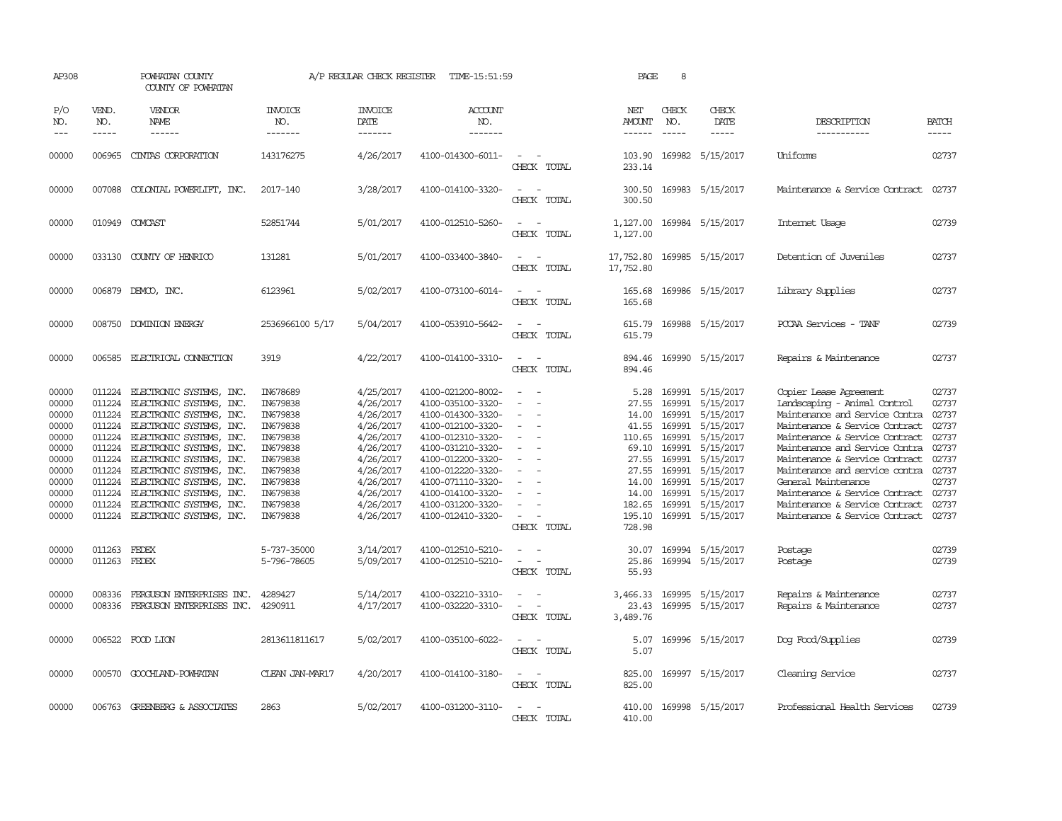AP308 POWHATAN COUNTY A/P REGULAR CHECK REGISTER TIME-15:51:59 PAGE 8
COUNTY OF POWHATAN

| P/O NO. | VEND. NO. | VENDOR NAME | INVOICE NO. | INVOICE DATE | ACCOUNT NO. | | NET AMOUNT | CHECK NO. | CHECK DATE | DESCRIPTION | BATCH |
|---|---|---|---|---|---|---|---|---|---|---|---|
| 00000 | 006965 | CINTAS CORPORATION | 143176275 | 4/26/2017 | 4100-014300-6011- | - - | 103.90 | 169982 | 5/15/2017 | Uniforms | 02737 |
| | | | | | | CHECK TOTAL | 233.14 | | | | |
| 00000 | 007088 | COLONIAL POWERLIFT, INC. | 2017-140 | 3/28/2017 | 4100-014100-3320- | - - | 300.50 | 169983 | 5/15/2017 | Maintenance & Service Contract | 02737 |
| | | | | | | CHECK TOTAL | 300.50 | | | | |
| 00000 | 010949 | COMCAST | 52851744 | 5/01/2017 | 4100-012510-5260- | - - | 1,127.00 | 169984 | 5/15/2017 | Internet Usage | 02739 |
| | | | | | | CHECK TOTAL | 1,127.00 | | | | |
| 00000 | 033130 | COUNTY OF HENRICO | 131281 | 5/01/2017 | 4100-033400-3840- | - - | 17,752.80 | 169985 | 5/15/2017 | Detention of Juveniles | 02737 |
| | | | | | | CHECK TOTAL | 17,752.80 | | | | |
| 00000 | 006879 | DEMCO, INC. | 6123961 | 5/02/2017 | 4100-073100-6014- | - - | 165.68 | 169986 | 5/15/2017 | Library Supplies | 02737 |
| | | | | | | CHECK TOTAL | 165.68 | | | | |
| 00000 | 008750 | DOMINION ENERGY | 2536966100 5/17 | 5/04/2017 | 4100-053910-5642- | - - | 615.79 | 169988 | 5/15/2017 | PCCAA Services - TANF | 02739 |
| | | | | | | CHECK TOTAL | 615.79 | | | | |
| 00000 | 006585 | ELECTRICAL CONNECTION | 3919 | 4/22/2017 | 4100-014100-3310- | - - | 894.46 | 169990 | 5/15/2017 | Repairs & Maintenance | 02737 |
| | | | | | | CHECK TOTAL | 894.46 | | | | |
| 00000 | 011224 | ELECTRONIC SYSTEMS, INC. | IN678689 | 4/25/2017 | 4100-021200-8002- | - - | 5.28 | 169991 | 5/15/2017 | Copier Lease Agreement | 02737 |
| 00000 | 011224 | ELECTRONIC SYSTEMS, INC. | IN679838 | 4/26/2017 | 4100-035100-3320- | - - | 27.55 | 169991 | 5/15/2017 | Landscaping - Animal Control | 02737 |
| 00000 | 011224 | ELECTRONIC SYSTEMS, INC. | IN679838 | 4/26/2017 | 4100-014300-3320- | - - | 14.00 | 169991 | 5/15/2017 | Maintenance and Service Contra | 02737 |
| 00000 | 011224 | ELECTRONIC SYSTEMS, INC. | IN679838 | 4/26/2017 | 4100-012100-3320- | - - | 41.55 | 169991 | 5/15/2017 | Maintenance & Service Contract | 02737 |
| 00000 | 011224 | ELECTRONIC SYSTEMS, INC. | IN679838 | 4/26/2017 | 4100-012310-3320- | - - | 110.65 | 169991 | 5/15/2017 | Maintenance & Service Contract | 02737 |
| 00000 | 011224 | ELECTRONIC SYSTEMS, INC. | IN679838 | 4/26/2017 | 4100-031210-3320- | - - | 69.10 | 169991 | 5/15/2017 | Maintenance and Service Contra | 02737 |
| 00000 | 011224 | ELECTRONIC SYSTEMS, INC. | IN679838 | 4/26/2017 | 4100-012200-3320- | - - | 27.55 | 169991 | 5/15/2017 | Maintenance & Service Contract | 02737 |
| 00000 | 011224 | ELECTRONIC SYSTEMS, INC. | IN679838 | 4/26/2017 | 4100-012220-3320- | - - | 27.55 | 169991 | 5/15/2017 | Maintenance and service contra | 02737 |
| 00000 | 011224 | ELECTRONIC SYSTEMS, INC. | IN679838 | 4/26/2017 | 4100-071110-3320- | - - | 14.00 | 169991 | 5/15/2017 | General Maintenance | 02737 |
| 00000 | 011224 | ELECTRONIC SYSTEMS, INC. | IN679838 | 4/26/2017 | 4100-014100-3320- | - - | 14.00 | 169991 | 5/15/2017 | Maintenance & Service Contract | 02737 |
| 00000 | 011224 | ELECTRONIC SYSTEMS, INC. | IN679838 | 4/26/2017 | 4100-031200-3320- | - - | 182.65 | 169991 | 5/15/2017 | Maintenance & Service Contract | 02737 |
| 00000 | 011224 | ELECTRONIC SYSTEMS, INC. | IN679838 | 4/26/2017 | 4100-012410-3320- | - - | 195.10 | 169991 | 5/15/2017 | Maintenance & Service Contract | 02737 |
| | | | | | | CHECK TOTAL | 728.98 | | | | |
| 00000 | 011263 | FEDEX | 5-737-35000 | 3/14/2017 | 4100-012510-5210- | - - | 30.07 | 169994 | 5/15/2017 | Postage | 02739 |
| 00000 | 011263 | FEDEX | 5-796-78605 | 5/09/2017 | 4100-012510-5210- | - - | 25.86 | 169994 | 5/15/2017 | Postage | 02739 |
| | | | | | | CHECK TOTAL | 55.93 | | | | |
| 00000 | 008336 | FERGUSON ENTERPRISES INC. | 4289427 | 5/14/2017 | 4100-032210-3310- | - - | 3,466.33 | 169995 | 5/15/2017 | Repairs & Maintenance | 02737 |
| 00000 | 008336 | FERGUSON ENTERPRISES INC. | 4290911 | 4/17/2017 | 4100-032220-3310- | - - | 23.43 | 169995 | 5/15/2017 | Repairs & Maintenance | 02737 |
| | | | | | | CHECK TOTAL | 3,489.76 | | | | |
| 00000 | 006522 | FOOD LION | 2813611811617 | 5/02/2017 | 4100-035100-6022- | - - | 5.07 | 169996 | 5/15/2017 | Dog Food/Supplies | 02739 |
| | | | | | | CHECK TOTAL | 5.07 | | | | |
| 00000 | 000570 | GOOCHLAND-POWHATAN | CLEAN JAN-MAR17 | 4/20/2017 | 4100-014100-3180- | - - | 825.00 | 169997 | 5/15/2017 | Cleaning Service | 02737 |
| | | | | | | CHECK TOTAL | 825.00 | | | | |
| 00000 | 006763 | GREENBERG & ASSOCIATES | 2863 | 5/02/2017 | 4100-031200-3110- | - - | 410.00 | 169998 | 5/15/2017 | Professional Health Services | 02739 |
| | | | | | | CHECK TOTAL | 410.00 | | | | |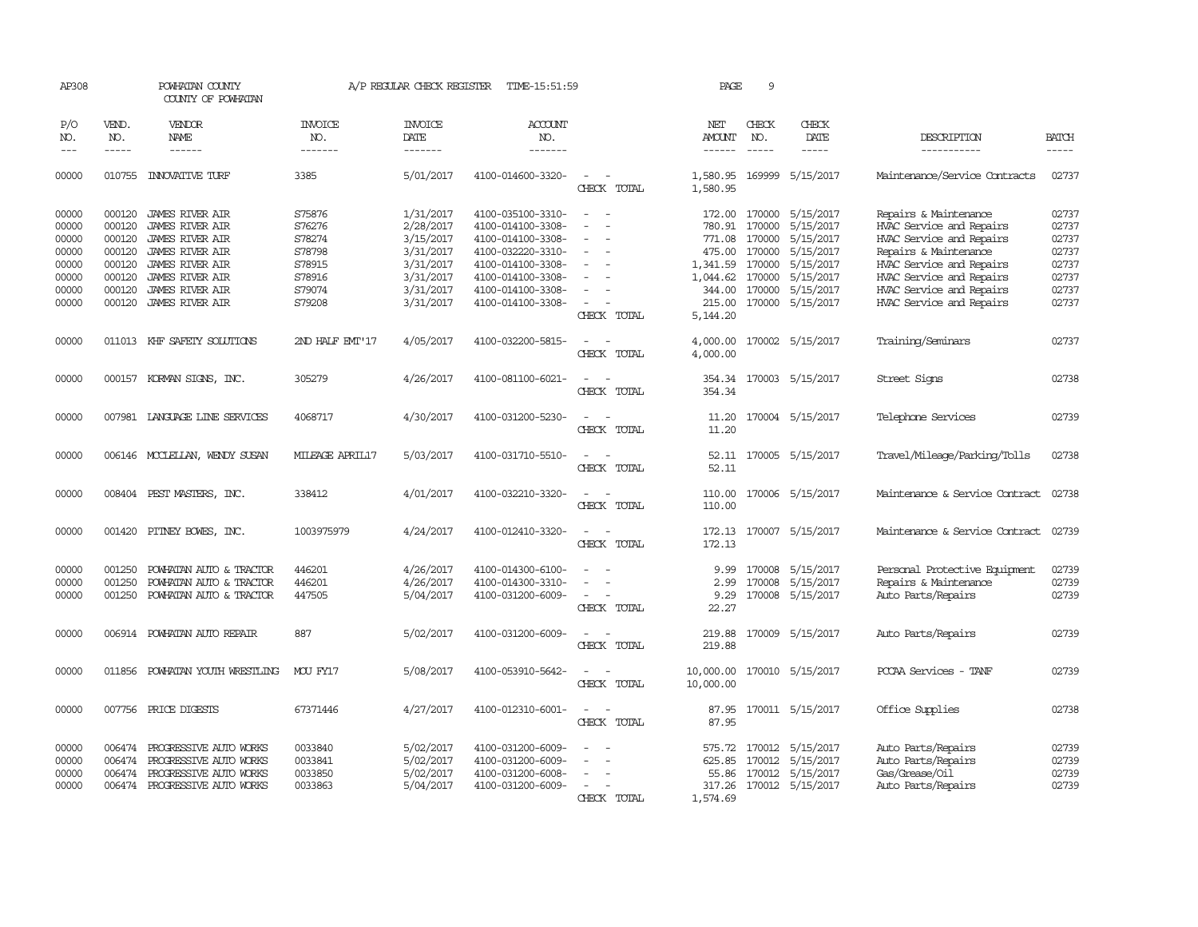AP308 POWHATAN COUNTY A/P REGULAR CHECK REGISTER TIME-15:51:59 PAGE 9

COUNTY OF POWHATAN

| P/O NO. | VEND. NO. | VENDOR NAME | INVOICE NO. | INVOICE DATE | ACCOUNT NO. | | NET AMOUNT | CHECK NO. | CHECK DATE | DESCRIPTION | BATCH |
|---|---|---|---|---|---|---|---|---|---|---|---|
| 00000 | 010755 | INNOVATIVE TURF | 3385 | 5/01/2017 | 4100-014600-3320- | - - | 1,580.95 | 169999 | 5/15/2017 | Maintenance/Service Contracts | 02737 |
| | | | | | | CHECK TOTAL | 1,580.95 | | | | |
| 00000 | 000120 | JAMES RIVER AIR | S75876 | 1/31/2017 | 4100-035100-3310- | - - | 172.00 | 170000 | 5/15/2017 | Repairs & Maintenance | 02737 |
| 00000 | 000120 | JAMES RIVER AIR | S76276 | 2/28/2017 | 4100-014100-3308- | - - | 780.91 | 170000 | 5/15/2017 | HVAC Service and Repairs | 02737 |
| 00000 | 000120 | JAMES RIVER AIR | S78274 | 3/15/2017 | 4100-014100-3308- | - - | 771.08 | 170000 | 5/15/2017 | HVAC Service and Repairs | 02737 |
| 00000 | 000120 | JAMES RIVER AIR | S78798 | 3/31/2017 | 4100-032220-3310- | - - | 475.00 | 170000 | 5/15/2017 | Repairs & Maintenance | 02737 |
| 00000 | 000120 | JAMES RIVER AIR | S78915 | 3/31/2017 | 4100-014100-3308- | - - | 1,341.59 | 170000 | 5/15/2017 | HVAC Service and Repairs | 02737 |
| 00000 | 000120 | JAMES RIVER AIR | S78916 | 3/31/2017 | 4100-014100-3308- | - - | 1,044.62 | 170000 | 5/15/2017 | HVAC Service and Repairs | 02737 |
| 00000 | 000120 | JAMES RIVER AIR | S79074 | 3/31/2017 | 4100-014100-3308- | - - | 344.00 | 170000 | 5/15/2017 | HVAC Service and Repairs | 02737 |
| 00000 | 000120 | JAMES RIVER AIR | S79208 | 3/31/2017 | 4100-014100-3308- | - - | 215.00 | 170000 | 5/15/2017 | HVAC Service and Repairs | 02737 |
| | | | | | | CHECK TOTAL | 5,144.20 | | | | |
| 00000 | 011013 | KHF SAFETY SOLUTIONS | 2ND HALF EMT'17 | 4/05/2017 | 4100-032200-5815- | - - | 4,000.00 | 170002 | 5/15/2017 | Training/Seminars | 02737 |
| | | | | | | CHECK TOTAL | 4,000.00 | | | | |
| 00000 | 000157 | KORMAN SIGNS, INC. | 305279 | 4/26/2017 | 4100-081100-6021- | - - | 354.34 | 170003 | 5/15/2017 | Street Signs | 02738 |
| | | | | | | CHECK TOTAL | 354.34 | | | | |
| 00000 | 007981 | LANGUAGE LINE SERVICES | 4068717 | 4/30/2017 | 4100-031200-5230- | - - | 11.20 | 170004 | 5/15/2017 | Telephone Services | 02739 |
| | | | | | | CHECK TOTAL | 11.20 | | | | |
| 00000 | 006146 | MCCLELLAN, WENDY SUSAN | MILEAGE APRIL17 | 5/03/2017 | 4100-031710-5510- | - - | 52.11 | 170005 | 5/15/2017 | Travel/Mileage/Parking/Tolls | 02738 |
| | | | | | | CHECK TOTAL | 52.11 | | | | |
| 00000 | 008404 | PEST MASTERS, INC. | 338412 | 4/01/2017 | 4100-032210-3320- | - - | 110.00 | 170006 | 5/15/2017 | Maintenance & Service Contract | 02738 |
| | | | | | | CHECK TOTAL | 110.00 | | | | |
| 00000 | 001420 | PITNEY BOWES, INC. | 1003975979 | 4/24/2017 | 4100-012410-3320- | - - | 172.13 | 170007 | 5/15/2017 | Maintenance & Service Contract | 02739 |
| | | | | | | CHECK TOTAL | 172.13 | | | | |
| 00000 | 001250 | POWHATAN AUTO & TRACTOR | 446201 | 4/26/2017 | 4100-014300-6100- | - - | 9.99 | 170008 | 5/15/2017 | Personal Protective Equipment | 02739 |
| 00000 | 001250 | POWHATAN AUTO & TRACTOR | 446201 | 4/26/2017 | 4100-014300-3310- | - - | 2.99 | 170008 | 5/15/2017 | Repairs & Maintenance | 02739 |
| 00000 | 001250 | POWHATAN AUTO & TRACTOR | 447505 | 5/04/2017 | 4100-031200-6009- | - - | 9.29 | 170008 | 5/15/2017 | Auto Parts/Repairs | 02739 |
| | | | | | | CHECK TOTAL | 22.27 | | | | |
| 00000 | 006914 | POWHATAN AUTO REPAIR | 887 | 5/02/2017 | 4100-031200-6009- | - - | 219.88 | 170009 | 5/15/2017 | Auto Parts/Repairs | 02739 |
| | | | | | | CHECK TOTAL | 219.88 | | | | |
| 00000 | 011856 | POWHATAN YOUTH WRESTLING | MOU FY17 | 5/08/2017 | 4100-053910-5642- | - - | 10,000.00 | 170010 | 5/15/2017 | PCCAA Services - TANF | 02739 |
| | | | | | | CHECK TOTAL | 10,000.00 | | | | |
| 00000 | 007756 | PRICE DIGESTS | 67371446 | 4/27/2017 | 4100-012310-6001- | - - | 87.95 | 170011 | 5/15/2017 | Office Supplies | 02738 |
| | | | | | | CHECK TOTAL | 87.95 | | | | |
| 00000 | 006474 | PROGRESSIVE AUTO WORKS | 0033840 | 5/02/2017 | 4100-031200-6009- | - - | 575.72 | 170012 | 5/15/2017 | Auto Parts/Repairs | 02739 |
| 00000 | 006474 | PROGRESSIVE AUTO WORKS | 0033841 | 5/02/2017 | 4100-031200-6009- | - - | 625.85 | 170012 | 5/15/2017 | Auto Parts/Repairs | 02739 |
| 00000 | 006474 | PROGRESSIVE AUTO WORKS | 0033850 | 5/02/2017 | 4100-031200-6008- | - - | 55.86 | 170012 | 5/15/2017 | Gas/Grease/Oil | 02739 |
| 00000 | 006474 | PROGRESSIVE AUTO WORKS | 0033863 | 5/04/2017 | 4100-031200-6009- | - - | 317.26 | 170012 | 5/15/2017 | Auto Parts/Repairs | 02739 |
| | | | | | | CHECK TOTAL | 1,574.69 | | | | |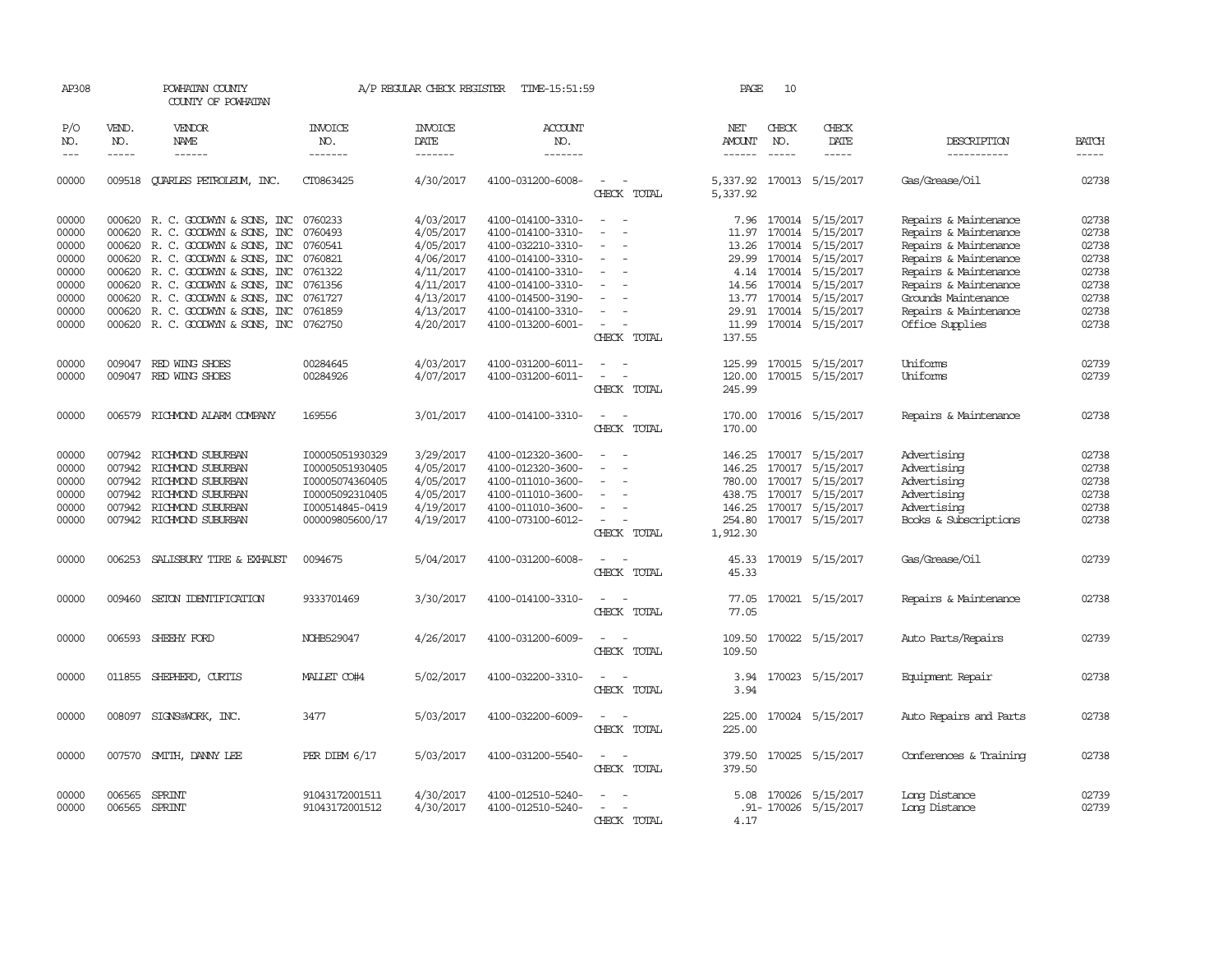AP308 POWHATAN COUNTY A/P REGULAR CHECK REGISTER TIME-15:51:59 PAGE 10

COUNTY OF POWHATAN

| P/O NO. | VEND. NO. | VENDOR NAME | INVOICE NO. | INVOICE DATE | ACCOUNT NO. | | NET AMOUNT | CHECK NO. | CHECK DATE | DESCRIPTION | BATCH |
|---|---|---|---|---|---|---|---|---|---|---|---|
| 00000 | 009518 | QUARLES PETROLEUM, INC. | CT0863425 | 4/30/2017 | 4100-031200-6008- | - - | 5,337.92 | 170013 | 5/15/2017 | Gas/Grease/Oil | 02738 |
| | | | | | | CHECK TOTAL | 5,337.92 | | | | |
| 00000 | 000620 | R. C. GOODWYN & SONS, INC | 0760233 | 4/03/2017 | 4100-014100-3310- | - - | 7.96 | 170014 | 5/15/2017 | Repairs & Maintenance | 02738 |
| 00000 | 000620 | R. C. GOODWYN & SONS, INC | 0760493 | 4/05/2017 | 4100-014100-3310- | - - | 11.97 | 170014 | 5/15/2017 | Repairs & Maintenance | 02738 |
| 00000 | 000620 | R. C. GOODWYN & SONS, INC | 0760541 | 4/05/2017 | 4100-032210-3310- | - - | 13.26 | 170014 | 5/15/2017 | Repairs & Maintenance | 02738 |
| 00000 | 000620 | R. C. GOODWYN & SONS, INC | 0760821 | 4/06/2017 | 4100-014100-3310- | - - | 29.99 | 170014 | 5/15/2017 | Repairs & Maintenance | 02738 |
| 00000 | 000620 | R. C. GOODWYN & SONS, INC | 0761322 | 4/11/2017 | 4100-014100-3310- | - - | 4.14 | 170014 | 5/15/2017 | Repairs & Maintenance | 02738 |
| 00000 | 000620 | R. C. GOODWYN & SONS, INC | 0761356 | 4/11/2017 | 4100-014100-3310- | - - | 14.56 | 170014 | 5/15/2017 | Repairs & Maintenance | 02738 |
| 00000 | 000620 | R. C. GOODWYN & SONS, INC | 0761727 | 4/13/2017 | 4100-014500-3190- | - - | 13.77 | 170014 | 5/15/2017 | Grounds Maintenance | 02738 |
| 00000 | 000620 | R. C. GOODWYN & SONS, INC | 0761859 | 4/13/2017 | 4100-014100-3310- | - - | 29.91 | 170014 | 5/15/2017 | Repairs & Maintenance | 02738 |
| 00000 | 000620 | R. C. GOODWYN & SONS, INC | 0762750 | 4/20/2017 | 4100-013200-6001- | - - | 11.99 | 170014 | 5/15/2017 | Office Supplies | 02738 |
| | | | | | | CHECK TOTAL | 137.55 | | | | |
| 00000 | 009047 | RED WING SHOES | 00284645 | 4/03/2017 | 4100-031200-6011- | - - | 125.99 | 170015 | 5/15/2017 | Uniforms | 02739 |
| 00000 | 009047 | RED WING SHOES | 00284926 | 4/07/2017 | 4100-031200-6011- | - - | 120.00 | 170015 | 5/15/2017 | Uniforms | 02739 |
| | | | | | | CHECK TOTAL | 245.99 | | | | |
| 00000 | 006579 | RICHMOND ALARM COMPANY | 169556 | 3/01/2017 | 4100-014100-3310- | - - | 170.00 | 170016 | 5/15/2017 | Repairs & Maintenance | 02738 |
| | | | | | | CHECK TOTAL | 170.00 | | | | |
| 00000 | 007942 | RICHMOND SUBURBAN | I00005051930329 | 3/29/2017 | 4100-012320-3600- | - - | 146.25 | 170017 | 5/15/2017 | Advertising | 02738 |
| 00000 | 007942 | RICHMOND SUBURBAN | I00005051930405 | 4/05/2017 | 4100-012320-3600- | - - | 146.25 | 170017 | 5/15/2017 | Advertising | 02738 |
| 00000 | 007942 | RICHMOND SUBURBAN | I00005074360405 | 4/05/2017 | 4100-011010-3600- | - - | 780.00 | 170017 | 5/15/2017 | Advertising | 02738 |
| 00000 | 007942 | RICHMOND SUBURBAN | I00005092310405 | 4/05/2017 | 4100-011010-3600- | - - | 438.75 | 170017 | 5/15/2017 | Advertising | 02738 |
| 00000 | 007942 | RICHMOND SUBURBAN | I000514845-0419 | 4/19/2017 | 4100-011010-3600- | - - | 146.25 | 170017 | 5/15/2017 | Advertising | 02738 |
| 00000 | 007942 | RICHMOND SUBURBAN | 000009805600/17 | 4/19/2017 | 4100-073100-6012- | - - | 254.80 | 170017 | 5/15/2017 | Books & Subscriptions | 02738 |
| | | | | | | CHECK TOTAL | 1,912.30 | | | | |
| 00000 | 006253 | SALISBURY TIRE & EXHAUST | 0094675 | 5/04/2017 | 4100-031200-6008- | - - | 45.33 | 170019 | 5/15/2017 | Gas/Grease/Oil | 02739 |
| | | | | | | CHECK TOTAL | 45.33 | | | | |
| 00000 | 009460 | SETON IDENTIFICATION | 9333701469 | 3/30/2017 | 4100-014100-3310- | - - | 77.05 | 170021 | 5/15/2017 | Repairs & Maintenance | 02738 |
| | | | | | | CHECK TOTAL | 77.05 | | | | |
| 00000 | 006593 | SHEEHY FORD | NOHB529047 | 4/26/2017 | 4100-031200-6009- | - - | 109.50 | 170022 | 5/15/2017 | Auto Parts/Repairs | 02739 |
| | | | | | | CHECK TOTAL | 109.50 | | | | |
| 00000 | 011855 | SHEPHERD, CURTIS | MALLET CO#4 | 5/02/2017 | 4100-032200-3310- | - - | 3.94 | 170023 | 5/15/2017 | Equipment Repair | 02738 |
| | | | | | | CHECK TOTAL | 3.94 | | | | |
| 00000 | 008097 | SIGNS@WORK, INC. | 3477 | 5/03/2017 | 4100-032200-6009- | - - | 225.00 | 170024 | 5/15/2017 | Auto Repairs and Parts | 02738 |
| | | | | | | CHECK TOTAL | 225.00 | | | | |
| 00000 | 007570 | SMITH, DANNY LEE | PER DIEM 6/17 | 5/03/2017 | 4100-031200-5540- | - - | 379.50 | 170025 | 5/15/2017 | Conferences & Training | 02738 |
| | | | | | | CHECK TOTAL | 379.50 | | | | |
| 00000 | 006565 | SPRINT | 91043172001511 | 4/30/2017 | 4100-012510-5240- | - - | 5.08 | 170026 | 5/15/2017 | Long Distance | 02739 |
| 00000 | 006565 | SPRINT | 91043172001512 | 4/30/2017 | 4100-012510-5240- | - - | .91- | 170026 | 5/15/2017 | Long Distance | 02739 |
| | | | | | | CHECK TOTAL | 4.17 | | | | |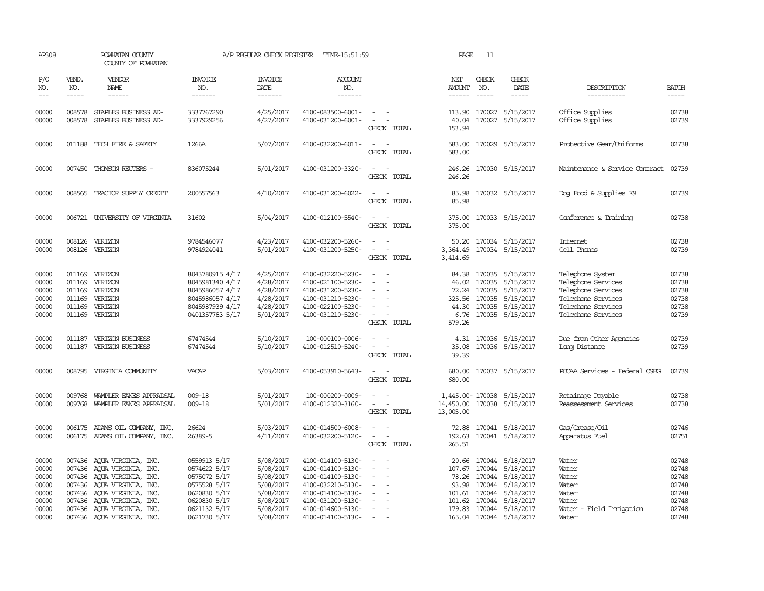AP308 POWHATAN COUNTY A/P REGULAR CHECK REGISTER TIME-15:51:59 PAGE 11

COUNTY OF POWHATAN

| P/O NO. | VEND. NO. | VENDOR NAME | INVOICE NO. | INVOICE DATE | ACCOUNT NO. | | NET AMOUNT | CHECK NO. | CHECK DATE | DESCRIPTION | BATCH |
|---|---|---|---|---|---|---|---|---|---|---|---|
| 00000 | 008578 | STAPLES BUSINESS AD- | 3337767290 | 4/25/2017 | 4100-083500-6001- | - - | 113.90 | 170027 | 5/15/2017 | Office Supplies | 02738 |
| 00000 | 008578 | STAPLES BUSINESS AD- | 3337929256 | 4/27/2017 | 4100-031200-6001- | - - | 40.04 | 170027 | 5/15/2017 | Office Supplies | 02739 |
| | | | | | | CHECK TOTAL | 153.94 | | | | |
| 00000 | 011188 | TECH FIRE & SAFETY | 1266A | 5/07/2017 | 4100-032200-6011- | - - | 583.00 | 170029 | 5/15/2017 | Protective Gear/Uniforms | 02738 |
| | | | | | | CHECK TOTAL | 583.00 | | | | |
| 00000 | 007450 | THOMSON REUTERS - | 836075244 | 5/01/2017 | 4100-031200-3320- | - - | 246.26 | 170030 | 5/15/2017 | Maintenance & Service Contract | 02739 |
| | | | | | | CHECK TOTAL | 246.26 | | | | |
| 00000 | 008565 | TRACTOR SUPPLY CREDIT | 200557563 | 4/10/2017 | 4100-031200-6022- | - - | 85.98 | 170032 | 5/15/2017 | Dog Food & Supplies K9 | 02739 |
| | | | | | | CHECK TOTAL | 85.98 | | | | |
| 00000 | 006721 | UNIVERSITY OF VIRGINIA | 31602 | 5/04/2017 | 4100-012100-5540- | - - | 375.00 | 170033 | 5/15/2017 | Conference & Training | 02738 |
| | | | | | | CHECK TOTAL | 375.00 | | | | |
| 00000 | 008126 | VERIZON | 9784546077 | 4/23/2017 | 4100-032200-5260- | - - | 50.20 | 170034 | 5/15/2017 | Internet | 02738 |
| 00000 | 008126 | VERIZON | 9784924041 | 5/01/2017 | 4100-031200-5250- | - - | 3,364.49 | 170034 | 5/15/2017 | Cell Phones | 02739 |
| | | | | | | CHECK TOTAL | 3,414.69 | | | | |
| 00000 | 011169 | VERIZON | 8043780915 4/17 | 4/25/2017 | 4100-032220-5230- | - - | 84.38 | 170035 | 5/15/2017 | Telephone System | 02738 |
| 00000 | 011169 | VERIZON | 8045981340 4/17 | 4/28/2017 | 4100-021100-5230- | - - | 46.02 | 170035 | 5/15/2017 | Telephone Services | 02738 |
| 00000 | 011169 | VERIZON | 8045986057 4/17 | 4/28/2017 | 4100-031200-5230- | - - | 72.24 | 170035 | 5/15/2017 | Telephone Services | 02738 |
| 00000 | 011169 | VERIZON | 8045986057 4/17 | 4/28/2017 | 4100-031210-5230- | - - | 325.56 | 170035 | 5/15/2017 | Telephone Services | 02738 |
| 00000 | 011169 | VERIZON | 8045987939 4/17 | 4/28/2017 | 4100-022100-5230- | - - | 44.30 | 170035 | 5/15/2017 | Telephone Services | 02738 |
| 00000 | 011169 | VERIZON | 0401357783 5/17 | 5/01/2017 | 4100-031210-5230- | - - | 6.76 | 170035 | 5/15/2017 | Telephone Services | 02739 |
| | | | | | | CHECK TOTAL | 579.26 | | | | |
| 00000 | 011187 | VERIZON BUSINESS | 67474544 | 5/10/2017 | 100-000100-0006- | - - | 4.31 | 170036 | 5/15/2017 | Due from Other Agencies | 02739 |
| 00000 | 011187 | VERIZON BUSINESS | 67474544 | 5/10/2017 | 4100-012510-5240- | - - | 35.08 | 170036 | 5/15/2017 | Long Distance | 02739 |
| | | | | | | CHECK TOTAL | 39.39 | | | | |
| 00000 | 008795 | VIRGINIA COMMUNITY | VACAP | 5/03/2017 | 4100-053910-5643- | - - | 680.00 | 170037 | 5/15/2017 | PCCAA Services - Federal CSBG | 02739 |
| | | | | | | CHECK TOTAL | 680.00 | | | | |
| 00000 | 009768 | WAMPLER EANES APPRAISAL | 009-18 | 5/01/2017 | 100-000200-0009- | - - | 1,445.00- | 170038 | 5/15/2017 | Retainage Payable | 02738 |
| 00000 | 009768 | WAMPLER EANES APPRAISAL | 009-18 | 5/01/2017 | 4100-012320-3160- | - - | 14,450.00 | 170038 | 5/15/2017 | Reassessment Services | 02738 |
| | | | | | | CHECK TOTAL | 13,005.00 | | | | |
| 00000 | 006175 | ADAMS OIL COMPANY, INC. | 26624 | 5/03/2017 | 4100-014500-6008- | - - | 72.88 | 170041 | 5/18/2017 | Gas/Grease/Oil | 02746 |
| 00000 | 006175 | ADAMS OIL COMPANY, INC. | 26389-5 | 4/11/2017 | 4100-032200-5120- | - - | 192.63 | 170041 | 5/18/2017 | Apparatus Fuel | 02751 |
| | | | | | | CHECK TOTAL | 265.51 | | | | |
| 00000 | 007436 | AQUA VIRGINIA, INC. | 0559913 5/17 | 5/08/2017 | 4100-014100-5130- | - - | 20.66 | 170044 | 5/18/2017 | Water | 02748 |
| 00000 | 007436 | AQUA VIRGINIA, INC. | 0574622 5/17 | 5/08/2017 | 4100-014100-5130- | - - | 107.67 | 170044 | 5/18/2017 | Water | 02748 |
| 00000 | 007436 | AQUA VIRGINIA, INC. | 0575072 5/17 | 5/08/2017 | 4100-014100-5130- | - - | 78.26 | 170044 | 5/18/2017 | Water | 02748 |
| 00000 | 007436 | AQUA VIRGINIA, INC. | 0575528 5/17 | 5/08/2017 | 4100-032210-5130- | - - | 93.98 | 170044 | 5/18/2017 | Water | 02748 |
| 00000 | 007436 | AQUA VIRGINIA, INC. | 0620830 5/17 | 5/08/2017 | 4100-014100-5130- | - - | 101.61 | 170044 | 5/18/2017 | Water | 02748 |
| 00000 | 007436 | AQUA VIRGINIA, INC. | 0620830 5/17 | 5/08/2017 | 4100-031200-5130- | - - | 101.62 | 170044 | 5/18/2017 | Water | 02748 |
| 00000 | 007436 | AQUA VIRGINIA, INC. | 0621132 5/17 | 5/08/2017 | 4100-014600-5130- | - - | 179.83 | 170044 | 5/18/2017 | Water - Field Irrigation | 02748 |
| 00000 | 007436 | AQUA VIRGINIA, INC. | 0621730 5/17 | 5/08/2017 | 4100-014100-5130- | - - | 165.04 | 170044 | 5/18/2017 | Water | 02748 |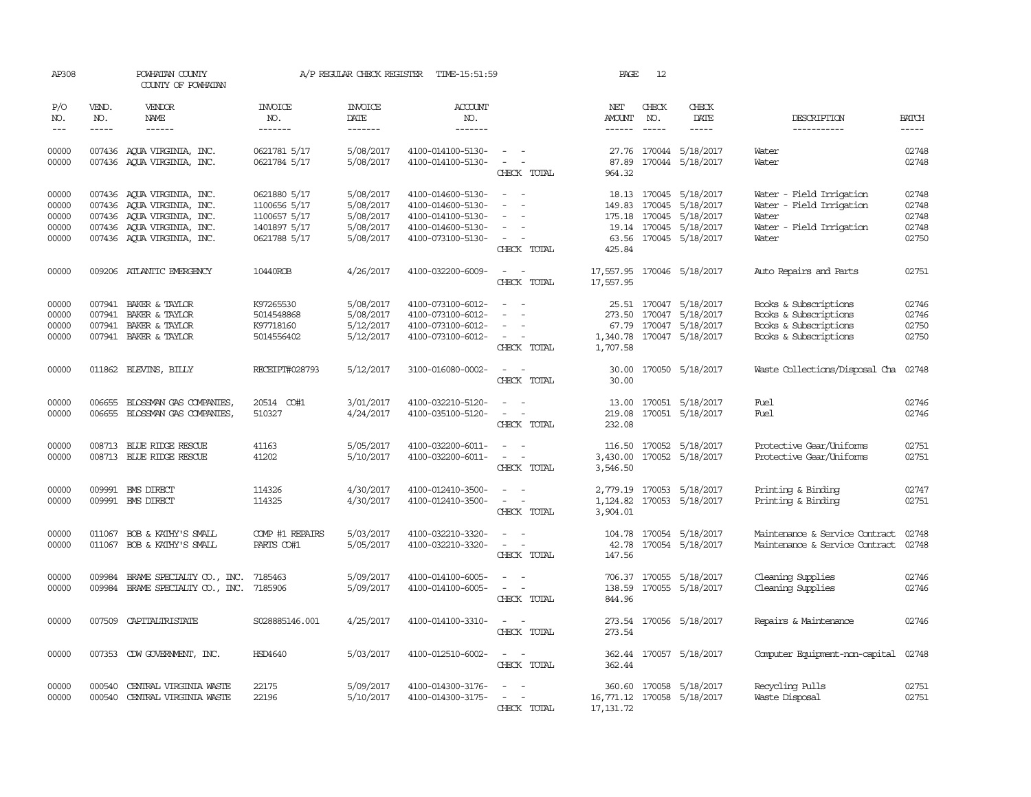AP308 POWHATAN COUNTY A/P REGULAR CHECK REGISTER TIME-15:51:59 PAGE 12

COUNTY OF POWHATAN

| P/O NO. | VEND. NO. | VENDOR NAME | INVOICE NO. | INVOICE DATE | ACCOUNT NO. | | NET AMOUNT | CHECK NO. | CHECK DATE | DESCRIPTION | BATCH |
|---|---|---|---|---|---|---|---|---|---|---|---|
| --- | ----- | ------ | ------- | ------- | ------- | | ------ | ----- | ----- | ----------- | ----- |
| 00000 | 007436 | AQUA VIRGINIA, INC. | 0621781 5/17 | 5/08/2017 | 4100-014100-5130- | - - | 27.76 | 170044 | 5/18/2017 | Water | 02748 |
| 00000 | 007436 | AQUA VIRGINIA, INC. | 0621784 5/17 | 5/08/2017 | 4100-014100-5130- | - - | 87.89 | 170044 | 5/18/2017 | Water | 02748 |
| | | | | | | CHECK TOTAL | 964.32 | | | | |
| 00000 | 007436 | AQUA VIRGINIA, INC. | 0621880 5/17 | 5/08/2017 | 4100-014600-5130- | - - | 18.13 | 170045 | 5/18/2017 | Water - Field Irrigation | 02748 |
| 00000 | 007436 | AQUA VIRGINIA, INC. | 1100656 5/17 | 5/08/2017 | 4100-014600-5130- | - - | 149.83 | 170045 | 5/18/2017 | Water - Field Irrigation | 02748 |
| 00000 | 007436 | AQUA VIRGINIA, INC. | 1100657 5/17 | 5/08/2017 | 4100-014100-5130- | - - | 175.18 | 170045 | 5/18/2017 | Water | 02748 |
| 00000 | 007436 | AQUA VIRGINIA, INC. | 1401897 5/17 | 5/08/2017 | 4100-014600-5130- | - - | 19.14 | 170045 | 5/18/2017 | Water - Field Irrigation | 02748 |
| 00000 | 007436 | AQUA VIRGINIA, INC. | 0621788 5/17 | 5/08/2017 | 4100-073100-5130- | - - | 63.56 | 170045 | 5/18/2017 | Water | 02750 |
| | | | | | | CHECK TOTAL | 425.84 | | | | |
| 00000 | 009206 | ATLANTIC EMERGENCY | 10440ROB | 4/26/2017 | 4100-032200-6009- | - - | 17,557.95 | 170046 | 5/18/2017 | Auto Repairs and Parts | 02751 |
| | | | | | | CHECK TOTAL | 17,557.95 | | | | |
| 00000 | 007941 | BAKER & TAYLOR | K97265530 | 5/08/2017 | 4100-073100-6012- | - - | 25.51 | 170047 | 5/18/2017 | Books & Subscriptions | 02746 |
| 00000 | 007941 | BAKER & TAYLOR | 5014548868 | 5/08/2017 | 4100-073100-6012- | - - | 273.50 | 170047 | 5/18/2017 | Books & Subscriptions | 02746 |
| 00000 | 007941 | BAKER & TAYLOR | K97718160 | 5/12/2017 | 4100-073100-6012- | - - | 67.79 | 170047 | 5/18/2017 | Books & Subscriptions | 02750 |
| 00000 | 007941 | BAKER & TAYLOR | 5014556402 | 5/12/2017 | 4100-073100-6012- | - - | 1,340.78 | 170047 | 5/18/2017 | Books & Subscriptions | 02750 |
| | | | | | | CHECK TOTAL | 1,707.58 | | | | |
| 00000 | 011862 | BLEVINS, BILLY | RECEIPT#028793 | 5/12/2017 | 3100-016080-0002- | - - | 30.00 | 170050 | 5/18/2017 | Waste Collections/Disposal Cha | 02748 |
| | | | | | | CHECK TOTAL | 30.00 | | | | |
| 00000 | 006655 | BLOSSMAN GAS COMPANIES, | 20514 CO#1 | 3/01/2017 | 4100-032210-5120- | - - | 13.00 | 170051 | 5/18/2017 | Fuel | 02746 |
| 00000 | 006655 | BLOSSMAN GAS COMPANIES, | 510327 | 4/24/2017 | 4100-035100-5120- | - - | 219.08 | 170051 | 5/18/2017 | Fuel | 02746 |
| | | | | | | CHECK TOTAL | 232.08 | | | | |
| 00000 | 008713 | BLUE RIDGE RESCUE | 41163 | 5/05/2017 | 4100-032200-6011- | - - | 116.50 | 170052 | 5/18/2017 | Protective Gear/Uniforms | 02751 |
| 00000 | 008713 | BLUE RIDGE RESCUE | 41202 | 5/10/2017 | 4100-032200-6011- | - - | 3,430.00 | 170052 | 5/18/2017 | Protective Gear/Uniforms | 02751 |
| | | | | | | CHECK TOTAL | 3,546.50 | | | | |
| 00000 | 009991 | BMS DIRECT | 114326 | 4/30/2017 | 4100-012410-3500- | - - | 2,779.19 | 170053 | 5/18/2017 | Printing & Binding | 02747 |
| 00000 | 009991 | BMS DIRECT | 114325 | 4/30/2017 | 4100-012410-3500- | - - | 1,124.82 | 170053 | 5/18/2017 | Printing & Binding | 02751 |
| | | | | | | CHECK TOTAL | 3,904.01 | | | | |
| 00000 | 011067 | BOB & KATHY'S SMALL | COMP #1 REPAIRS | 5/03/2017 | 4100-032210-3320- | - - | 104.78 | 170054 | 5/18/2017 | Maintenance & Service Contract | 02748 |
| 00000 | 011067 | BOB & KATHY'S SMALL | PARTS CO#1 | 5/05/2017 | 4100-032210-3320- | - - | 42.78 | 170054 | 5/18/2017 | Maintenance & Service Contract | 02748 |
| | | | | | | CHECK TOTAL | 147.56 | | | | |
| 00000 | 009984 | BRAME SPECIALTY CO., INC. | 7185463 | 5/09/2017 | 4100-014100-6005- | - - | 706.37 | 170055 | 5/18/2017 | Cleaning Supplies | 02746 |
| 00000 | 009984 | BRAME SPECIALTY CO., INC. | 7185906 | 5/09/2017 | 4100-014100-6005- | - - | 138.59 | 170055 | 5/18/2017 | Cleaning Supplies | 02746 |
| | | | | | | CHECK TOTAL | 844.96 | | | | |
| 00000 | 007509 | CAPITALTRISTATE | S028885146.001 | 4/25/2017 | 4100-014100-3310- | - - | 273.54 | 170056 | 5/18/2017 | Repairs & Maintenance | 02746 |
| | | | | | | CHECK TOTAL | 273.54 | | | | |
| 00000 | 007353 | CDW GOVERNMENT, INC. | HSD4640 | 5/03/2017 | 4100-012510-6002- | - - | 362.44 | 170057 | 5/18/2017 | Computer Equipment-non-capital | 02748 |
| | | | | | | CHECK TOTAL | 362.44 | | | | |
| 00000 | 000540 | CENTRAL VIRGINIA WASTE | 22175 | 5/09/2017 | 4100-014300-3176- | - - | 360.60 | 170058 | 5/18/2017 | Recycling Pulls | 02751 |
| 00000 | 000540 | CENTRAL VIRGINIA WASTE | 22196 | 5/10/2017 | 4100-014300-3175- | - - | 16,771.12 | 170058 | 5/18/2017 | Waste Disposal | 02751 |
| | | | | | | CHECK TOTAL | 17,131.72 | | | | |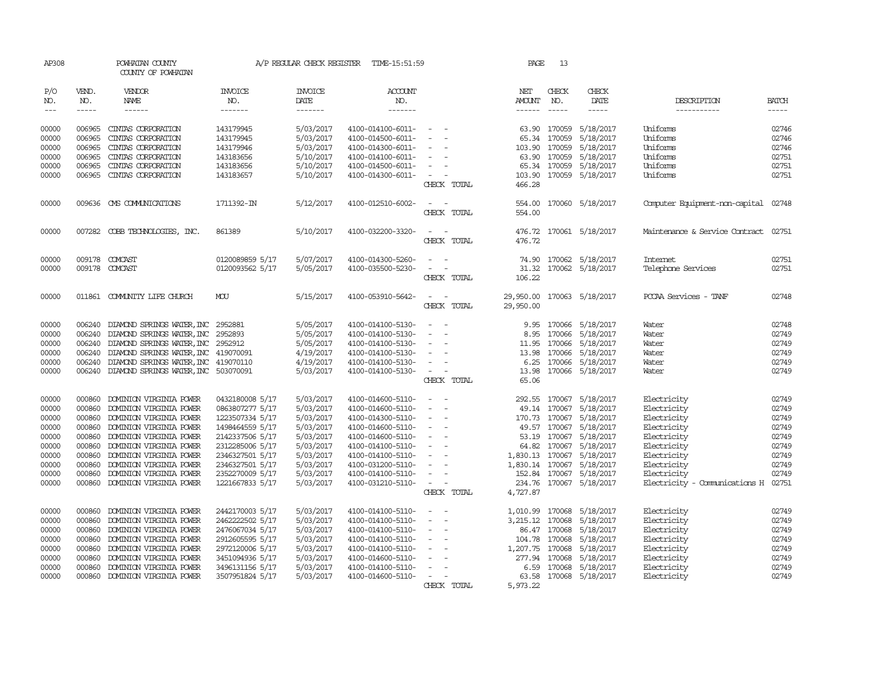AP308 POWHATAN COUNTY A/P REGULAR CHECK REGISTER TIME-15:51:59
COUNTY OF POWHATAN

| P/O NO. | VEND. NO. | VENDOR NAME | INVOICE NO. | INVOICE DATE | ACCOUNT NO. | | NET AMOUNT | CHECK NO. | CHECK DATE | DESCRIPTION | BATCH |
|---|---|---|---|---|---|---|---|---|---|---|---|
| 00000 | 006965 | CINTAS CORPORATION | 143179945 | 5/03/2017 | 4100-014100-6011- | - - | 63.90 | 170059 | 5/18/2017 | Uniforms | 02746 |
| 00000 | 006965 | CINTAS CORPORATION | 143179945 | 5/03/2017 | 4100-014500-6011- | - - | 65.34 | 170059 | 5/18/2017 | Uniforms | 02746 |
| 00000 | 006965 | CINTAS CORPORATION | 143179946 | 5/03/2017 | 4100-014300-6011- | - - | 103.90 | 170059 | 5/18/2017 | Uniforms | 02746 |
| 00000 | 006965 | CINTAS CORPORATION | 143183656 | 5/10/2017 | 4100-014100-6011- | - - | 63.90 | 170059 | 5/18/2017 | Uniforms | 02751 |
| 00000 | 006965 | CINTAS CORPORATION | 143183656 | 5/10/2017 | 4100-014500-6011- | - - | 65.34 | 170059 | 5/18/2017 | Uniforms | 02751 |
| 00000 | 006965 | CINTAS CORPORATION | 143183657 | 5/10/2017 | 4100-014300-6011- | - - | 103.90 | 170059 | 5/18/2017 | Uniforms | 02751 |
| | | | | | | CHECK TOTAL | 466.28 | | | | |
| 00000 | 009636 | CMS COMMUNICATIONS | 1711392-IN | 5/12/2017 | 4100-012510-6002- | - - | 554.00 | 170060 | 5/18/2017 | Computer Equipment-non-capital | 02748 |
| | | | | | | CHECK TOTAL | 554.00 | | | | |
| 00000 | 007282 | COBB TECHNOLOGIES, INC. | 861389 | 5/10/2017 | 4100-032200-3320- | - - | 476.72 | 170061 | 5/18/2017 | Maintenance & Service Contract | 02751 |
| | | | | | | CHECK TOTAL | 476.72 | | | | |
| 00000 | 009178 | COMCAST | 0120089859 5/17 | 5/07/2017 | 4100-014300-5260- | - - | 74.90 | 170062 | 5/18/2017 | Internet | 02751 |
| 00000 | 009178 | COMCAST | 0120093562 5/17 | 5/05/2017 | 4100-035500-5230- | - - | 31.32 | 170062 | 5/18/2017 | Telephone Services | 02751 |
| | | | | | | CHECK TOTAL | 106.22 | | | | |
| 00000 | 011861 | COMMUNITY LIFE CHURCH | MOU | 5/15/2017 | 4100-053910-5642- | - - | 29,950.00 | 170063 | 5/18/2017 | PCCAA Services - TANF | 02748 |
| | | | | | | CHECK TOTAL | 29,950.00 | | | | |
| 00000 | 006240 | DIAMOND SPRINGS WATER, INC | 2952881 | 5/05/2017 | 4100-014100-5130- | - - | 9.95 | 170066 | 5/18/2017 | Water | 02748 |
| 00000 | 006240 | DIAMOND SPRINGS WATER, INC | 2952893 | 5/05/2017 | 4100-014100-5130- | - - | 8.95 | 170066 | 5/18/2017 | Water | 02749 |
| 00000 | 006240 | DIAMOND SPRINGS WATER, INC | 2952912 | 5/05/2017 | 4100-014100-5130- | - - | 11.95 | 170066 | 5/18/2017 | Water | 02749 |
| 00000 | 006240 | DIAMOND SPRINGS WATER, INC | 419070091 | 4/19/2017 | 4100-014100-5130- | - - | 13.98 | 170066 | 5/18/2017 | Water | 02749 |
| 00000 | 006240 | DIAMOND SPRINGS WATER, INC | 419070110 | 4/19/2017 | 4100-014100-5130- | - - | 6.25 | 170066 | 5/18/2017 | Water | 02749 |
| 00000 | 006240 | DIAMOND SPRINGS WATER, INC | 503070091 | 5/03/2017 | 4100-014100-5130- | - - | 13.98 | 170066 | 5/18/2017 | Water | 02749 |
| | | | | | | CHECK TOTAL | 65.06 | | | | |
| 00000 | 000860 | DOMINION VIRGINIA POWER | 0432180008 5/17 | 5/03/2017 | 4100-014600-5110- | - - | 292.55 | 170067 | 5/18/2017 | Electricity | 02749 |
| 00000 | 000860 | DOMINION VIRGINIA POWER | 0863807277 5/17 | 5/03/2017 | 4100-014600-5110- | - - | 49.14 | 170067 | 5/18/2017 | Electricity | 02749 |
| 00000 | 000860 | DOMINION VIRGINIA POWER | 1223507334 5/17 | 5/03/2017 | 4100-014300-5110- | - - | 170.73 | 170067 | 5/18/2017 | Electricity | 02749 |
| 00000 | 000860 | DOMINION VIRGINIA POWER | 1498464559 5/17 | 5/03/2017 | 4100-014600-5110- | - - | 49.57 | 170067 | 5/18/2017 | Electricity | 02749 |
| 00000 | 000860 | DOMINION VIRGINIA POWER | 2142337506 5/17 | 5/03/2017 | 4100-014600-5110- | - - | 53.19 | 170067 | 5/18/2017 | Electricity | 02749 |
| 00000 | 000860 | DOMINION VIRGINIA POWER | 2312285006 5/17 | 5/03/2017 | 4100-014100-5110- | - - | 64.82 | 170067 | 5/18/2017 | Electricity | 02749 |
| 00000 | 000860 | DOMINION VIRGINIA POWER | 2346327501 5/17 | 5/03/2017 | 4100-014100-5110- | - - | 1,830.13 | 170067 | 5/18/2017 | Electricity | 02749 |
| 00000 | 000860 | DOMINION VIRGINIA POWER | 2346327501 5/17 | 5/03/2017 | 4100-031200-5110- | - - | 1,830.14 | 170067 | 5/18/2017 | Electricity | 02749 |
| 00000 | 000860 | DOMINION VIRGINIA POWER | 2352270009 5/17 | 5/03/2017 | 4100-014100-5110- | - - | 152.84 | 170067 | 5/18/2017 | Electricity | 02749 |
| 00000 | 000860 | DOMINION VIRGINIA POWER | 1221667833 5/17 | 5/03/2017 | 4100-031210-5110- | - - | 234.76 | 170067 | 5/18/2017 | Electricity - Communications H | 02751 |
| | | | | | | CHECK TOTAL | 4,727.87 | | | | |
| 00000 | 000860 | DOMINION VIRGINIA POWER | 2442170003 5/17 | 5/03/2017 | 4100-014100-5110- | - - | 1,010.99 | 170068 | 5/18/2017 | Electricity | 02749 |
| 00000 | 000860 | DOMINION VIRGINIA POWER | 2462222502 5/17 | 5/03/2017 | 4100-014100-5110- | - - | 3,215.12 | 170068 | 5/18/2017 | Electricity | 02749 |
| 00000 | 000860 | DOMINION VIRGINIA POWER | 2476067034 5/17 | 5/03/2017 | 4100-014100-5110- | - - | 86.47 | 170068 | 5/18/2017 | Electricity | 02749 |
| 00000 | 000860 | DOMINION VIRGINIA POWER | 2912605595 5/17 | 5/03/2017 | 4100-014100-5110- | - - | 104.78 | 170068 | 5/18/2017 | Electricity | 02749 |
| 00000 | 000860 | DOMINION VIRGINIA POWER | 2972120006 5/17 | 5/03/2017 | 4100-014100-5110- | - - | 1,207.75 | 170068 | 5/18/2017 | Electricity | 02749 |
| 00000 | 000860 | DOMINION VIRGINIA POWER | 3451094936 5/17 | 5/03/2017 | 4100-014600-5110- | - - | 277.94 | 170068 | 5/18/2017 | Electricity | 02749 |
| 00000 | 000860 | DOMINION VIRGINIA POWER | 3496131156 5/17 | 5/03/2017 | 4100-014100-5110- | - - | 6.59 | 170068 | 5/18/2017 | Electricity | 02749 |
| 00000 | 000860 | DOMINION VIRGINIA POWER | 3507951824 5/17 | 5/03/2017 | 4100-014600-5110- | - - | 63.58 | 170068 | 5/18/2017 | Electricity | 02749 |
| | | | | | | CHECK TOTAL | 5,973.22 | | | | |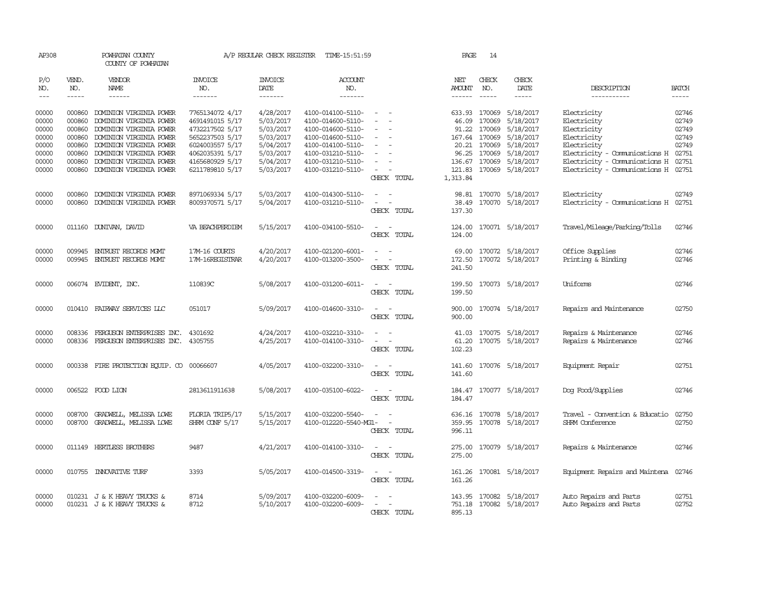AP308 POWHATAN COUNTY A/P REGULAR CHECK REGISTER TIME-15:51:59

COUNTY OF POWHATAN

| P/O NO. | VEND. NO. | VENDOR NAME | INVOICE NO. | INVOICE DATE | ACCOUNT NO. | | NET AMOUNT | CHECK NO. | CHECK DATE | DESCRIPTION | BATCH |
|---|---|---|---|---|---|---|---|---|---|---|---|
| --- | ----- | ------ | ------- | ------- | ------- | | ------ | ----- | ----- | ----------- | ----- |
| 00000 | 000860 | DOMINION VIRGINIA POWER | 7765134072 4/17 | 4/28/2017 | 4100-014100-5110- | - - | 633.93 | 170069 | 5/18/2017 | Electricity | 02746 |
| 00000 | 000860 | DOMINION VIRGINIA POWER | 4691491015 5/17 | 5/03/2017 | 4100-014600-5110- | - - | 46.09 | 170069 | 5/18/2017 | Electricity | 02749 |
| 00000 | 000860 | DOMINION VIRGINIA POWER | 4732217502 5/17 | 5/03/2017 | 4100-014600-5110- | - - | 91.22 | 170069 | 5/18/2017 | Electricity | 02749 |
| 00000 | 000860 | DOMINION VIRGINIA POWER | 5652237503 5/17 | 5/03/2017 | 4100-014600-5110- | - - | 167.64 | 170069 | 5/18/2017 | Electricity | 02749 |
| 00000 | 000860 | DOMINION VIRGINIA POWER | 6024003557 5/17 | 5/04/2017 | 4100-014100-5110- | - - | 20.21 | 170069 | 5/18/2017 | Electricity | 02749 |
| 00000 | 000860 | DOMINION VIRGINIA POWER | 4062035391 5/17 | 5/03/2017 | 4100-031210-5110- | - - | 96.25 | 170069 | 5/18/2017 | Electricity - Communications H | 02751 |
| 00000 | 000860 | DOMINION VIRGINIA POWER | 4165680929 5/17 | 5/04/2017 | 4100-031210-5110- | - - | 136.67 | 170069 | 5/18/2017 | Electricity - Communications H | 02751 |
| 00000 | 000860 | DOMINION VIRGINIA POWER | 6211789810 5/17 | 5/03/2017 | 4100-031210-5110- | - - | 121.83 | 170069 | 5/18/2017 | Electricity - Communications H | 02751 |
| | | | | | | CHECK TOTAL | 1,313.84 | | | | |
| 00000 | 000860 | DOMINION VIRGINIA POWER | 8971069334 5/17 | 5/03/2017 | 4100-014300-5110- | - - | 98.81 | 170070 | 5/18/2017 | Electricity | 02749 |
| 00000 | 000860 | DOMINION VIRGINIA POWER | 8009370571 5/17 | 5/04/2017 | 4100-031210-5110- | - - | 38.49 | 170070 | 5/18/2017 | Electricity - Communications H | 02751 |
| | | | | | | CHECK TOTAL | 137.30 | | | | |
| 00000 | 011160 | DUNIVAN, DAVID | VA BEACHPERDIEM | 5/15/2017 | 4100-034100-5510- | - - | 124.00 | 170071 | 5/18/2017 | Travel/Mileage/Parking/Tolls | 02746 |
| | | | | | | CHECK TOTAL | 124.00 | | | | |
| 00000 | 009945 | ENTRUST RECORDS MGMT | 17M-16 COURTS | 4/20/2017 | 4100-021200-6001- | - - | 69.00 | 170072 | 5/18/2017 | Office Supplies | 02746 |
| 00000 | 009945 | ENTRUST RECORDS MGMT | 17M-16REGISTRAR | 4/20/2017 | 4100-013200-3500- | - - | 172.50 | 170072 | 5/18/2017 | Printing & Binding | 02746 |
| | | | | | | CHECK TOTAL | 241.50 | | | | |
| 00000 | 006074 | EVIDENT, INC. | 110839C | 5/08/2017 | 4100-031200-6011- | - - | 199.50 | 170073 | 5/18/2017 | Uniforms | 02746 |
| | | | | | | CHECK TOTAL | 199.50 | | | | |
| 00000 | 010410 | FAIRWAY SERVICES LLC | 051017 | 5/09/2017 | 4100-014600-3310- | - - | 900.00 | 170074 | 5/18/2017 | Repairs and Maintenance | 02750 |
| | | | | | | CHECK TOTAL | 900.00 | | | | |
| 00000 | 008336 | FERGUSON ENTERPRISES INC. | 4301692 | 4/24/2017 | 4100-032210-3310- | - - | 41.03 | 170075 | 5/18/2017 | Repairs & Maintenance | 02746 |
| 00000 | 008336 | FERGUSON ENTERPRISES INC. | 4305755 | 4/25/2017 | 4100-014100-3310- | - - | 61.20 | 170075 | 5/18/2017 | Repairs & Maintenance | 02746 |
| | | | | | | CHECK TOTAL | 102.23 | | | | |
| 00000 | 000338 | FIRE PROTECTION EQUIP. CO | 00066607 | 4/05/2017 | 4100-032200-3310- | - - | 141.60 | 170076 | 5/18/2017 | Equipment Repair | 02751 |
| | | | | | | CHECK TOTAL | 141.60 | | | | |
| 00000 | 006522 | FOOD LION | 2813611911638 | 5/08/2017 | 4100-035100-6022- | - - | 184.47 | 170077 | 5/18/2017 | Dog Food/Supplies | 02746 |
| | | | | | | CHECK TOTAL | 184.47 | | | | |
| 00000 | 008700 | GRADWELL, MELISSA LOWE | FLORIA TRIP5/17 | 5/15/2017 | 4100-032200-5540- | - - | 636.16 | 170078 | 5/18/2017 | Travel - Convention & Educatio | 02750 |
| 00000 | 008700 | GRADWELL, MELISSA LOWE | SHRM CONF 5/17 | 5/15/2017 | 4100-012220-5540-MG1- | - | 359.95 | 170078 | 5/18/2017 | SHRM Conference | 02750 |
| | | | | | | CHECK TOTAL | 996.11 | | | | |
| 00000 | 011149 | HERTLESS BROTHERS | 9487 | 4/21/2017 | 4100-014100-3310- | - - | 275.00 | 170079 | 5/18/2017 | Repairs & Maintenance | 02746 |
| | | | | | | CHECK TOTAL | 275.00 | | | | |
| 00000 | 010755 | INNOVATIVE TURF | 3393 | 5/05/2017 | 4100-014500-3319- | - - | 161.26 | 170081 | 5/18/2017 | Equipment Repairs and Maintena | 02746 |
| | | | | | | CHECK TOTAL | 161.26 | | | | |
| 00000 | 010231 | J & K HEAVY TRUCKS & | 8714 | 5/09/2017 | 4100-032200-6009- | - - | 143.95 | 170082 | 5/18/2017 | Auto Repairs and Parts | 02751 |
| 00000 | 010231 | J & K HEAVY TRUCKS & | 8712 | 5/10/2017 | 4100-032200-6009- | - - | 751.18 | 170082 | 5/18/2017 | Auto Repairs and Parts | 02752 |
| | | | | | | CHECK TOTAL | 895.13 | | | | |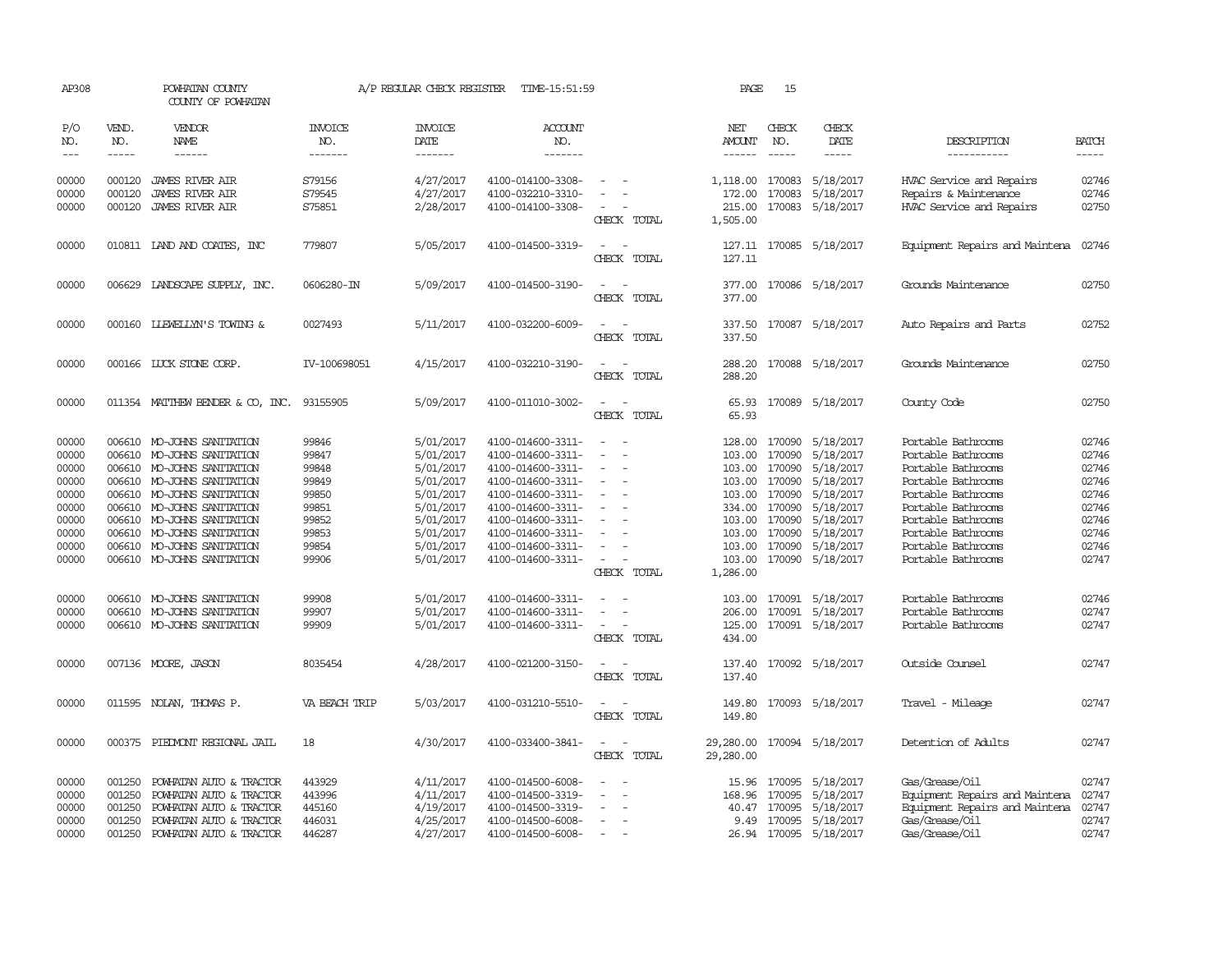AP308 POWHATAN COUNTY A/P REGULAR CHECK REGISTER TIME-15:51:59 PAGE 15

COUNTY OF POWHATAN

| P/O NO. | VEND. NO. | VENDOR NAME | INVOICE NO. | INVOICE DATE | ACCOUNT NO. | | NET AMOUNT | CHECK NO. | CHECK DATE | DESCRIPTION | BATCH |
|---|---|---|---|---|---|---|---|---|---|---|---|
| --- | ----- | ------ | ------- | ------- | ------- | | ------ | ----- | ----- | ----------- | ----- |
| 00000 | 000120 | JAMES RIVER AIR | S79156 | 4/27/2017 | 4100-014100-3308- | - - | 1,118.00 | 170083 | 5/18/2017 | HVAC Service and Repairs | 02746 |
| 00000 | 000120 | JAMES RIVER AIR | S79545 | 4/27/2017 | 4100-032210-3310- | - - | 172.00 | 170083 | 5/18/2017 | Repairs & Maintenance | 02746 |
| 00000 | 000120 | JAMES RIVER AIR | S75851 | 2/28/2017 | 4100-014100-3308- | - - | 215.00 | 170083 | 5/18/2017 | HVAC Service and Repairs | 02750 |
| | | | | | | CHECK TOTAL | 1,505.00 | | | | |
| 00000 | 010811 | LAND AND COATES, INC | 779807 | 5/05/2017 | 4100-014500-3319- | - - | 127.11 | 170085 | 5/18/2017 | Equipment Repairs and Maintena | 02746 |
| | | | | | | CHECK TOTAL | 127.11 | | | | |
| 00000 | 006629 | LANDSCAPE SUPPLY, INC. | 0606280-IN | 5/09/2017 | 4100-014500-3190- | - - | 377.00 | 170086 | 5/18/2017 | Grounds Maintenance | 02750 |
| | | | | | | CHECK TOTAL | 377.00 | | | | |
| 00000 | 000160 | LLEWELLYN'S TOWING & | 0027493 | 5/11/2017 | 4100-032200-6009- | - - | 337.50 | 170087 | 5/18/2017 | Auto Repairs and Parts | 02752 |
| | | | | | | CHECK TOTAL | 337.50 | | | | |
| 00000 | 000166 | LUCK STONE CORP. | IV-100698051 | 4/15/2017 | 4100-032210-3190- | - - | 288.20 | 170088 | 5/18/2017 | Grounds Maintenance | 02750 |
| | | | | | | CHECK TOTAL | 288.20 | | | | |
| 00000 | 011354 | MATTHEW BENDER & CO, INC. | 93155905 | 5/09/2017 | 4100-011010-3002- | - - | 65.93 | 170089 | 5/18/2017 | County Code | 02750 |
| | | | | | | CHECK TOTAL | 65.93 | | | | |
| 00000 | 006610 | MO-JOHNS SANITATION | 99846 | 5/01/2017 | 4100-014600-3311- | - - | 128.00 | 170090 | 5/18/2017 | Portable Bathrooms | 02746 |
| 00000 | 006610 | MO-JOHNS SANITATION | 99847 | 5/01/2017 | 4100-014600-3311- | - - | 103.00 | 170090 | 5/18/2017 | Portable Bathrooms | 02746 |
| 00000 | 006610 | MO-JOHNS SANITATION | 99848 | 5/01/2017 | 4100-014600-3311- | - - | 103.00 | 170090 | 5/18/2017 | Portable Bathrooms | 02746 |
| 00000 | 006610 | MO-JOHNS SANITATION | 99849 | 5/01/2017 | 4100-014600-3311- | - - | 103.00 | 170090 | 5/18/2017 | Portable Bathrooms | 02746 |
| 00000 | 006610 | MO-JOHNS SANITATION | 99850 | 5/01/2017 | 4100-014600-3311- | - - | 103.00 | 170090 | 5/18/2017 | Portable Bathrooms | 02746 |
| 00000 | 006610 | MO-JOHNS SANITATION | 99851 | 5/01/2017 | 4100-014600-3311- | - - | 334.00 | 170090 | 5/18/2017 | Portable Bathrooms | 02746 |
| 00000 | 006610 | MO-JOHNS SANITATION | 99852 | 5/01/2017 | 4100-014600-3311- | - - | 103.00 | 170090 | 5/18/2017 | Portable Bathrooms | 02746 |
| 00000 | 006610 | MO-JOHNS SANITATION | 99853 | 5/01/2017 | 4100-014600-3311- | - - | 103.00 | 170090 | 5/18/2017 | Portable Bathrooms | 02746 |
| 00000 | 006610 | MO-JOHNS SANITATION | 99854 | 5/01/2017 | 4100-014600-3311- | - - | 103.00 | 170090 | 5/18/2017 | Portable Bathrooms | 02746 |
| 00000 | 006610 | MO-JOHNS SANITATION | 99906 | 5/01/2017 | 4100-014600-3311- | - - | 103.00 | 170090 | 5/18/2017 | Portable Bathrooms | 02747 |
| | | | | | | CHECK TOTAL | 1,286.00 | | | | |
| 00000 | 006610 | MO-JOHNS SANITATION | 99908 | 5/01/2017 | 4100-014600-3311- | - - | 103.00 | 170091 | 5/18/2017 | Portable Bathrooms | 02746 |
| 00000 | 006610 | MO-JOHNS SANITATION | 99907 | 5/01/2017 | 4100-014600-3311- | - - | 206.00 | 170091 | 5/18/2017 | Portable Bathrooms | 02747 |
| 00000 | 006610 | MO-JOHNS SANITATION | 99909 | 5/01/2017 | 4100-014600-3311- | - - | 125.00 | 170091 | 5/18/2017 | Portable Bathrooms | 02747 |
| | | | | | | CHECK TOTAL | 434.00 | | | | |
| 00000 | 007136 | MOORE, JASON | 8035454 | 4/28/2017 | 4100-021200-3150- | - - | 137.40 | 170092 | 5/18/2017 | Outside Counsel | 02747 |
| | | | | | | CHECK TOTAL | 137.40 | | | | |
| 00000 | 011595 | NOLAN, THOMAS P. | VA BEACH TRIP | 5/03/2017 | 4100-031210-5510- | - - | 149.80 | 170093 | 5/18/2017 | Travel - Mileage | 02747 |
| | | | | | | CHECK TOTAL | 149.80 | | | | |
| 00000 | 000375 | PIEDMONT REGIONAL JAIL | 18 | 4/30/2017 | 4100-033400-3841- | - - | 29,280.00 | 170094 | 5/18/2017 | Detention of Adults | 02747 |
| | | | | | | CHECK TOTAL | 29,280.00 | | | | |
| 00000 | 001250 | POWHATAN AUTO & TRACTOR | 443929 | 4/11/2017 | 4100-014500-6008- | - - | 15.96 | 170095 | 5/18/2017 | Gas/Grease/Oil | 02747 |
| 00000 | 001250 | POWHATAN AUTO & TRACTOR | 443996 | 4/11/2017 | 4100-014500-3319- | - - | 168.96 | 170095 | 5/18/2017 | Equipment Repairs and Maintena | 02747 |
| 00000 | 001250 | POWHATAN AUTO & TRACTOR | 445160 | 4/19/2017 | 4100-014500-3319- | - - | 40.47 | 170095 | 5/18/2017 | Equipment Repairs and Maintena | 02747 |
| 00000 | 001250 | POWHATAN AUTO & TRACTOR | 446031 | 4/25/2017 | 4100-014500-6008- | - - | 9.49 | 170095 | 5/18/2017 | Gas/Grease/Oil | 02747 |
| 00000 | 001250 | POWHATAN AUTO & TRACTOR | 446287 | 4/27/2017 | 4100-014500-6008- | - - | 26.94 | 170095 | 5/18/2017 | Gas/Grease/Oil | 02747 |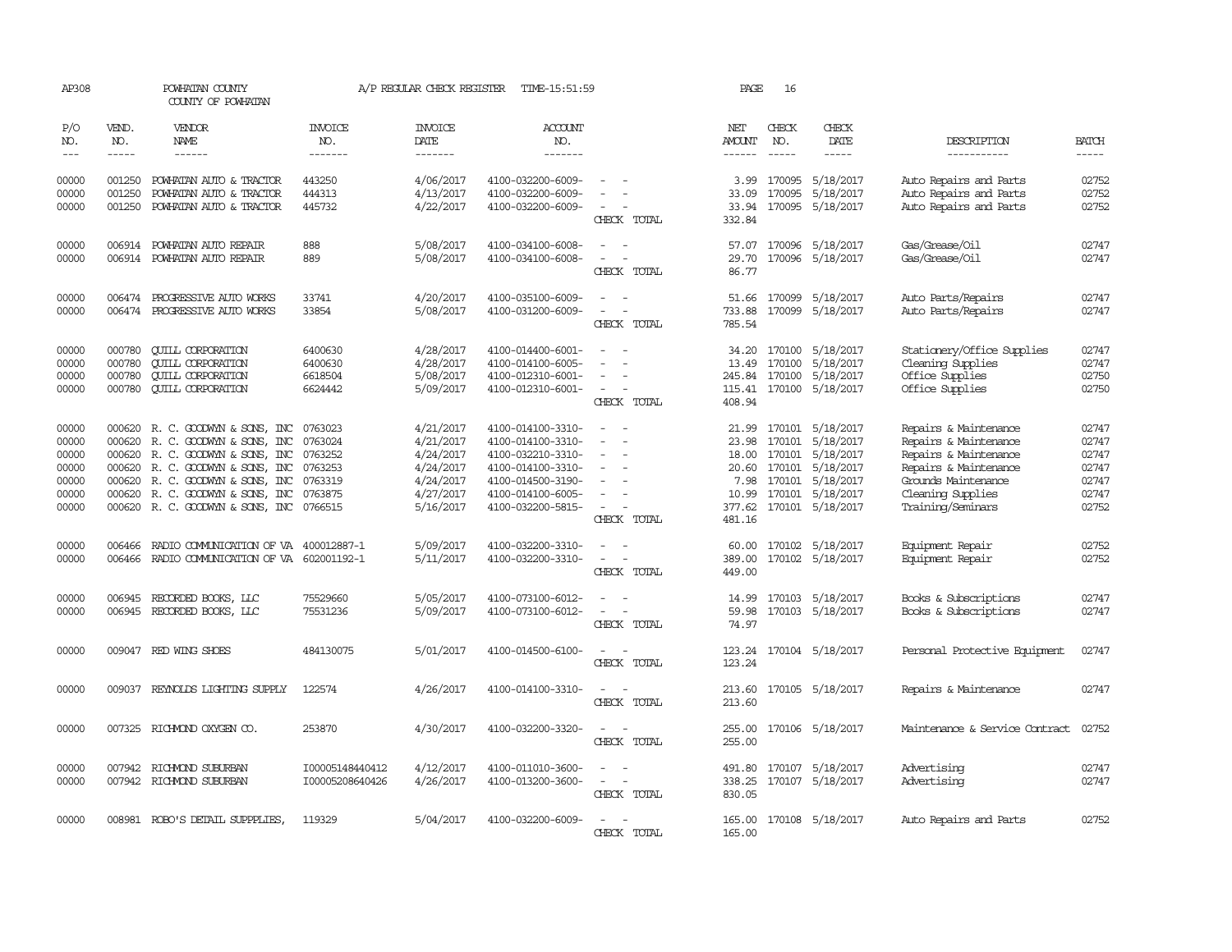AP308 POWHATAN COUNTY COUNTY OF POWHATAN A/P REGULAR CHECK REGISTER TIME-15:51:59 PAGE 16

| P/O NO. | VEND. NO. | VENDOR NAME | INVOICE NO. | INVOICE DATE | ACCOUNT NO. | | NET AMOUNT | CHECK NO. | CHECK DATE | DESCRIPTION | BATCH |
|---|---|---|---|---|---|---|---|---|---|---|---|
| 00000 | 001250 | POWHATAN AUTO & TRACTOR | 443250 | 4/06/2017 | 4100-032200-6009- | - - | 3.99 | 170095 | 5/18/2017 | Auto Repairs and Parts | 02752 |
| 00000 | 001250 | POWHATAN AUTO & TRACTOR | 444313 | 4/13/2017 | 4100-032200-6009- | - - | 33.09 | 170095 | 5/18/2017 | Auto Repairs and Parts | 02752 |
| 00000 | 001250 | POWHATAN AUTO & TRACTOR | 445732 | 4/22/2017 | 4100-032200-6009- | - - | 33.94 | 170095 | 5/18/2017 | Auto Repairs and Parts | 02752 |
| | | | | | | CHECK TOTAL | 332.84 | | | | |
| 00000 | 006914 | POWHATAN AUTO REPAIR | 888 | 5/08/2017 | 4100-034100-6008- | - - | 57.07 | 170096 | 5/18/2017 | Gas/Grease/Oil | 02747 |
| 00000 | 006914 | POWHATAN AUTO REPAIR | 889 | 5/08/2017 | 4100-034100-6008- | - - | 29.70 | 170096 | 5/18/2017 | Gas/Grease/Oil | 02747 |
| | | | | | | CHECK TOTAL | 86.77 | | | | |
| 00000 | 006474 | PROGRESSIVE AUTO WORKS | 33741 | 4/20/2017 | 4100-035100-6009- | - - | 51.66 | 170099 | 5/18/2017 | Auto Parts/Repairs | 02747 |
| 00000 | 006474 | PROGRESSIVE AUTO WORKS | 33854 | 5/08/2017 | 4100-031200-6009- | - - | 733.88 | 170099 | 5/18/2017 | Auto Parts/Repairs | 02747 |
| | | | | | | CHECK TOTAL | 785.54 | | | | |
| 00000 | 000780 | QUILL CORPORATION | 6400630 | 4/28/2017 | 4100-014400-6001- | - - | 34.20 | 170100 | 5/18/2017 | Stationery/Office Supplies | 02747 |
| 00000 | 000780 | QUILL CORPORATION | 6400630 | 4/28/2017 | 4100-014100-6005- | - - | 13.49 | 170100 | 5/18/2017 | Cleaning Supplies | 02747 |
| 00000 | 000780 | QUILL CORPORATION | 6618504 | 5/08/2017 | 4100-012310-6001- | - - | 245.84 | 170100 | 5/18/2017 | Office Supplies | 02750 |
| 00000 | 000780 | QUILL CORPORATION | 6624442 | 5/09/2017 | 4100-012310-6001- | - - | 115.41 | 170100 | 5/18/2017 | Office Supplies | 02750 |
| | | | | | | CHECK TOTAL | 408.94 | | | | |
| 00000 | 000620 | R. C. GOODWYN & SONS, INC | 0763023 | 4/21/2017 | 4100-014100-3310- | - - | 21.99 | 170101 | 5/18/2017 | Repairs & Maintenance | 02747 |
| 00000 | 000620 | R. C. GOODWYN & SONS, INC | 0763024 | 4/21/2017 | 4100-014100-3310- | - - | 23.98 | 170101 | 5/18/2017 | Repairs & Maintenance | 02747 |
| 00000 | 000620 | R. C. GOODWYN & SONS, INC | 0763252 | 4/24/2017 | 4100-032210-3310- | - - | 18.00 | 170101 | 5/18/2017 | Repairs & Maintenance | 02747 |
| 00000 | 000620 | R. C. GOODWYN & SONS, INC | 0763253 | 4/24/2017 | 4100-014100-3310- | - - | 20.60 | 170101 | 5/18/2017 | Repairs & Maintenance | 02747 |
| 00000 | 000620 | R. C. GOODWYN & SONS, INC | 0763319 | 4/24/2017 | 4100-014500-3190- | - - | 7.98 | 170101 | 5/18/2017 | Grounds Maintenance | 02747 |
| 00000 | 000620 | R. C. GOODWYN & SONS, INC | 0763875 | 4/27/2017 | 4100-014100-6005- | - - | 10.99 | 170101 | 5/18/2017 | Cleaning Supplies | 02747 |
| 00000 | 000620 | R. C. GOODWYN & SONS, INC | 0766515 | 5/16/2017 | 4100-032200-5815- | - - | 377.62 | 170101 | 5/18/2017 | Training/Seminars | 02752 |
| | | | | | | CHECK TOTAL | 481.16 | | | | |
| 00000 | 006466 | RADIO COMMUNICATION OF VA | 400012887-1 | 5/09/2017 | 4100-032200-3310- | - - | 60.00 | 170102 | 5/18/2017 | Equipment Repair | 02752 |
| 00000 | 006466 | RADIO COMMUNICATION OF VA | 602001192-1 | 5/11/2017 | 4100-032200-3310- | - - | 389.00 | 170102 | 5/18/2017 | Equipment Repair | 02752 |
| | | | | | | CHECK TOTAL | 449.00 | | | | |
| 00000 | 006945 | RECORDED BOOKS, LLC | 75529660 | 5/05/2017 | 4100-073100-6012- | - - | 14.99 | 170103 | 5/18/2017 | Books & Subscriptions | 02747 |
| 00000 | 006945 | RECORDED BOOKS, LLC | 75531236 | 5/09/2017 | 4100-073100-6012- | - - | 59.98 | 170103 | 5/18/2017 | Books & Subscriptions | 02747 |
| | | | | | | CHECK TOTAL | 74.97 | | | | |
| 00000 | 009047 | RED WING SHOES | 484130075 | 5/01/2017 | 4100-014500-6100- | - - | 123.24 | 170104 | 5/18/2017 | Personal Protective Equipment | 02747 |
| | | | | | | CHECK TOTAL | 123.24 | | | | |
| 00000 | 009037 | REYNOLDS LIGHTING SUPPLY | 122574 | 4/26/2017 | 4100-014100-3310- | - - | 213.60 | 170105 | 5/18/2017 | Repairs & Maintenance | 02747 |
| | | | | | | CHECK TOTAL | 213.60 | | | | |
| 00000 | 007325 | RICHMOND OXYGEN CO. | 253870 | 4/30/2017 | 4100-032200-3320- | - - | 255.00 | 170106 | 5/18/2017 | Maintenance & Service Contract | 02752 |
| | | | | | | CHECK TOTAL | 255.00 | | | | |
| 00000 | 007942 | RICHMOND SUBURBAN | I00005148440412 | 4/12/2017 | 4100-011010-3600- | - - | 491.80 | 170107 | 5/18/2017 | Advertising | 02747 |
| 00000 | 007942 | RICHMOND SUBURBAN | I00005208640426 | 4/26/2017 | 4100-013200-3600- | - - | 338.25 | 170107 | 5/18/2017 | Advertising | 02747 |
| | | | | | | CHECK TOTAL | 830.05 | | | | |
| 00000 | 008981 | ROBO'S DETAIL SUPPPLIES, | 119329 | 5/04/2017 | 4100-032200-6009- | - - | 165.00 | 170108 | 5/18/2017 | Auto Repairs and Parts | 02752 |
| | | | | | | CHECK TOTAL | 165.00 | | | | |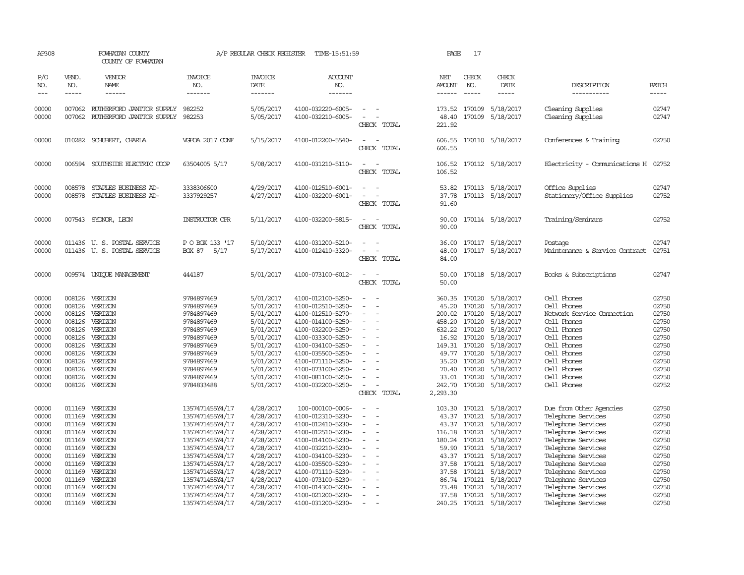AP308 POWHATAN COUNTY A/P REGULAR CHECK REGISTER TIME-15:51:59 PAGE 17
COUNTY OF POWHATAN

| P/O NO. | VEND. NO. | VENDOR NAME | INVOICE NO. | INVOICE DATE | ACCOUNT NO. | | NET AMOUNT | CHECK NO. | CHECK DATE | DESCRIPTION | BATCH |
|---|---|---|---|---|---|---|---|---|---|---|---|
| 00000 | 007062 | RUTHERFORD JANITOR SUPPLY | 982252 | 5/05/2017 | 4100-032220-6005- | - - | 173.52 | 170109 | 5/18/2017 | Cleaning Supplies | 02747 |
| 00000 | 007062 | RUTHERFORD JANITOR SUPPLY | 982253 | 5/05/2017 | 4100-032210-6005- | - - | 48.40 | 170109 | 5/18/2017 | Cleaning Supplies | 02747 |
| | | | | | | CHECK TOTAL | 221.92 | | | | |
| 00000 | 010282 | SCHUBERT, CHARLA | VGFOA 2017 CONF | 5/15/2017 | 4100-012200-5540- | - - | 606.55 | 170110 | 5/18/2017 | Conferences & Training | 02750 |
| | | | | | | CHECK TOTAL | 606.55 | | | | |
| 00000 | 006594 | SOUTHSIDE ELECTRIC COOP | 63504005 5/17 | 5/08/2017 | 4100-031210-5110- | - - | 106.52 | 170112 | 5/18/2017 | Electricity - Communications H | 02752 |
| | | | | | | CHECK TOTAL | 106.52 | | | | |
| 00000 | 008578 | STAPLES BUSINESS AD- | 3338306600 | 4/29/2017 | 4100-012510-6001- | - - | 53.82 | 170113 | 5/18/2017 | Office Supplies | 02747 |
| 00000 | 008578 | STAPLES BUSINESS AD- | 3337929257 | 4/27/2017 | 4100-032200-6001- | - - | 37.78 | 170113 | 5/18/2017 | Stationery/Office Supplies | 02752 |
| | | | | | | CHECK TOTAL | 91.60 | | | | |
| 00000 | 007543 | SYDNOR, LEON | INSTRUCTOR CPR | 5/11/2017 | 4100-032200-5815- | - - | 90.00 | 170114 | 5/18/2017 | Training/Seminars | 02752 |
| | | | | | | CHECK TOTAL | 90.00 | | | | |
| 00000 | 011436 | U. S. POSTAL SERVICE | P O BOX 133 '17 | 5/10/2017 | 4100-031200-5210- | - - | 36.00 | 170117 | 5/18/2017 | Postage | 02747 |
| 00000 | 011436 | U. S. POSTAL SERVICE | BOX 87 5/17 | 5/17/2017 | 4100-012410-3320- | - - | 48.00 | 170117 | 5/18/2017 | Maintenance & Service Contract | 02751 |
| | | | | | | CHECK TOTAL | 84.00 | | | | |
| 00000 | 009574 | UNIQUE MANAGEMENT | 444187 | 5/01/2017 | 4100-073100-6012- | - - | 50.00 | 170118 | 5/18/2017 | Books & Subscriptions | 02747 |
| | | | | | | CHECK TOTAL | 50.00 | | | | |
| 00000 | 008126 | VERIZON | 9784897469 | 5/01/2017 | 4100-012100-5250- | - - | 360.35 | 170120 | 5/18/2017 | Cell Phones | 02750 |
| 00000 | 008126 | VERIZON | 9784897469 | 5/01/2017 | 4100-012510-5250- | - - | 45.20 | 170120 | 5/18/2017 | Cell Phones | 02750 |
| 00000 | 008126 | VERIZON | 9784897469 | 5/01/2017 | 4100-012510-5270- | - - | 200.02 | 170120 | 5/18/2017 | Network Service Connection | 02750 |
| 00000 | 008126 | VERIZON | 9784897469 | 5/01/2017 | 4100-014100-5250- | - - | 458.20 | 170120 | 5/18/2017 | Cell Phones | 02750 |
| 00000 | 008126 | VERIZON | 9784897469 | 5/01/2017 | 4100-032200-5250- | - - | 632.22 | 170120 | 5/18/2017 | Cell Phones | 02750 |
| 00000 | 008126 | VERIZON | 9784897469 | 5/01/2017 | 4100-033300-5250- | - - | 16.92 | 170120 | 5/18/2017 | Cell Phones | 02750 |
| 00000 | 008126 | VERIZON | 9784897469 | 5/01/2017 | 4100-034100-5250- | - - | 149.31 | 170120 | 5/18/2017 | Cell Phones | 02750 |
| 00000 | 008126 | VERIZON | 9784897469 | 5/01/2017 | 4100-035500-5250- | - - | 49.77 | 170120 | 5/18/2017 | Cell Phones | 02750 |
| 00000 | 008126 | VERIZON | 9784897469 | 5/01/2017 | 4100-071110-5250- | - - | 35.20 | 170120 | 5/18/2017 | Cell Phones | 02750 |
| 00000 | 008126 | VERIZON | 9784897469 | 5/01/2017 | 4100-073100-5250- | - - | 70.40 | 170120 | 5/18/2017 | Cell Phones | 02750 |
| 00000 | 008126 | VERIZON | 9784897469 | 5/01/2017 | 4100-081100-5250- | - - | 33.01 | 170120 | 5/18/2017 | Cell Phones | 02750 |
| 00000 | 008126 | VERIZON | 9784833488 | 5/01/2017 | 4100-032200-5250- | - - | 242.70 | 170120 | 5/18/2017 | Cell Phones | 02752 |
| | | | | | | CHECK TOTAL | 2,293.30 | | | | |
| 00000 | 011169 | VERIZON | 1357471455Y4/17 | 4/28/2017 | 100-000100-0006- | - - | 103.30 | 170121 | 5/18/2017 | Due from Other Agencies | 02750 |
| 00000 | 011169 | VERIZON | 1357471455Y4/17 | 4/28/2017 | 4100-012310-5230- | - - | 43.37 | 170121 | 5/18/2017 | Telephone Services | 02750 |
| 00000 | 011169 | VERIZON | 1357471455Y4/17 | 4/28/2017 | 4100-012410-5230- | - - | 43.37 | 170121 | 5/18/2017 | Telephone Services | 02750 |
| 00000 | 011169 | VERIZON | 1357471455Y4/17 | 4/28/2017 | 4100-012510-5230- | - - | 116.18 | 170121 | 5/18/2017 | Telephone Services | 02750 |
| 00000 | 011169 | VERIZON | 1357471455Y4/17 | 4/28/2017 | 4100-014100-5230- | - - | 180.24 | 170121 | 5/18/2017 | Telephone Services | 02750 |
| 00000 | 011169 | VERIZON | 1357471455Y4/17 | 4/28/2017 | 4100-032210-5230- | - - | 59.90 | 170121 | 5/18/2017 | Telephone Services | 02750 |
| 00000 | 011169 | VERIZON | 1357471455Y4/17 | 4/28/2017 | 4100-034100-5230- | - - | 43.37 | 170121 | 5/18/2017 | Telephone Services | 02750 |
| 00000 | 011169 | VERIZON | 1357471455Y4/17 | 4/28/2017 | 4100-035500-5230- | - - | 37.58 | 170121 | 5/18/2017 | Telephone Services | 02750 |
| 00000 | 011169 | VERIZON | 1357471455Y4/17 | 4/28/2017 | 4100-071110-5230- | - - | 37.58 | 170121 | 5/18/2017 | Telephone Services | 02750 |
| 00000 | 011169 | VERIZON | 1357471455Y4/17 | 4/28/2017 | 4100-073100-5230- | - - | 86.74 | 170121 | 5/18/2017 | Telephone Services | 02750 |
| 00000 | 011169 | VERIZON | 1357471455Y4/17 | 4/28/2017 | 4100-014300-5230- | - - | 73.48 | 170121 | 5/18/2017 | Telephone Services | 02750 |
| 00000 | 011169 | VERIZON | 1357471455Y4/17 | 4/28/2017 | 4100-021200-5230- | - - | 37.58 | 170121 | 5/18/2017 | Telephone Services | 02750 |
| 00000 | 011169 | VERIZON | 1357471455Y4/17 | 4/28/2017 | 4100-031200-5230- | - - | 240.25 | 170121 | 5/18/2017 | Telephone Services | 02750 |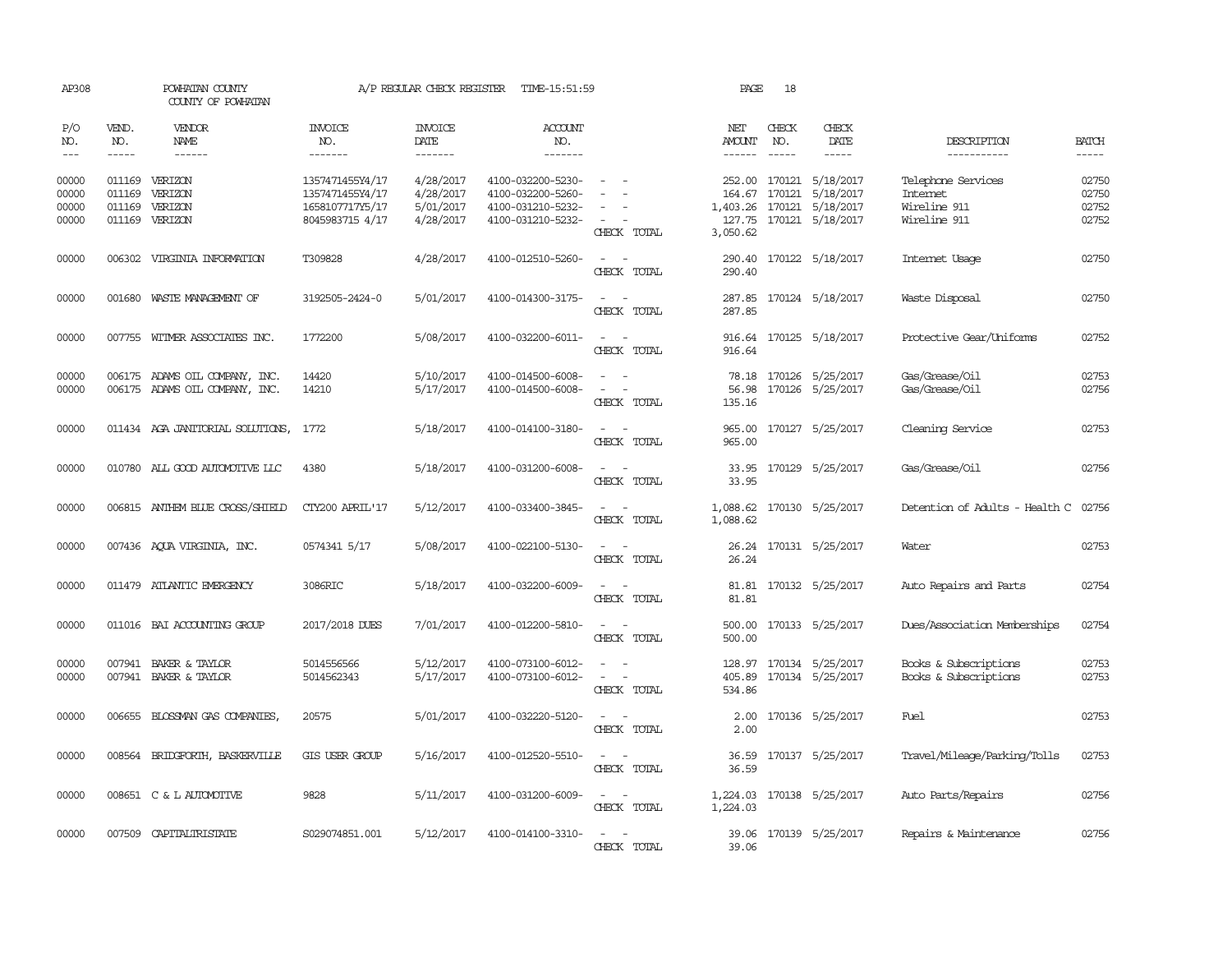AP308 POWHATAN COUNTY A/P REGULAR CHECK REGISTER TIME-15:51:59

COUNTY OF POWHATAN

| P/O NO. | VEND. NO. | VENDOR NAME | INVOICE NO. | INVOICE DATE | ACCOUNT NO. | | NET AMOUNT | CHECK NO. | CHECK DATE | DESCRIPTION | BATCH |
|---|---|---|---|---|---|---|---|---|---|---|---|
| 00000 | 011169 | VERIZON | 1357471455Y4/17 | 4/28/2017 | 4100-032200-5230- | - - | 252.00 | 170121 | 5/18/2017 | Telephone Services | 02750 |
| 00000 | 011169 | VERIZON | 1357471455Y4/17 | 4/28/2017 | 4100-032200-5260- | - - | 164.67 | 170121 | 5/18/2017 | Internet | 02750 |
| 00000 | 011169 | VERIZON | 1658107717Y5/17 | 5/01/2017 | 4100-031210-5232- | - - | 1,403.26 | 170121 | 5/18/2017 | Wireline 911 | 02752 |
| 00000 | 011169 | VERIZON | 8045983715 4/17 | 4/28/2017 | 4100-031210-5232- | - - | 127.75 | 170121 | 5/18/2017 | Wireline 911 | 02752 |
| | | | | | | CHECK TOTAL | 3,050.62 | | | | |
| 00000 | 006302 | VIRGINIA INFORMATION | T309828 | 4/28/2017 | 4100-012510-5260- | - - | 290.40 | 170122 | 5/18/2017 | Internet Usage | 02750 |
| | | | | | | CHECK TOTAL | 290.40 | | | | |
| 00000 | 001680 | WASTE MANAGEMENT OF | 3192505-2424-0 | 5/01/2017 | 4100-014300-3175- | - - | 287.85 | 170124 | 5/18/2017 | Waste Disposal | 02750 |
| | | | | | | CHECK TOTAL | 287.85 | | | | |
| 00000 | 007755 | WITMER ASSOCIATES INC. | 1772200 | 5/08/2017 | 4100-032200-6011- | - - | 916.64 | 170125 | 5/18/2017 | Protective Gear/Uniforms | 02752 |
| | | | | | | CHECK TOTAL | 916.64 | | | | |
| 00000 | 006175 | ADAMS OIL COMPANY, INC. | 14420 | 5/10/2017 | 4100-014500-6008- | - - | 78.18 | 170126 | 5/25/2017 | Gas/Grease/Oil | 02753 |
| 00000 | 006175 | ADAMS OIL COMPANY, INC. | 14210 | 5/17/2017 | 4100-014500-6008- | - - | 56.98 | 170126 | 5/25/2017 | Gas/Grease/Oil | 02756 |
| | | | | | | CHECK TOTAL | 135.16 | | | | |
| 00000 | 011434 | AGA JANITORIAL SOLUTIONS, | 1772 | 5/18/2017 | 4100-014100-3180- | - - | 965.00 | 170127 | 5/25/2017 | Cleaning Service | 02753 |
| | | | | | | CHECK TOTAL | 965.00 | | | | |
| 00000 | 010780 | ALL GOOD AUTOMOTIVE LLC | 4380 | 5/18/2017 | 4100-031200-6008- | - - | 33.95 | 170129 | 5/25/2017 | Gas/Grease/Oil | 02756 |
| | | | | | | CHECK TOTAL | 33.95 | | | | |
| 00000 | 006815 | ANTHEM BLUE CROSS/SHIELD | CTY200 APRIL'17 | 5/12/2017 | 4100-033400-3845- | - - | 1,088.62 | 170130 | 5/25/2017 | Detention of Adults - Health C | 02756 |
| | | | | | | CHECK TOTAL | 1,088.62 | | | | |
| 00000 | 007436 | AQUA VIRGINIA, INC. | 0574341 5/17 | 5/08/2017 | 4100-022100-5130- | - - | 26.24 | 170131 | 5/25/2017 | Water | 02753 |
| | | | | | | CHECK TOTAL | 26.24 | | | | |
| 00000 | 011479 | ATLANTIC EMERGENCY | 3086RIC | 5/18/2017 | 4100-032200-6009- | - - | 81.81 | 170132 | 5/25/2017 | Auto Repairs and Parts | 02754 |
| | | | | | | CHECK TOTAL | 81.81 | | | | |
| 00000 | 011016 | BAI ACCOUNTING GROUP | 2017/2018 DUES | 7/01/2017 | 4100-012200-5810- | - - | 500.00 | 170133 | 5/25/2017 | Dues/Association Memberships | 02754 |
| | | | | | | CHECK TOTAL | 500.00 | | | | |
| 00000 | 007941 | BAKER & TAYLOR | 5014556566 | 5/12/2017 | 4100-073100-6012- | - - | 128.97 | 170134 | 5/25/2017 | Books & Subscriptions | 02753 |
| 00000 | 007941 | BAKER & TAYLOR | 5014562343 | 5/17/2017 | 4100-073100-6012- | - - | 405.89 | 170134 | 5/25/2017 | Books & Subscriptions | 02753 |
| | | | | | | CHECK TOTAL | 534.86 | | | | |
| 00000 | 006655 | BLOSSMAN GAS COMPANIES, | 20575 | 5/01/2017 | 4100-032220-5120- | - - | 2.00 | 170136 | 5/25/2017 | Fuel | 02753 |
| | | | | | | CHECK TOTAL | 2.00 | | | | |
| 00000 | 008564 | BRIDGFORTH, BASKERVILLE | GIS USER GROUP | 5/16/2017 | 4100-012520-5510- | - - | 36.59 | 170137 | 5/25/2017 | Travel/Mileage/Parking/Tolls | 02753 |
| | | | | | | CHECK TOTAL | 36.59 | | | | |
| 00000 | 008651 | C & L AUTOMOTIVE | 9828 | 5/11/2017 | 4100-031200-6009- | - - | 1,224.03 | 170138 | 5/25/2017 | Auto Parts/Repairs | 02756 |
| | | | | | | CHECK TOTAL | 1,224.03 | | | | |
| 00000 | 007509 | CAPITALTRISTATE | S029074851.001 | 5/12/2017 | 4100-014100-3310- | - - | 39.06 | 170139 | 5/25/2017 | Repairs & Maintenance | 02756 |
| | | | | | | CHECK TOTAL | 39.06 | | | | |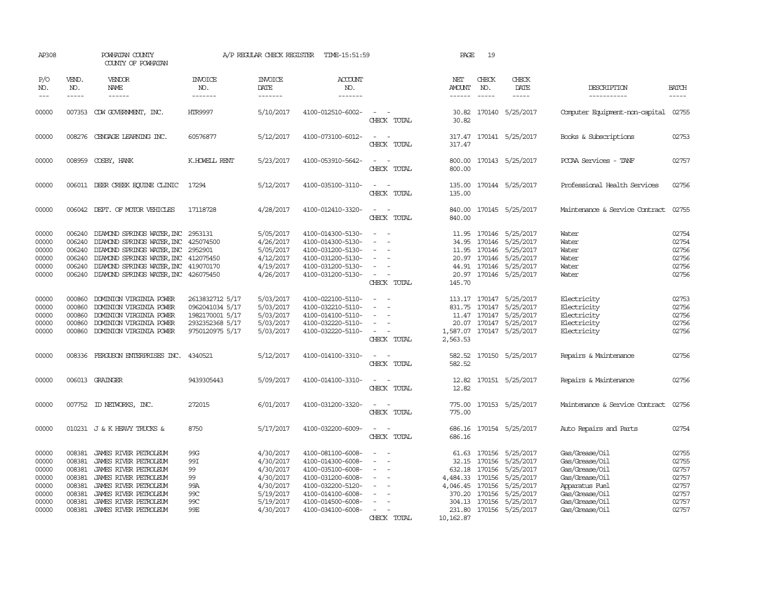AP308 POWHATAN COUNTY COUNTY OF POWHATAN A/P REGULAR CHECK REGISTER TIME-15:51:59 PAGE 19

| P/O NO. | VEND. NO. | VENDOR NAME | INVOICE NO. | INVOICE DATE | ACCOUNT NO. | | NET AMOUNT | CHECK NO. | CHECK DATE | DESCRIPTION | BATCH |
|---|---|---|---|---|---|---|---|---|---|---|---|
| 00000 | 007353 | CDW GOVERNMENT, INC. | HTR9997 | 5/10/2017 | 4100-012510-6002- | - - | 30.82 | 170140 | 5/25/2017 | Computer Equipment-non-capital | 02755 |
| | | | | | | CHECK TOTAL | 30.82 | | | | |
| 00000 | 008276 | CENGAGE LEARNING INC. | 60576877 | 5/12/2017 | 4100-073100-6012- | - - | 317.47 | 170141 | 5/25/2017 | Books & Subscriptions | 02753 |
| | | | | | | CHECK TOTAL | 317.47 | | | | |
| 00000 | 008959 | COSBY, HANK | K.HOWELL RENT | 5/23/2017 | 4100-053910-5642- | - - | 800.00 | 170143 | 5/25/2017 | PCCAA Services - TANF | 02757 |
| | | | | | | CHECK TOTAL | 800.00 | | | | |
| 00000 | 006011 | DEER CREEK EQUINE CLINIC | 17294 | 5/12/2017 | 4100-035100-3110- | - - | 135.00 | 170144 | 5/25/2017 | Professional Health Services | 02756 |
| | | | | | | CHECK TOTAL | 135.00 | | | | |
| 00000 | 006042 | DEPT. OF MOTOR VEHICLES | 17118728 | 4/28/2017 | 4100-012410-3320- | - - | 840.00 | 170145 | 5/25/2017 | Maintenance & Service Contract | 02755 |
| | | | | | | CHECK TOTAL | 840.00 | | | | |
| 00000 | 006240 | DIAMOND SPRINGS WATER, INC | 2953131 | 5/05/2017 | 4100-014300-5130- | - - | 11.95 | 170146 | 5/25/2017 | Water | 02754 |
| 00000 | 006240 | DIAMOND SPRINGS WATER, INC | 425074500 | 4/26/2017 | 4100-014300-5130- | - - | 34.95 | 170146 | 5/25/2017 | Water | 02754 |
| 00000 | 006240 | DIAMOND SPRINGS WATER, INC | 2952901 | 5/05/2017 | 4100-031200-5130- | - - | 11.95 | 170146 | 5/25/2017 | Water | 02756 |
| 00000 | 006240 | DIAMOND SPRINGS WATER, INC | 412075450 | 4/12/2017 | 4100-031200-5130- | - - | 20.97 | 170146 | 5/25/2017 | Water | 02756 |
| 00000 | 006240 | DIAMOND SPRINGS WATER, INC | 419070170 | 4/19/2017 | 4100-031200-5130- | - - | 44.91 | 170146 | 5/25/2017 | Water | 02756 |
| 00000 | 006240 | DIAMOND SPRINGS WATER, INC | 426075450 | 4/26/2017 | 4100-031200-5130- | - - | 20.97 | 170146 | 5/25/2017 | Water | 02756 |
| | | | | | | CHECK TOTAL | 145.70 | | | | |
| 00000 | 000860 | DOMINION VIRGINIA POWER | 2613832712 5/17 | 5/03/2017 | 4100-022100-5110- | - - | 113.17 | 170147 | 5/25/2017 | Electricity | 02753 |
| 00000 | 000860 | DOMINION VIRGINIA POWER | 0962041034 5/17 | 5/03/2017 | 4100-032210-5110- | - - | 831.75 | 170147 | 5/25/2017 | Electricity | 02756 |
| 00000 | 000860 | DOMINION VIRGINIA POWER | 1982170001 5/17 | 5/03/2017 | 4100-014100-5110- | - - | 11.47 | 170147 | 5/25/2017 | Electricity | 02756 |
| 00000 | 000860 | DOMINION VIRGINIA POWER | 2932352368 5/17 | 5/03/2017 | 4100-032220-5110- | - - | 20.07 | 170147 | 5/25/2017 | Electricity | 02756 |
| 00000 | 000860 | DOMINION VIRGINIA POWER | 9750120975 5/17 | 5/03/2017 | 4100-032220-5110- | - - | 1,587.07 | 170147 | 5/25/2017 | Electricity | 02756 |
| | | | | | | CHECK TOTAL | 2,563.53 | | | | |
| 00000 | 008336 | FERGUSON ENTERPRISES INC. | 4340521 | 5/12/2017 | 4100-014100-3310- | - - | 582.52 | 170150 | 5/25/2017 | Repairs & Maintenance | 02756 |
| | | | | | | CHECK TOTAL | 582.52 | | | | |
| 00000 | 006013 | GRAINGER | 9439305443 | 5/09/2017 | 4100-014100-3310- | - - | 12.82 | 170151 | 5/25/2017 | Repairs & Maintenance | 02756 |
| | | | | | | CHECK TOTAL | 12.82 | | | | |
| 00000 | 007752 | ID NETWORKS, INC. | 272015 | 6/01/2017 | 4100-031200-3320- | - - | 775.00 | 170153 | 5/25/2017 | Maintenance & Service Contract | 02756 |
| | | | | | | CHECK TOTAL | 775.00 | | | | |
| 00000 | 010231 | J & K HEAVY TRUCKS & | 8750 | 5/17/2017 | 4100-032200-6009- | - - | 686.16 | 170154 | 5/25/2017 | Auto Repairs and Parts | 02754 |
| | | | | | | CHECK TOTAL | 686.16 | | | | |
| 00000 | 008381 | JAMES RIVER PETROLEUM | 99G | 4/30/2017 | 4100-081100-6008- | - - | 61.63 | 170156 | 5/25/2017 | Gas/Grease/Oil | 02755 |
| 00000 | 008381 | JAMES RIVER PETROLEUM | 99I | 4/30/2017 | 4100-014300-6008- | - - | 32.15 | 170156 | 5/25/2017 | Gas/Grease/Oil | 02755 |
| 00000 | 008381 | JAMES RIVER PETROLEUM | 99 | 4/30/2017 | 4100-035100-6008- | - - | 632.18 | 170156 | 5/25/2017 | Gas/Grease/Oil | 02757 |
| 00000 | 008381 | JAMES RIVER PETROLEUM | 99 | 4/30/2017 | 4100-031200-6008- | - - | 4,484.33 | 170156 | 5/25/2017 | Gas/Grease/Oil | 02757 |
| 00000 | 008381 | JAMES RIVER PETROLEUM | 99A | 4/30/2017 | 4100-032200-5120- | - - | 4,046.45 | 170156 | 5/25/2017 | Apparatus Fuel | 02757 |
| 00000 | 008381 | JAMES RIVER PETROLEUM | 99C | 5/19/2017 | 4100-014100-6008- | - - | 370.20 | 170156 | 5/25/2017 | Gas/Grease/Oil | 02757 |
| 00000 | 008381 | JAMES RIVER PETROLEUM | 99C | 5/19/2017 | 4100-014500-6008- | - - | 304.13 | 170156 | 5/25/2017 | Gas/Grease/Oil | 02757 |
| 00000 | 008381 | JAMES RIVER PETROLEUM | 99E | 4/30/2017 | 4100-034100-6008- | - - | 231.80 | 170156 | 5/25/2017 | Gas/Grease/Oil | 02757 |
| | | | | | | CHECK TOTAL | 10,162.87 | | | | |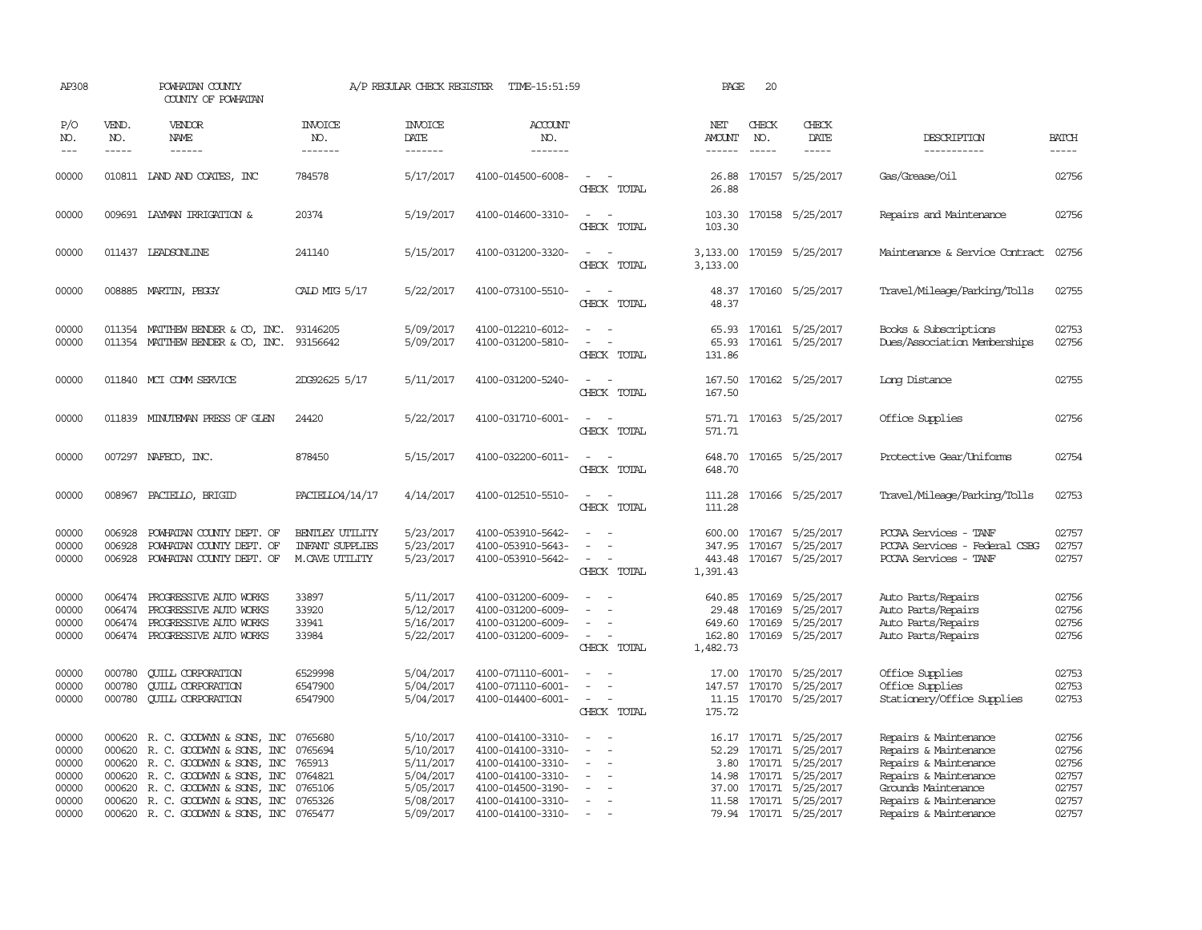AP308 POWHATAN COUNTY A/P REGULAR CHECK REGISTER TIME-15:51:59 PAGE 20

COUNTY OF POWHATAN

| P/O NO. | VEND. NO. | VENDOR NAME | INVOICE NO. | INVOICE DATE | ACCOUNT NO. | | NET AMOUNT | CHECK NO. | CHECK DATE | DESCRIPTION | BATCH |
|---|---|---|---|---|---|---|---|---|---|---|---|
| 00000 | 010811 | LAND AND COATES, INC | 784578 | 5/17/2017 | 4100-014500-6008- | - - | 26.88 | 170157 | 5/25/2017 | Gas/Grease/Oil | 02756 |
| | | | | | | CHECK TOTAL | 26.88 | | | | |
| 00000 | 009691 | LAYMAN IRRIGATION & | 20374 | 5/19/2017 | 4100-014600-3310- | - - | 103.30 | 170158 | 5/25/2017 | Repairs and Maintenance | 02756 |
| | | | | | | CHECK TOTAL | 103.30 | | | | |
| 00000 | 011437 | LEADSONLINE | 241140 | 5/15/2017 | 4100-031200-3320- | - - | 3,133.00 | 170159 | 5/25/2017 | Maintenance & Service Contract | 02756 |
| | | | | | | CHECK TOTAL | 3,133.00 | | | | |
| 00000 | 008885 | MARTIN, PEGGY | CALD MTG 5/17 | 5/22/2017 | 4100-073100-5510- | - - | 48.37 | 170160 | 5/25/2017 | Travel/Mileage/Parking/Tolls | 02755 |
| | | | | | | CHECK TOTAL | 48.37 | | | | |
| 00000 | 011354 | MATTHEW BENDER & CO, INC. | 93146205 | 5/09/2017 | 4100-012210-6012- | - - | 65.93 | 170161 | 5/25/2017 | Books & Subscriptions | 02753 |
| 00000 | 011354 | MATTHEW BENDER & CO, INC. | 93156642 | 5/09/2017 | 4100-031200-5810- | - - | 65.93 | 170161 | 5/25/2017 | Dues/Association Memberships | 02756 |
| | | | | | | CHECK TOTAL | 131.86 | | | | |
| 00000 | 011840 | MCI COMM SERVICE | 2DG92625 5/17 | 5/11/2017 | 4100-031200-5240- | - - | 167.50 | 170162 | 5/25/2017 | Long Distance | 02755 |
| | | | | | | CHECK TOTAL | 167.50 | | | | |
| 00000 | 011839 | MINUTEMAN PRESS OF GLEN | 24420 | 5/22/2017 | 4100-031710-6001- | - - | 571.71 | 170163 | 5/25/2017 | Office Supplies | 02756 |
| | | | | | | CHECK TOTAL | 571.71 | | | | |
| 00000 | 007297 | NAFECO, INC. | 878450 | 5/15/2017 | 4100-032200-6011- | - - | 648.70 | 170165 | 5/25/2017 | Protective Gear/Uniforms | 02754 |
| | | | | | | CHECK TOTAL | 648.70 | | | | |
| 00000 | 008967 | PACIELLO, BRIGID | PACIELLO4/14/17 | 4/14/2017 | 4100-012510-5510- | - - | 111.28 | 170166 | 5/25/2017 | Travel/Mileage/Parking/Tolls | 02753 |
| | | | | | | CHECK TOTAL | 111.28 | | | | |
| 00000 | 006928 | POWHATAN COUNTY DEPT. OF | BENTLEY UTILITY | 5/23/2017 | 4100-053910-5642- | - - | 600.00 | 170167 | 5/25/2017 | PCCAA Services - TANF | 02757 |
| 00000 | 006928 | POWHATAN COUNTY DEPT. OF | INFANT SUPPLIES | 5/23/2017 | 4100-053910-5643- | - - | 347.95 | 170167 | 5/25/2017 | PCCAA Services - Federal CSBG | 02757 |
| 00000 | 006928 | POWHATAN COUNTY DEPT. OF | M.CAVE UTILITY | 5/23/2017 | 4100-053910-5642- | - - | 443.48 | 170167 | 5/25/2017 | PCCAA Services - TANF | 02757 |
| | | | | | | CHECK TOTAL | 1,391.43 | | | | |
| 00000 | 006474 | PROGRESSIVE AUTO WORKS | 33897 | 5/11/2017 | 4100-031200-6009- | - - | 640.85 | 170169 | 5/25/2017 | Auto Parts/Repairs | 02756 |
| 00000 | 006474 | PROGRESSIVE AUTO WORKS | 33920 | 5/12/2017 | 4100-031200-6009- | - - | 29.48 | 170169 | 5/25/2017 | Auto Parts/Repairs | 02756 |
| 00000 | 006474 | PROGRESSIVE AUTO WORKS | 33941 | 5/16/2017 | 4100-031200-6009- | - - | 649.60 | 170169 | 5/25/2017 | Auto Parts/Repairs | 02756 |
| 00000 | 006474 | PROGRESSIVE AUTO WORKS | 33984 | 5/22/2017 | 4100-031200-6009- | - - | 162.80 | 170169 | 5/25/2017 | Auto Parts/Repairs | 02756 |
| | | | | | | CHECK TOTAL | 1,482.73 | | | | |
| 00000 | 000780 | QUILL CORPORATION | 6529998 | 5/04/2017 | 4100-071110-6001- | - - | 17.00 | 170170 | 5/25/2017 | Office Supplies | 02753 |
| 00000 | 000780 | QUILL CORPORATION | 6547900 | 5/04/2017 | 4100-071110-6001- | - - | 147.57 | 170170 | 5/25/2017 | Office Supplies | 02753 |
| 00000 | 000780 | QUILL CORPORATION | 6547900 | 5/04/2017 | 4100-014400-6001- | - - | 11.15 | 170170 | 5/25/2017 | Stationery/Office Supplies | 02753 |
| | | | | | | CHECK TOTAL | 175.72 | | | | |
| 00000 | 000620 | R. C. GOODWYN & SONS, INC | 0765680 | 5/10/2017 | 4100-014100-3310- | - - | 16.17 | 170171 | 5/25/2017 | Repairs & Maintenance | 02756 |
| 00000 | 000620 | R. C. GOODWYN & SONS, INC | 0765694 | 5/10/2017 | 4100-014100-3310- | - - | 52.29 | 170171 | 5/25/2017 | Repairs & Maintenance | 02756 |
| 00000 | 000620 | R. C. GOODWYN & SONS, INC | 765913 | 5/11/2017 | 4100-014100-3310- | - - | 3.80 | 170171 | 5/25/2017 | Repairs & Maintenance | 02756 |
| 00000 | 000620 | R. C. GOODWYN & SONS, INC | 0764821 | 5/04/2017 | 4100-014100-3310- | - - | 14.98 | 170171 | 5/25/2017 | Repairs & Maintenance | 02757 |
| 00000 | 000620 | R. C. GOODWYN & SONS, INC | 0765106 | 5/05/2017 | 4100-014500-3190- | - - | 37.00 | 170171 | 5/25/2017 | Grounds Maintenance | 02757 |
| 00000 | 000620 | R. C. GOODWYN & SONS, INC | 0765326 | 5/08/2017 | 4100-014100-3310- | - - | 11.58 | 170171 | 5/25/2017 | Repairs & Maintenance | 02757 |
| 00000 | 000620 | R. C. GOODWYN & SONS, INC | 0765477 | 5/09/2017 | 4100-014100-3310- | - - | 79.94 | 170171 | 5/25/2017 | Repairs & Maintenance | 02757 |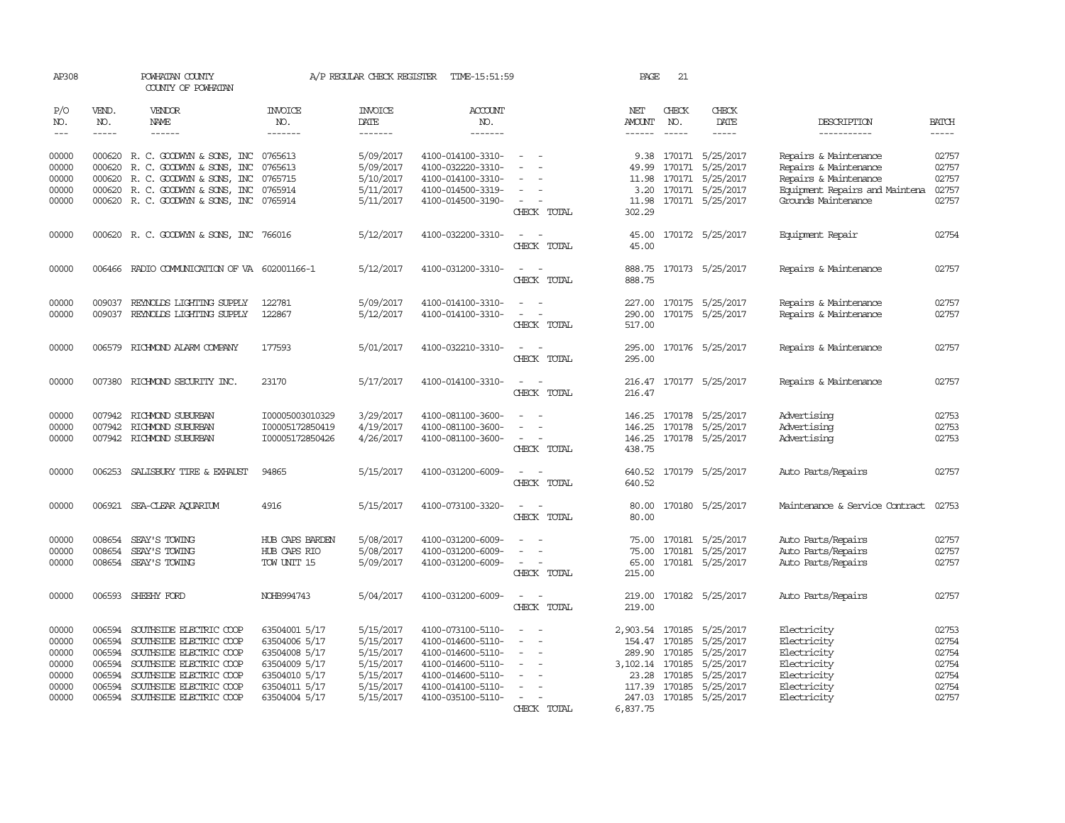AP308 POWHATAN COUNTY A/P REGULAR CHECK REGISTER TIME-15:51:59 PAGE 21

COUNTY OF POWHATAN

| P/O NO. | VEND. NO. | VENDOR NAME | INVOICE NO. | INVOICE DATE | ACCOUNT NO. | | NET AMOUNT | CHECK NO. | CHECK DATE | DESCRIPTION | BATCH |
|---|---|---|---|---|---|---|---|---|---|---|---|
| 00000 | 000620 | R. C. GOODWYN & SONS, INC | 0765613 | 5/09/2017 | 4100-014100-3310- | - - | 9.38 | 170171 | 5/25/2017 | Repairs & Maintenance | 02757 |
| 00000 | 000620 | R. C. GOODWYN & SONS, INC | 0765613 | 5/09/2017 | 4100-032220-3310- | - - | 49.99 | 170171 | 5/25/2017 | Repairs & Maintenance | 02757 |
| 00000 | 000620 | R. C. GOODWYN & SONS, INC | 0765715 | 5/10/2017 | 4100-014100-3310- | - - | 11.98 | 170171 | 5/25/2017 | Repairs & Maintenance | 02757 |
| 00000 | 000620 | R. C. GOODWYN & SONS, INC | 0765914 | 5/11/2017 | 4100-014500-3319- | - - | 3.20 | 170171 | 5/25/2017 | Equipment Repairs and Maintena | 02757 |
| 00000 | 000620 | R. C. GOODWYN & SONS, INC | 0765914 | 5/11/2017 | 4100-014500-3190- | - - | 11.98 | 170171 | 5/25/2017 | Grounds Maintenance | 02757 |
| | | | | | | CHECK TOTAL | 302.29 | | | | |
| 00000 | 000620 | R. C. GOODWYN & SONS, INC | 766016 | 5/12/2017 | 4100-032200-3310- | - - | 45.00 | 170172 | 5/25/2017 | Equipment Repair | 02754 |
| | | | | | | CHECK TOTAL | 45.00 | | | | |
| 00000 | 006466 | RADIO COMMUNICATION OF VA | 602001166-1 | 5/12/2017 | 4100-031200-3310- | - - | 888.75 | 170173 | 5/25/2017 | Repairs & Maintenance | 02757 |
| | | | | | | CHECK TOTAL | 888.75 | | | | |
| 00000 | 009037 | REYNOLDS LIGHTING SUPPLY | 122781 | 5/09/2017 | 4100-014100-3310- | - - | 227.00 | 170175 | 5/25/2017 | Repairs & Maintenance | 02757 |
| 00000 | 009037 | REYNOLDS LIGHTING SUPPLY | 122867 | 5/12/2017 | 4100-014100-3310- | - - | 290.00 | 170175 | 5/25/2017 | Repairs & Maintenance | 02757 |
| | | | | | | CHECK TOTAL | 517.00 | | | | |
| 00000 | 006579 | RICHMOND ALARM COMPANY | 177593 | 5/01/2017 | 4100-032210-3310- | - - | 295.00 | 170176 | 5/25/2017 | Repairs & Maintenance | 02757 |
| | | | | | | CHECK TOTAL | 295.00 | | | | |
| 00000 | 007380 | RICHMOND SECURITY INC. | 23170 | 5/17/2017 | 4100-014100-3310- | - - | 216.47 | 170177 | 5/25/2017 | Repairs & Maintenance | 02757 |
| | | | | | | CHECK TOTAL | 216.47 | | | | |
| 00000 | 007942 | RICHMOND SUBURBAN | I00005003010329 | 3/29/2017 | 4100-081100-3600- | - - | 146.25 | 170178 | 5/25/2017 | Advertising | 02753 |
| 00000 | 007942 | RICHMOND SUBURBAN | I00005172850419 | 4/19/2017 | 4100-081100-3600- | - - | 146.25 | 170178 | 5/25/2017 | Advertising | 02753 |
| 00000 | 007942 | RICHMOND SUBURBAN | I00005172850426 | 4/26/2017 | 4100-081100-3600- | - - | 146.25 | 170178 | 5/25/2017 | Advertising | 02753 |
| | | | | | | CHECK TOTAL | 438.75 | | | | |
| 00000 | 006253 | SALISBURY TIRE & EXHAUST | 94865 | 5/15/2017 | 4100-031200-6009- | - - | 640.52 | 170179 | 5/25/2017 | Auto Parts/Repairs | 02757 |
| | | | | | | CHECK TOTAL | 640.52 | | | | |
| 00000 | 006921 | SEA-CLEAR AQUARIUM | 4916 | 5/15/2017 | 4100-073100-3320- | - - | 80.00 | 170180 | 5/25/2017 | Maintenance & Service Contract | 02753 |
| | | | | | | CHECK TOTAL | 80.00 | | | | |
| 00000 | 008654 | SEAY'S TOWING | HUB CAPS BARDEN | 5/08/2017 | 4100-031200-6009- | - - | 75.00 | 170181 | 5/25/2017 | Auto Parts/Repairs | 02757 |
| 00000 | 008654 | SEAY'S TOWING | HUB CAPS RIO | 5/08/2017 | 4100-031200-6009- | - - | 75.00 | 170181 | 5/25/2017 | Auto Parts/Repairs | 02757 |
| 00000 | 008654 | SEAY'S TOWING | TOW UNIT 15 | 5/09/2017 | 4100-031200-6009- | - - | 65.00 | 170181 | 5/25/2017 | Auto Parts/Repairs | 02757 |
| | | | | | | CHECK TOTAL | 215.00 | | | | |
| 00000 | 006593 | SHEEHY FORD | NOHB994743 | 5/04/2017 | 4100-031200-6009- | - - | 219.00 | 170182 | 5/25/2017 | Auto Parts/Repairs | 02757 |
| | | | | | | CHECK TOTAL | 219.00 | | | | |
| 00000 | 006594 | SOUTHSIDE ELECTRIC COOP | 63504001 5/17 | 5/15/2017 | 4100-073100-5110- | - - | 2,903.54 | 170185 | 5/25/2017 | Electricity | 02753 |
| 00000 | 006594 | SOUTHSIDE ELECTRIC COOP | 63504006 5/17 | 5/15/2017 | 4100-014600-5110- | - - | 154.47 | 170185 | 5/25/2017 | Electricity | 02754 |
| 00000 | 006594 | SOUTHSIDE ELECTRIC COOP | 63504008 5/17 | 5/15/2017 | 4100-014600-5110- | - - | 289.90 | 170185 | 5/25/2017 | Electricity | 02754 |
| 00000 | 006594 | SOUTHSIDE ELECTRIC COOP | 63504009 5/17 | 5/15/2017 | 4100-014600-5110- | - - | 3,102.14 | 170185 | 5/25/2017 | Electricity | 02754 |
| 00000 | 006594 | SOUTHSIDE ELECTRIC COOP | 63504010 5/17 | 5/15/2017 | 4100-014600-5110- | - - | 23.28 | 170185 | 5/25/2017 | Electricity | 02754 |
| 00000 | 006594 | SOUTHSIDE ELECTRIC COOP | 63504011 5/17 | 5/15/2017 | 4100-014100-5110- | - - | 117.39 | 170185 | 5/25/2017 | Electricity | 02754 |
| 00000 | 006594 | SOUTHSIDE ELECTRIC COOP | 63504004 5/17 | 5/15/2017 | 4100-035100-5110- | - - | 247.03 | 170185 | 5/25/2017 | Electricity | 02757 |
| | | | | | | CHECK TOTAL | 6,837.75 | | | | |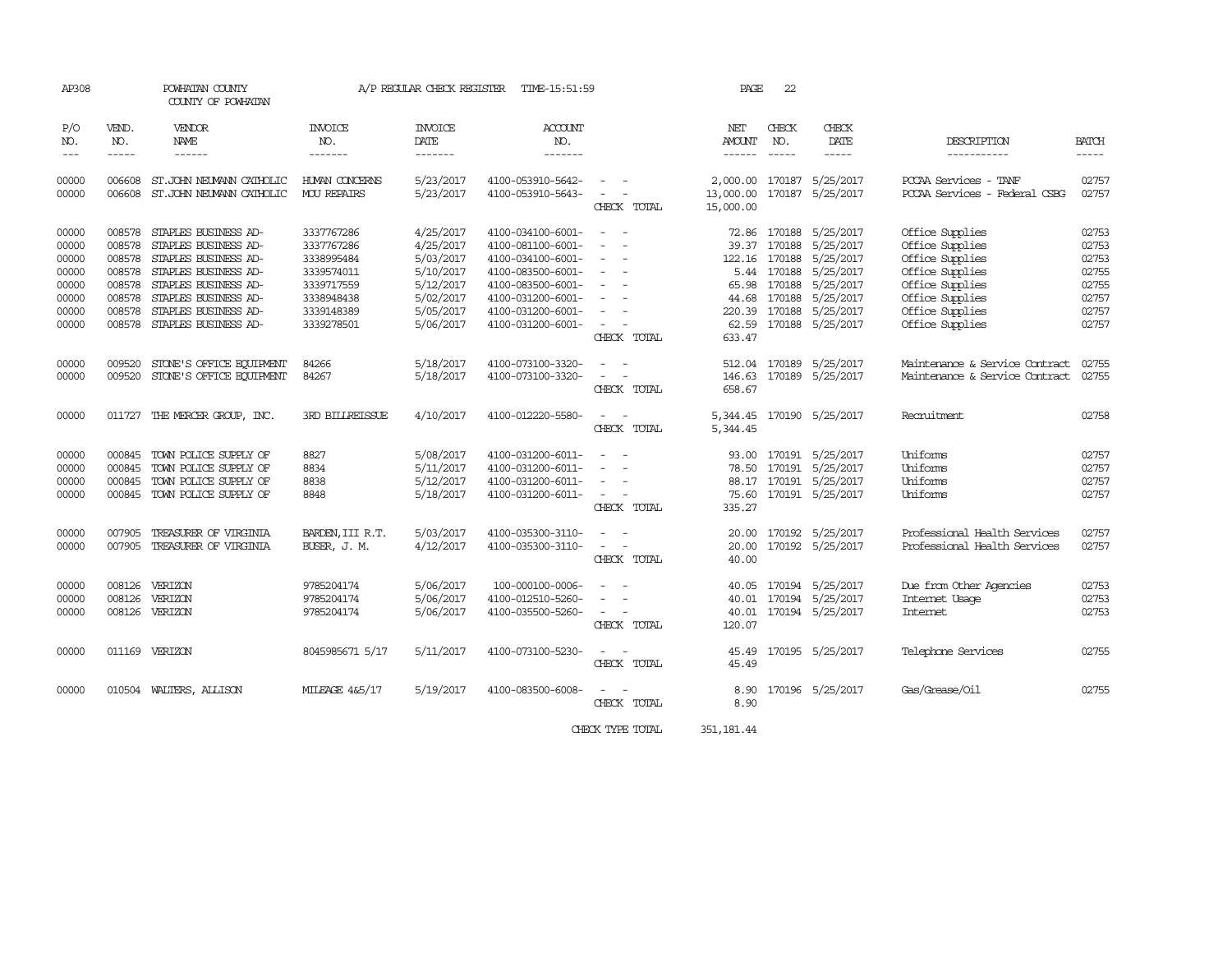AP308 POWHATAN COUNTY A/P REGULAR CHECK REGISTER TIME-15:51:59 PAGE 22

COUNTY OF POWHATAN

| P/O NO. | VEND. NO. | VENDOR NAME | INVOICE NO. | INVOICE DATE | ACCOUNT NO. | | NET AMOUNT | CHECK NO. | CHECK DATE | DESCRIPTION | BATCH |
|---|---|---|---|---|---|---|---|---|---|---|---|
| 00000 | 006608 | ST.JOHN NEUMANN CATHOLIC | HUMAN CONCERNS | 5/23/2017 | 4100-053910-5642- | - - | 2,000.00 | 170187 | 5/25/2017 | PCCAA Services - TANF | 02757 |
| 00000 | 006608 | ST.JOHN NEUMANN CATHOLIC | MOU REPAIRS | 5/23/2017 | 4100-053910-5643- | - - | 13,000.00 | 170187 | 5/25/2017 | PCCAA Services - Federal CSBG | 02757 |
| | | | | | | CHECK TOTAL | 15,000.00 | | | | |
| 00000 | 008578 | STAPLES BUSINESS AD- | 3337767286 | 4/25/2017 | 4100-034100-6001- | - - | 72.86 | 170188 | 5/25/2017 | Office Supplies | 02753 |
| 00000 | 008578 | STAPLES BUSINESS AD- | 3337767286 | 4/25/2017 | 4100-081100-6001- | - - | 39.37 | 170188 | 5/25/2017 | Office Supplies | 02753 |
| 00000 | 008578 | STAPLES BUSINESS AD- | 3338995484 | 5/03/2017 | 4100-034100-6001- | - - | 122.16 | 170188 | 5/25/2017 | Office Supplies | 02753 |
| 00000 | 008578 | STAPLES BUSINESS AD- | 3339574011 | 5/10/2017 | 4100-083500-6001- | - - | 5.44 | 170188 | 5/25/2017 | Office Supplies | 02755 |
| 00000 | 008578 | STAPLES BUSINESS AD- | 3339717559 | 5/12/2017 | 4100-083500-6001- | - - | 65.98 | 170188 | 5/25/2017 | Office Supplies | 02755 |
| 00000 | 008578 | STAPLES BUSINESS AD- | 3338948438 | 5/02/2017 | 4100-031200-6001- | - - | 44.68 | 170188 | 5/25/2017 | Office Supplies | 02757 |
| 00000 | 008578 | STAPLES BUSINESS AD- | 3339148389 | 5/05/2017 | 4100-031200-6001- | - - | 220.39 | 170188 | 5/25/2017 | Office Supplies | 02757 |
| 00000 | 008578 | STAPLES BUSINESS AD- | 3339278501 | 5/06/2017 | 4100-031200-6001- | - - | 62.59 | 170188 | 5/25/2017 | Office Supplies | 02757 |
| | | | | | | CHECK TOTAL | 633.47 | | | | |
| 00000 | 009520 | STONE'S OFFICE EQUIPMENT | 84266 | 5/18/2017 | 4100-073100-3320- | - - | 512.04 | 170189 | 5/25/2017 | Maintenance & Service Contract | 02755 |
| 00000 | 009520 | STONE'S OFFICE EQUIPMENT | 84267 | 5/18/2017 | 4100-073100-3320- | - - | 146.63 | 170189 | 5/25/2017 | Maintenance & Service Contract | 02755 |
| | | | | | | CHECK TOTAL | 658.67 | | | | |
| 00000 | 011727 | THE MERCER GROUP, INC. | 3RD BILLREISSUE | 4/10/2017 | 4100-012220-5580- | - - | 5,344.45 | 170190 | 5/25/2017 | Recruitment | 02758 |
| | | | | | | CHECK TOTAL | 5,344.45 | | | | |
| 00000 | 000845 | TOWN POLICE SUPPLY OF | 8827 | 5/08/2017 | 4100-031200-6011- | - - | 93.00 | 170191 | 5/25/2017 | Uniforms | 02757 |
| 00000 | 000845 | TOWN POLICE SUPPLY OF | 8834 | 5/11/2017 | 4100-031200-6011- | - - | 78.50 | 170191 | 5/25/2017 | Uniforms | 02757 |
| 00000 | 000845 | TOWN POLICE SUPPLY OF | 8838 | 5/12/2017 | 4100-031200-6011- | - - | 88.17 | 170191 | 5/25/2017 | Uniforms | 02757 |
| 00000 | 000845 | TOWN POLICE SUPPLY OF | 8848 | 5/18/2017 | 4100-031200-6011- | - - | 75.60 | 170191 | 5/25/2017 | Uniforms | 02757 |
| | | | | | | CHECK TOTAL | 335.27 | | | | |
| 00000 | 007905 | TREASURER OF VIRGINIA | BARDEN, III R.T. | 5/03/2017 | 4100-035300-3110- | - - | 20.00 | 170192 | 5/25/2017 | Professional Health Services | 02757 |
| 00000 | 007905 | TREASURER OF VIRGINIA | BUSER, J. M. | 4/12/2017 | 4100-035300-3110- | - - | 20.00 | 170192 | 5/25/2017 | Professional Health Services | 02757 |
| | | | | | | CHECK TOTAL | 40.00 | | | | |
| 00000 | 008126 | VERIZON | 9785204174 | 5/06/2017 | 100-000100-0006- | - - | 40.05 | 170194 | 5/25/2017 | Due from Other Agencies | 02753 |
| 00000 | 008126 | VERIZON | 9785204174 | 5/06/2017 | 4100-012510-5260- | - - | 40.01 | 170194 | 5/25/2017 | Internet Usage | 02753 |
| 00000 | 008126 | VERIZON | 9785204174 | 5/06/2017 | 4100-035500-5260- | - - | 40.01 | 170194 | 5/25/2017 | Internet | 02753 |
| | | | | | | CHECK TOTAL | 120.07 | | | | |
| 00000 | 011169 | VERIZON | 8045985671 5/17 | 5/11/2017 | 4100-073100-5230- | - - | 45.49 | 170195 | 5/25/2017 | Telephone Services | 02755 |
| | | | | | | CHECK TOTAL | 45.49 | | | | |
| 00000 | 010504 | WALTERS, ALLISON | MILEAGE 4&5/17 | 5/19/2017 | 4100-083500-6008- | - - | 8.90 | 170196 | 5/25/2017 | Gas/Grease/Oil | 02755 |
| | | | | | | CHECK TOTAL | 8.90 | | | | |
| | | | | | | CHECK TYPE TOTAL | 351,181.44 | | | | |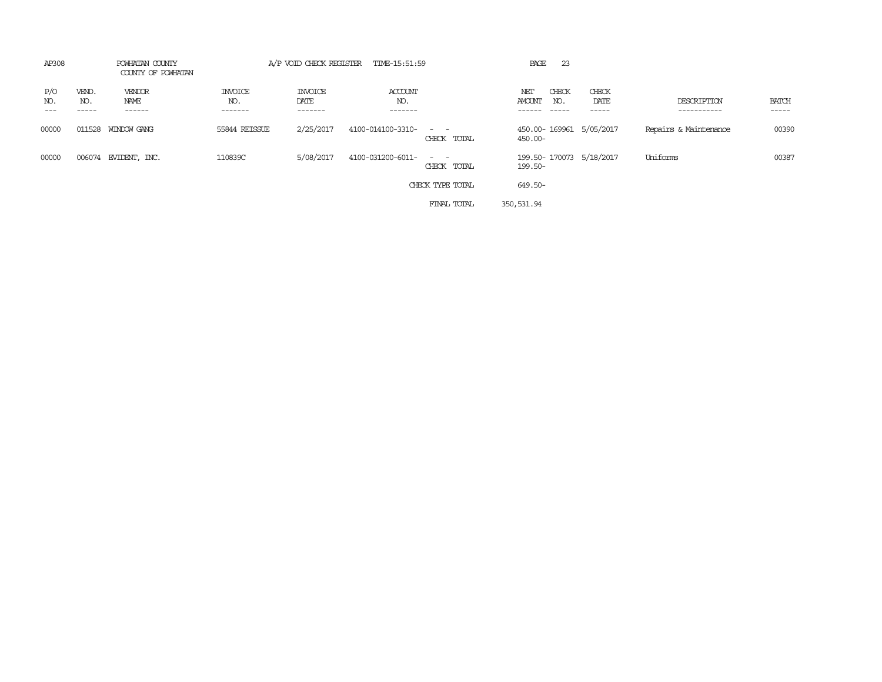AP308 POWHATAN COUNTY A/P VOID CHECK REGISTER TIME-15:51:59

COUNTY OF POWHATAN

| P/O NO. | VEND. NO. | VENDOR NAME | INVOICE NO. | INVOICE DATE | ACCOUNT NO. | | NET AMOUNT | CHECK NO. | CHECK DATE | DESCRIPTION | BATCH |
|---|---|---|---|---|---|---|---|---|---|---|---|
| 00000 | 011528 | WINDOW GANG | 55844 REISSUE | 2/25/2017 | 4100-014100-3310- | - - | 450.00- | 169961 | 5/05/2017 | Repairs & Maintenance | 00390 |
| | | | | | | CHECK TOTAL | 450.00- | | | | |
| 00000 | 006074 | EVIDENT, INC. | 110839C | 5/08/2017 | 4100-031200-6011- | - - | 199.50- | 170073 | 5/18/2017 | Uniforms | 00387 |
| | | | | | | CHECK TOTAL | 199.50- | | | | |
| | | | | | | CHECK TYPE TOTAL | 649.50- | | | | |
| | | | | | | FINAL TOTAL | 350,531.94 | | | | |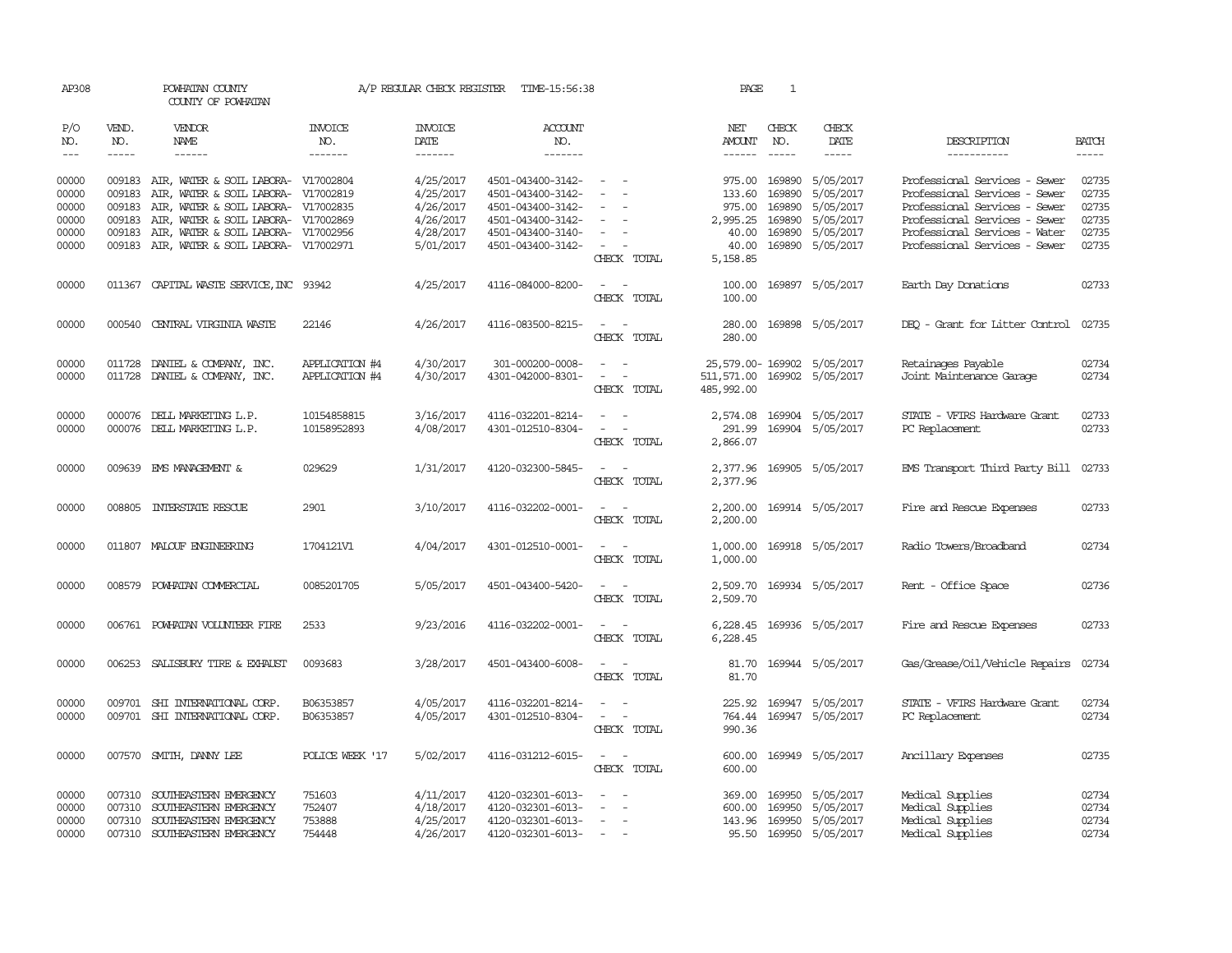AP308 POWHATAN COUNTY A/P REGULAR CHECK REGISTER TIME-15:56:38 PAGE 1

COUNTY OF POWHATAN

| P/O NO. | VEND. NO. | VENDOR NAME | INVOICE NO. | INVOICE DATE | ACCOUNT NO. | | NET AMOUNT | CHECK NO. | CHECK DATE | DESCRIPTION | BATCH |
|---|---|---|---|---|---|---|---|---|---|---|---|
| --- | ----- | ------ | ------- | ------- | ------- | | ------ | ----- | ----- | ----------- | ----- |
| 00000 | 009183 | AIR, WATER & SOIL LABORA- | V17002804 | 4/25/2017 | 4501-043400-3142- | - - | 975.00 | 169890 | 5/05/2017 | Professional Services - Sewer | 02735 |
| 00000 | 009183 | AIR, WATER & SOIL LABORA- | V17002819 | 4/25/2017 | 4501-043400-3142- | - - | 133.60 | 169890 | 5/05/2017 | Professional Services - Sewer | 02735 |
| 00000 | 009183 | AIR, WATER & SOIL LABORA- | V17002835 | 4/26/2017 | 4501-043400-3142- | - - | 975.00 | 169890 | 5/05/2017 | Professional Services - Sewer | 02735 |
| 00000 | 009183 | AIR, WATER & SOIL LABORA- | V17002869 | 4/26/2017 | 4501-043400-3142- | - - | 2,995.25 | 169890 | 5/05/2017 | Professional Services - Sewer | 02735 |
| 00000 | 009183 | AIR, WATER & SOIL LABORA- | V17002956 | 4/28/2017 | 4501-043400-3140- | - - | 40.00 | 169890 | 5/05/2017 | Professional Services - Water | 02735 |
| 00000 | 009183 | AIR, WATER & SOIL LABORA- | V17002971 | 5/01/2017 | 4501-043400-3142- | - - | 40.00 | 169890 | 5/05/2017 | Professional Services - Sewer | 02735 |
| | | | | | | CHECK TOTAL | 5,158.85 | | | | |
| 00000 | 011367 | CAPITAL WASTE SERVICE,INC | 93942 | 4/25/2017 | 4116-084000-8200- | - - | 100.00 | 169897 | 5/05/2017 | Earth Day Donations | 02733 |
| | | | | | | CHECK TOTAL | 100.00 | | | | |
| 00000 | 000540 | CENTRAL VIRGINIA WASTE | 22146 | 4/26/2017 | 4116-083500-8215- | - - | 280.00 | 169898 | 5/05/2017 | DEQ - Grant for Litter Control | 02735 |
| | | | | | | CHECK TOTAL | 280.00 | | | | |
| 00000 | 011728 | DANIEL & COMPANY, INC. | APPLICATION #4 | 4/30/2017 | 301-000200-0008- | - - | 25,579.00- | 169902 | 5/05/2017 | Retainages Payable | 02734 |
| 00000 | 011728 | DANIEL & COMPANY, INC. | APPLICATION #4 | 4/30/2017 | 4301-042000-8301- | - - | 511,571.00 | 169902 | 5/05/2017 | Joint Maintenance Garage | 02734 |
| | | | | | | CHECK TOTAL | 485,992.00 | | | | |
| 00000 | 000076 | DELL MARKETING L.P. | 10154858815 | 3/16/2017 | 4116-032201-8214- | - - | 2,574.08 | 169904 | 5/05/2017 | STATE - VFIRS Hardware Grant | 02733 |
| 00000 | 000076 | DELL MARKETING L.P. | 10158952893 | 4/08/2017 | 4301-012510-8304- | - - | 291.99 | 169904 | 5/05/2017 | PC Replacement | 02733 |
| | | | | | | CHECK TOTAL | 2,866.07 | | | | |
| 00000 | 009639 | EMS MANAGEMENT & | 029629 | 1/31/2017 | 4120-032300-5845- | - - | 2,377.96 | 169905 | 5/05/2017 | EMS Transport Third Party Bill | 02733 |
| | | | | | | CHECK TOTAL | 2,377.96 | | | | |
| 00000 | 008805 | INTERSTATE RESCUE | 2901 | 3/10/2017 | 4116-032202-0001- | - - | 2,200.00 | 169914 | 5/05/2017 | Fire and Rescue Expenses | 02733 |
| | | | | | | CHECK TOTAL | 2,200.00 | | | | |
| 00000 | 011807 | MALOUF ENGINEERING | 1704121V1 | 4/04/2017 | 4301-012510-0001- | - - | 1,000.00 | 169918 | 5/05/2017 | Radio Towers/Broadband | 02734 |
| | | | | | | CHECK TOTAL | 1,000.00 | | | | |
| 00000 | 008579 | POWHATAN COMMERCIAL | 0085201705 | 5/05/2017 | 4501-043400-5420- | - - | 2,509.70 | 169934 | 5/05/2017 | Rent - Office Space | 02736 |
| | | | | | | CHECK TOTAL | 2,509.70 | | | | |
| 00000 | 006761 | POWHATAN VOLUNTEER FIRE | 2533 | 9/23/2016 | 4116-032202-0001- | - - | 6,228.45 | 169936 | 5/05/2017 | Fire and Rescue Expenses | 02733 |
| | | | | | | CHECK TOTAL | 6,228.45 | | | | |
| 00000 | 006253 | SALISBURY TIRE & EXHAUST | 0093683 | 3/28/2017 | 4501-043400-6008- | - - | 81.70 | 169944 | 5/05/2017 | Gas/Grease/Oil/Vehicle Repairs | 02734 |
| | | | | | | CHECK TOTAL | 81.70 | | | | |
| 00000 | 009701 | SHI INTERNATIONAL CORP. | B06353857 | 4/05/2017 | 4116-032201-8214- | - - | 225.92 | 169947 | 5/05/2017 | STATE - VFIRS Hardware Grant | 02734 |
| 00000 | 009701 | SHI INTERNATIONAL CORP. | B06353857 | 4/05/2017 | 4301-012510-8304- | - - | 764.44 | 169947 | 5/05/2017 | PC Replacement | 02734 |
| | | | | | | CHECK TOTAL | 990.36 | | | | |
| 00000 | 007570 | SMITH, DANNY LEE | POLICE WEEK '17 | 5/02/2017 | 4116-031212-6015- | - - | 600.00 | 169949 | 5/05/2017 | Ancillary Expenses | 02735 |
| | | | | | | CHECK TOTAL | 600.00 | | | | |
| 00000 | 007310 | SOUTHEASTERN EMERGENCY | 751603 | 4/11/2017 | 4120-032301-6013- | - - | 369.00 | 169950 | 5/05/2017 | Medical Supplies | 02734 |
| 00000 | 007310 | SOUTHEASTERN EMERGENCY | 752407 | 4/18/2017 | 4120-032301-6013- | - - | 600.00 | 169950 | 5/05/2017 | Medical Supplies | 02734 |
| 00000 | 007310 | SOUTHEASTERN EMERGENCY | 753888 | 4/25/2017 | 4120-032301-6013- | - - | 143.96 | 169950 | 5/05/2017 | Medical Supplies | 02734 |
| 00000 | 007310 | SOUTHEASTERN EMERGENCY | 754448 | 4/26/2017 | 4120-032301-6013- | - - | 95.50 | 169950 | 5/05/2017 | Medical Supplies | 02734 |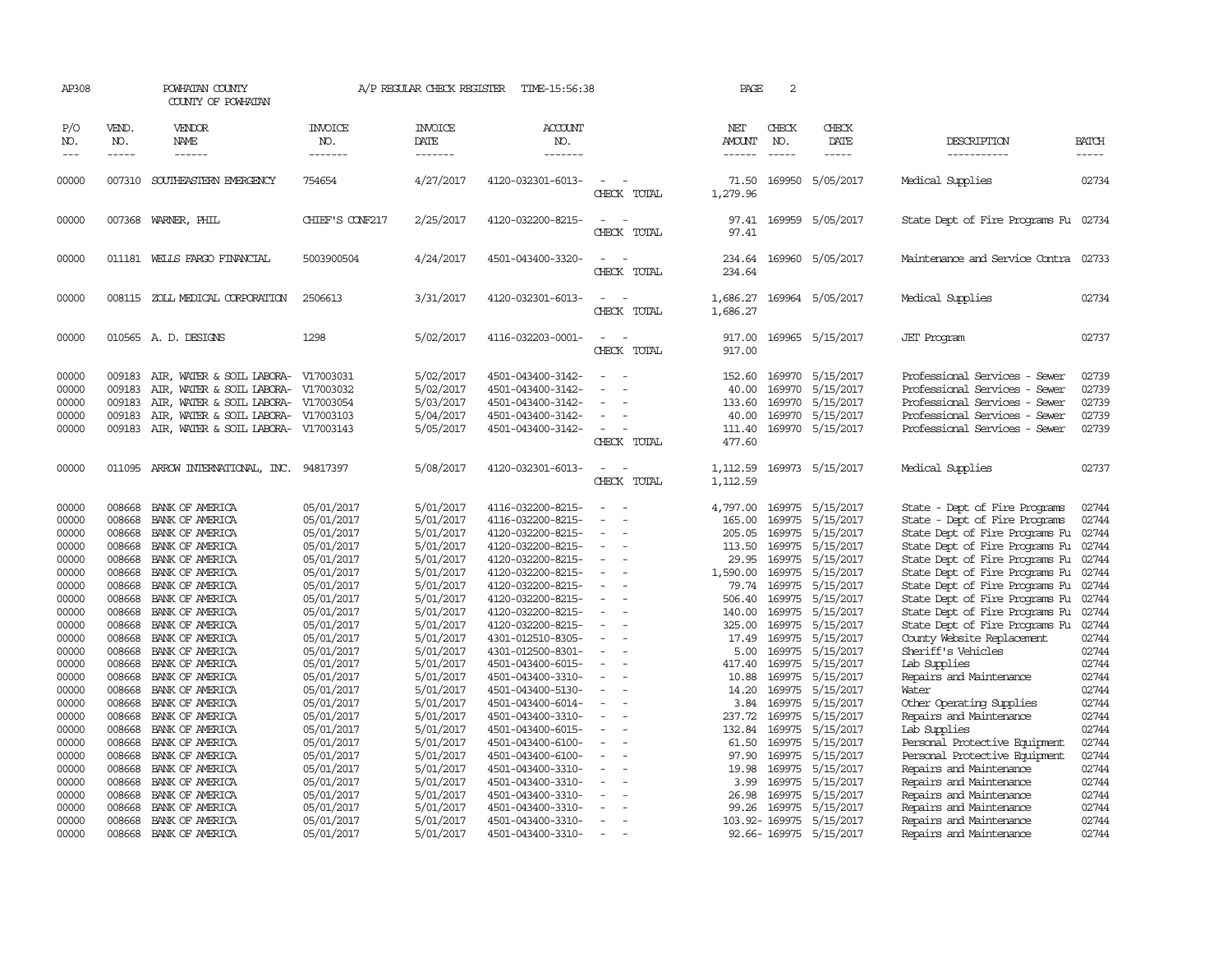AP308 POWHATAN COUNTY A/P REGULAR CHECK REGISTER TIME-15:56:38 PAGE 2

COUNTY OF POWHATAN

| P/O NO. | VEND. NO. | VENDOR NAME | INVOICE NO. | INVOICE DATE | ACCOUNT NO. | | NET AMOUNT | CHECK NO. | CHECK DATE | DESCRIPTION | BATCH |
|---|---|---|---|---|---|---|---|---|---|---|---|
| --- | ----- | ------ | ------- | ------- | ------- | | ------ | ----- | ----- | ----------- | ----- |
| 00000 | 007310 | SOUTHEASTERN EMERGENCY | 754654 | 4/27/2017 | 4120-032301-6013- | - - | 71.50 | 169950 | 5/05/2017 | Medical Supplies | 02734 |
| | | | | | | CHECK TOTAL | 1,279.96 | | | | |
| 00000 | 007368 | WARNER, PHIL | CHIEF'S CONF217 | 2/25/2017 | 4120-032200-8215- | - - | 97.41 | 169959 | 5/05/2017 | State Dept of Fire Programs Fu | 02734 |
| | | | | | | CHECK TOTAL | 97.41 | | | | |
| 00000 | 011181 | WELLS FARGO FINANCIAL | 5003900504 | 4/24/2017 | 4501-043400-3320- | - - | 234.64 | 169960 | 5/05/2017 | Maintenance and Service Contra | 02733 |
| | | | | | | CHECK TOTAL | 234.64 | | | | |
| 00000 | 008115 | ZOLL MEDICAL CORPORATION | 2506613 | 3/31/2017 | 4120-032301-6013- | - - | 1,686.27 | 169964 | 5/05/2017 | Medical Supplies | 02734 |
| | | | | | | CHECK TOTAL | 1,686.27 | | | | |
| 00000 | 010565 | A. D. DESIGNS | 1298 | 5/02/2017 | 4116-032203-0001- | - - | 917.00 | 169965 | 5/15/2017 | JET Program | 02737 |
| | | | | | | CHECK TOTAL | 917.00 | | | | |
| 00000 | 009183 | AIR, WATER & SOIL LABORA- | V17003031 | 5/02/2017 | 4501-043400-3142- | - - | 152.60 | 169970 | 5/15/2017 | Professional Services - Sewer | 02739 |
| 00000 | 009183 | AIR, WATER & SOIL LABORA- | V17003032 | 5/02/2017 | 4501-043400-3142- | - - | 40.00 | 169970 | 5/15/2017 | Professional Services - Sewer | 02739 |
| 00000 | 009183 | AIR, WATER & SOIL LABORA- | V17003054 | 5/03/2017 | 4501-043400-3142- | - - | 133.60 | 169970 | 5/15/2017 | Professional Services - Sewer | 02739 |
| 00000 | 009183 | AIR, WATER & SOIL LABORA- | V17003103 | 5/04/2017 | 4501-043400-3142- | - - | 40.00 | 169970 | 5/15/2017 | Professional Services - Sewer | 02739 |
| 00000 | 009183 | AIR, WATER & SOIL LABORA- | V17003143 | 5/05/2017 | 4501-043400-3142- | - - | 111.40 | 169970 | 5/15/2017 | Professional Services - Sewer | 02739 |
| | | | | | | CHECK TOTAL | 477.60 | | | | |
| 00000 | 011095 | ARROW INTERNATIONAL, INC. | 94817397 | 5/08/2017 | 4120-032301-6013- | - - | 1,112.59 | 169973 | 5/15/2017 | Medical Supplies | 02737 |
| | | | | | | CHECK TOTAL | 1,112.59 | | | | |
| 00000 | 008668 | BANK OF AMERICA | 05/01/2017 | 5/01/2017 | 4116-032200-8215- | - - | 4,797.00 | 169975 | 5/15/2017 | State - Dept of Fire Programs | 02744 |
| 00000 | 008668 | BANK OF AMERICA | 05/01/2017 | 5/01/2017 | 4116-032200-8215- | - - | 165.00 | 169975 | 5/15/2017 | State - Dept of Fire Programs | 02744 |
| 00000 | 008668 | BANK OF AMERICA | 05/01/2017 | 5/01/2017 | 4120-032200-8215- | - - | 205.05 | 169975 | 5/15/2017 | State Dept of Fire Programs Fu | 02744 |
| 00000 | 008668 | BANK OF AMERICA | 05/01/2017 | 5/01/2017 | 4120-032200-8215- | - - | 113.50 | 169975 | 5/15/2017 | State Dept of Fire Programs Fu | 02744 |
| 00000 | 008668 | BANK OF AMERICA | 05/01/2017 | 5/01/2017 | 4120-032200-8215- | - - | 29.95 | 169975 | 5/15/2017 | State Dept of Fire Programs Fu | 02744 |
| 00000 | 008668 | BANK OF AMERICA | 05/01/2017 | 5/01/2017 | 4120-032200-8215- | - - | 1,590.00 | 169975 | 5/15/2017 | State Dept of Fire Programs Fu | 02744 |
| 00000 | 008668 | BANK OF AMERICA | 05/01/2017 | 5/01/2017 | 4120-032200-8215- | - - | 79.74 | 169975 | 5/15/2017 | State Dept of Fire Programs Fu | 02744 |
| 00000 | 008668 | BANK OF AMERICA | 05/01/2017 | 5/01/2017 | 4120-032200-8215- | - - | 506.40 | 169975 | 5/15/2017 | State Dept of Fire Programs Fu | 02744 |
| 00000 | 008668 | BANK OF AMERICA | 05/01/2017 | 5/01/2017 | 4120-032200-8215- | - - | 140.00 | 169975 | 5/15/2017 | State Dept of Fire Programs Fu | 02744 |
| 00000 | 008668 | BANK OF AMERICA | 05/01/2017 | 5/01/2017 | 4120-032200-8215- | - - | 325.00 | 169975 | 5/15/2017 | State Dept of Fire Programs Fu | 02744 |
| 00000 | 008668 | BANK OF AMERICA | 05/01/2017 | 5/01/2017 | 4301-012510-8305- | - - | 17.49 | 169975 | 5/15/2017 | County Website Replacement | 02744 |
| 00000 | 008668 | BANK OF AMERICA | 05/01/2017 | 5/01/2017 | 4301-012500-8301- | - - | 5.00 | 169975 | 5/15/2017 | Sheriff's Vehicles | 02744 |
| 00000 | 008668 | BANK OF AMERICA | 05/01/2017 | 5/01/2017 | 4501-043400-6015- | - - | 417.40 | 169975 | 5/15/2017 | Lab Supplies | 02744 |
| 00000 | 008668 | BANK OF AMERICA | 05/01/2017 | 5/01/2017 | 4501-043400-3310- | - - | 10.88 | 169975 | 5/15/2017 | Repairs and Maintenance | 02744 |
| 00000 | 008668 | BANK OF AMERICA | 05/01/2017 | 5/01/2017 | 4501-043400-5130- | - - | 14.20 | 169975 | 5/15/2017 | Water | 02744 |
| 00000 | 008668 | BANK OF AMERICA | 05/01/2017 | 5/01/2017 | 4501-043400-6014- | - - | 3.84 | 169975 | 5/15/2017 | Other Operating Supplies | 02744 |
| 00000 | 008668 | BANK OF AMERICA | 05/01/2017 | 5/01/2017 | 4501-043400-3310- | - - | 237.72 | 169975 | 5/15/2017 | Repairs and Maintenance | 02744 |
| 00000 | 008668 | BANK OF AMERICA | 05/01/2017 | 5/01/2017 | 4501-043400-6015- | - - | 132.84 | 169975 | 5/15/2017 | Lab Supplies | 02744 |
| 00000 | 008668 | BANK OF AMERICA | 05/01/2017 | 5/01/2017 | 4501-043400-6100- | - - | 61.50 | 169975 | 5/15/2017 | Personal Protective Equipment | 02744 |
| 00000 | 008668 | BANK OF AMERICA | 05/01/2017 | 5/01/2017 | 4501-043400-6100- | - - | 97.90 | 169975 | 5/15/2017 | Personal Protective Equipment | 02744 |
| 00000 | 008668 | BANK OF AMERICA | 05/01/2017 | 5/01/2017 | 4501-043400-3310- | - - | 19.98 | 169975 | 5/15/2017 | Repairs and Maintenance | 02744 |
| 00000 | 008668 | BANK OF AMERICA | 05/01/2017 | 5/01/2017 | 4501-043400-3310- | - - | 3.99 | 169975 | 5/15/2017 | Repairs and Maintenance | 02744 |
| 00000 | 008668 | BANK OF AMERICA | 05/01/2017 | 5/01/2017 | 4501-043400-3310- | - - | 26.98 | 169975 | 5/15/2017 | Repairs and Maintenance | 02744 |
| 00000 | 008668 | BANK OF AMERICA | 05/01/2017 | 5/01/2017 | 4501-043400-3310- | - - | 99.26 | 169975 | 5/15/2017 | Repairs and Maintenance | 02744 |
| 00000 | 008668 | BANK OF AMERICA | 05/01/2017 | 5/01/2017 | 4501-043400-3310- | - - | 103.92- | 169975 | 5/15/2017 | Repairs and Maintenance | 02744 |
| 00000 | 008668 | BANK OF AMERICA | 05/01/2017 | 5/01/2017 | 4501-043400-3310- | - - | 92.66- | 169975 | 5/15/2017 | Repairs and Maintenance | 02744 |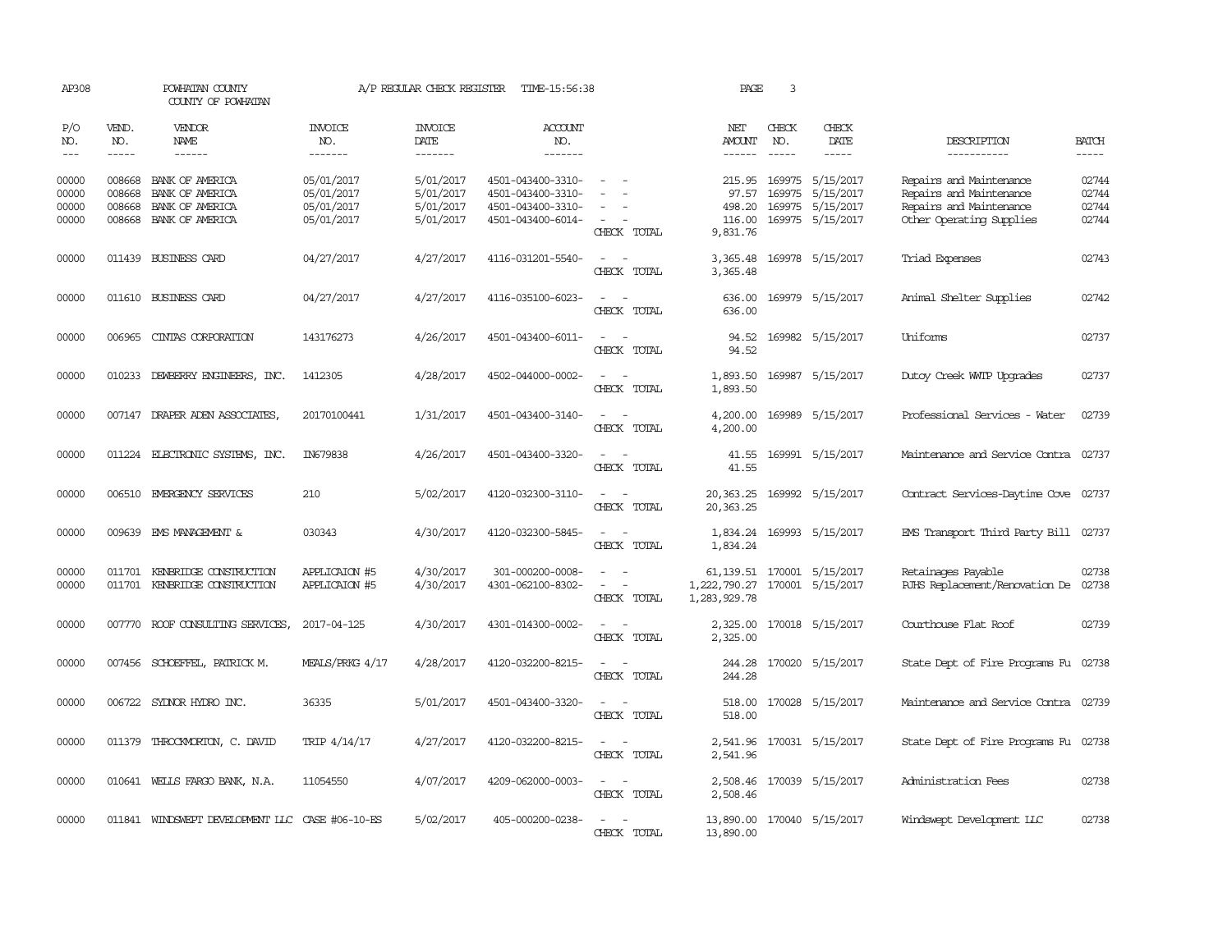AP308 POWHATAN COUNTY A/P REGULAR CHECK REGISTER TIME-15:56:38 PAGE 3

COUNTY OF POWHATAN

| P/O NO. | VEND. NO. | VENDOR NAME | INVOICE NO. | INVOICE DATE | ACCOUNT NO. | | NET AMOUNT | CHECK NO. | CHECK DATE | DESCRIPTION | BATCH |
|---|---|---|---|---|---|---|---|---|---|---|---|
| --- | ----- | ------ | ------- | ------- | ------- | | ------ | ----- | ----- | ----------- | ----- |
| 00000 | 008668 | BANK OF AMERICA | 05/01/2017 | 5/01/2017 | 4501-043400-3310- | - - | 215.95 | 169975 | 5/15/2017 | Repairs and Maintenance | 02744 |
| 00000 | 008668 | BANK OF AMERICA | 05/01/2017 | 5/01/2017 | 4501-043400-3310- | - - | 97.57 | 169975 | 5/15/2017 | Repairs and Maintenance | 02744 |
| 00000 | 008668 | BANK OF AMERICA | 05/01/2017 | 5/01/2017 | 4501-043400-3310- | - - | 498.20 | 169975 | 5/15/2017 | Repairs and Maintenance | 02744 |
| 00000 | 008668 | BANK OF AMERICA | 05/01/2017 | 5/01/2017 | 4501-043400-6014- | - - | 116.00 | 169975 | 5/15/2017 | Other Operating Supplies | 02744 |
| | | | | | | CHECK TOTAL | 9,831.76 | | | | |
| 00000 | 011439 | BUSINESS CARD | 04/27/2017 | 4/27/2017 | 4116-031201-5540- | - - | 3,365.48 | 169978 | 5/15/2017 | Triad Expenses | 02743 |
| | | | | | | CHECK TOTAL | 3,365.48 | | | | |
| 00000 | 011610 | BUSINESS CARD | 04/27/2017 | 4/27/2017 | 4116-035100-6023- | - - | 636.00 | 169979 | 5/15/2017 | Animal Shelter Supplies | 02742 |
| | | | | | | CHECK TOTAL | 636.00 | | | | |
| 00000 | 006965 | CINTAS CORPORATION | 143176273 | 4/26/2017 | 4501-043400-6011- | - - | 94.52 | 169982 | 5/15/2017 | Uniforms | 02737 |
| | | | | | | CHECK TOTAL | 94.52 | | | | |
| 00000 | 010233 | DEWBERRY ENGINEERS, INC. | 1412305 | 4/28/2017 | 4502-044000-0002- | - - | 1,893.50 | 169987 | 5/15/2017 | Dutoy Creek WWTP Upgrades | 02737 |
| | | | | | | CHECK TOTAL | 1,893.50 | | | | |
| 00000 | 007147 | DRAPER ADEN ASSOCIATES, | 20170100441 | 1/31/2017 | 4501-043400-3140- | - - | 4,200.00 | 169989 | 5/15/2017 | Professional Services - Water | 02739 |
| | | | | | | CHECK TOTAL | 4,200.00 | | | | |
| 00000 | 011224 | ELECTRONIC SYSTEMS, INC. | IN679838 | 4/26/2017 | 4501-043400-3320- | - - | 41.55 | 169991 | 5/15/2017 | Maintenance and Service Contra | 02737 |
| | | | | | | CHECK TOTAL | 41.55 | | | | |
| 00000 | 006510 | EMERGENCY SERVICES | 210 | 5/02/2017 | 4120-032300-3110- | - - | 20,363.25 | 169992 | 5/15/2017 | Contract Services-Daytime Cove | 02737 |
| | | | | | | CHECK TOTAL | 20,363.25 | | | | |
| 00000 | 009639 | EMS MANAGEMENT & | 030343 | 4/30/2017 | 4120-032300-5845- | - - | 1,834.24 | 169993 | 5/15/2017 | EMS Transport Third Party Bill | 02737 |
| | | | | | | CHECK TOTAL | 1,834.24 | | | | |
| 00000 | 011701 | KENBRIDGE CONSTRUCTION | APPLICAION #5 | 4/30/2017 | 301-000200-0008- | - - | 61,139.51 | 170001 | 5/15/2017 | Retainages Payable | 02738 |
| 00000 | 011701 | KENBRIDGE CONSTRUCTION | APPLICAION #5 | 4/30/2017 | 4301-062100-8302- | - - | 1,222,790.27 | 170001 | 5/15/2017 | PJHS Replacement/Renovation De | 02738 |
| | | | | | | CHECK TOTAL | 1,283,929.78 | | | | |
| 00000 | 007770 | ROOF CONSULTING SERVICES, | 2017-04-125 | 4/30/2017 | 4301-014300-0002- | - - | 2,325.00 | 170018 | 5/15/2017 | Courthouse Flat Roof | 02739 |
| | | | | | | CHECK TOTAL | 2,325.00 | | | | |
| 00000 | 007456 | SCHOEFFEL, PATRICK M. | MEALS/PRKG 4/17 | 4/28/2017 | 4120-032200-8215- | - - | 244.28 | 170020 | 5/15/2017 | State Dept of Fire Programs Fu | 02738 |
| | | | | | | CHECK TOTAL | 244.28 | | | | |
| 00000 | 006722 | SYDNOR HYDRO INC. | 36335 | 5/01/2017 | 4501-043400-3320- | - - | 518.00 | 170028 | 5/15/2017 | Maintenance and Service Contra | 02739 |
| | | | | | | CHECK TOTAL | 518.00 | | | | |
| 00000 | 011379 | THROCKMORTON, C. DAVID | TRIP 4/14/17 | 4/27/2017 | 4120-032200-8215- | - - | 2,541.96 | 170031 | 5/15/2017 | State Dept of Fire Programs Fu | 02738 |
| | | | | | | CHECK TOTAL | 2,541.96 | | | | |
| 00000 | 010641 | WELLS FARGO BANK, N.A. | 11054550 | 4/07/2017 | 4209-062000-0003- | - - | 2,508.46 | 170039 | 5/15/2017 | Administration Fees | 02738 |
| | | | | | | CHECK TOTAL | 2,508.46 | | | | |
| 00000 | 011841 | WINDSWEPT DEVELOPMENT LLC | CASE #06-10-ES | 5/02/2017 | 405-000200-0238- | - - | 13,890.00 | 170040 | 5/15/2017 | Windswept Development LLC | 02738 |
| | | | | | | CHECK TOTAL | 13,890.00 | | | | |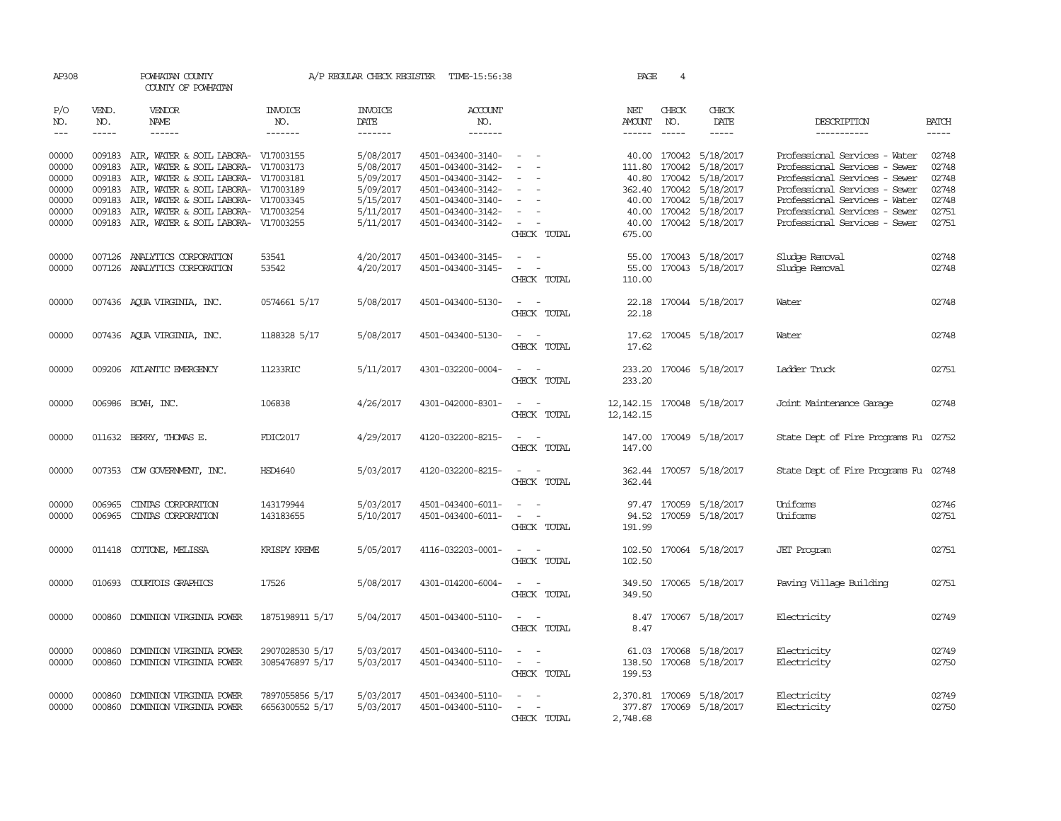AP308 POWHATAN COUNTY A/P REGULAR CHECK REGISTER TIME-15:56:38 PAGE 4

COUNTY OF POWHATAN

| P/O NO. | VEND. NO. | VENDOR NAME | INVOICE NO. | INVOICE DATE | ACCOUNT NO. | | NET AMOUNT | CHECK NO. | CHECK DATE | DESCRIPTION | BATCH |
|---|---|---|---|---|---|---|---|---|---|---|---|
| 00000 | 009183 | AIR, WATER & SOIL LABORA- | V17003155 | 5/08/2017 | 4501-043400-3140- | - - | 40.00 | 170042 | 5/18/2017 | Professional Services - Water | 02748 |
| 00000 | 009183 | AIR, WATER & SOIL LABORA- | V17003173 | 5/08/2017 | 4501-043400-3142- | - - | 111.80 | 170042 | 5/18/2017 | Professional Services - Sewer | 02748 |
| 00000 | 009183 | AIR, WATER & SOIL LABORA- | V17003181 | 5/09/2017 | 4501-043400-3142- | - - | 40.80 | 170042 | 5/18/2017 | Professional Services - Sewer | 02748 |
| 00000 | 009183 | AIR, WATER & SOIL LABORA- | V17003189 | 5/09/2017 | 4501-043400-3142- | - - | 362.40 | 170042 | 5/18/2017 | Professional Services - Sewer | 02748 |
| 00000 | 009183 | AIR, WATER & SOIL LABORA- | V17003345 | 5/15/2017 | 4501-043400-3140- | - - | 40.00 | 170042 | 5/18/2017 | Professional Services - Water | 02748 |
| 00000 | 009183 | AIR, WATER & SOIL LABORA- | V17003254 | 5/11/2017 | 4501-043400-3142- | - - | 40.00 | 170042 | 5/18/2017 | Professional Services - Sewer | 02751 |
| 00000 | 009183 | AIR, WATER & SOIL LABORA- | V17003255 | 5/11/2017 | 4501-043400-3142- | - - | 40.00 | 170042 | 5/18/2017 | Professional Services - Sewer | 02751 |
| | | | | | | CHECK TOTAL | 675.00 | | | | |
| 00000 | 007126 | ANALYTICS CORPORATION | 53541 | 4/20/2017 | 4501-043400-3145- | - - | 55.00 | 170043 | 5/18/2017 | Sludge Removal | 02748 |
| 00000 | 007126 | ANALYTICS CORPORATION | 53542 | 4/20/2017 | 4501-043400-3145- | - - | 55.00 | 170043 | 5/18/2017 | Sludge Removal | 02748 |
| | | | | | | CHECK TOTAL | 110.00 | | | | |
| 00000 | 007436 | AQUA VIRGINIA, INC. | 0574661 5/17 | 5/08/2017 | 4501-043400-5130- | - - | 22.18 | 170044 | 5/18/2017 | Water | 02748 |
| | | | | | | CHECK TOTAL | 22.18 | | | | |
| 00000 | 007436 | AQUA VIRGINIA, INC. | 1188328 5/17 | 5/08/2017 | 4501-043400-5130- | - - | 17.62 | 170045 | 5/18/2017 | Water | 02748 |
| | | | | | | CHECK TOTAL | 17.62 | | | | |
| 00000 | 009206 | ATLANTIC EMERGENCY | 11233RIC | 5/11/2017 | 4301-032200-0004- | - - | 233.20 | 170046 | 5/18/2017 | Ladder Truck | 02751 |
| | | | | | | CHECK TOTAL | 233.20 | | | | |
| 00000 | 006986 | BCWH, INC. | 106838 | 4/26/2017 | 4301-042000-8301- | - - | 12,142.15 | 170048 | 5/18/2017 | Joint Maintenance Garage | 02748 |
| | | | | | | CHECK TOTAL | 12,142.15 | | | | |
| 00000 | 011632 | BERRY, THOMAS E. | FDIC2017 | 4/29/2017 | 4120-032200-8215- | - - | 147.00 | 170049 | 5/18/2017 | State Dept of Fire Programs Fu | 02752 |
| | | | | | | CHECK TOTAL | 147.00 | | | | |
| 00000 | 007353 | CDW GOVERNMENT, INC. | HSD4640 | 5/03/2017 | 4120-032200-8215- | - - | 362.44 | 170057 | 5/18/2017 | State Dept of Fire Programs Fu | 02748 |
| | | | | | | CHECK TOTAL | 362.44 | | | | |
| 00000 | 006965 | CINTAS CORPORATION | 143179944 | 5/03/2017 | 4501-043400-6011- | - - | 97.47 | 170059 | 5/18/2017 | Uniforms | 02746 |
| 00000 | 006965 | CINTAS CORPORATION | 143183655 | 5/10/2017 | 4501-043400-6011- | - - | 94.52 | 170059 | 5/18/2017 | Uniforms | 02751 |
| | | | | | | CHECK TOTAL | 191.99 | | | | |
| 00000 | 011418 | COTTONE, MELISSA | KRISPY KREME | 5/05/2017 | 4116-032203-0001- | - - | 102.50 | 170064 | 5/18/2017 | JET Program | 02751 |
| | | | | | | CHECK TOTAL | 102.50 | | | | |
| 00000 | 010693 | COURTOIS GRAPHICS | 17526 | 5/08/2017 | 4301-014200-6004- | - - | 349.50 | 170065 | 5/18/2017 | Paving Village Building | 02751 |
| | | | | | | CHECK TOTAL | 349.50 | | | | |
| 00000 | 000860 | DOMINION VIRGINIA POWER | 1875198911 5/17 | 5/04/2017 | 4501-043400-5110- | - - | 8.47 | 170067 | 5/18/2017 | Electricity | 02749 |
| | | | | | | CHECK TOTAL | 8.47 | | | | |
| 00000 | 000860 | DOMINION VIRGINIA POWER | 2907028530 5/17 | 5/03/2017 | 4501-043400-5110- | - - | 61.03 | 170068 | 5/18/2017 | Electricity | 02749 |
| 00000 | 000860 | DOMINION VIRGINIA POWER | 3085476897 5/17 | 5/03/2017 | 4501-043400-5110- | - - | 138.50 | 170068 | 5/18/2017 | Electricity | 02750 |
| | | | | | | CHECK TOTAL | 199.53 | | | | |
| 00000 | 000860 | DOMINION VIRGINIA POWER | 7897055856 5/17 | 5/03/2017 | 4501-043400-5110- | - - | 2,370.81 | 170069 | 5/18/2017 | Electricity | 02749 |
| 00000 | 000860 | DOMINION VIRGINIA POWER | 6656300552 5/17 | 5/03/2017 | 4501-043400-5110- | - - | 377.87 | 170069 | 5/18/2017 | Electricity | 02750 |
| | | | | | | CHECK TOTAL | 2,748.68 | | | | |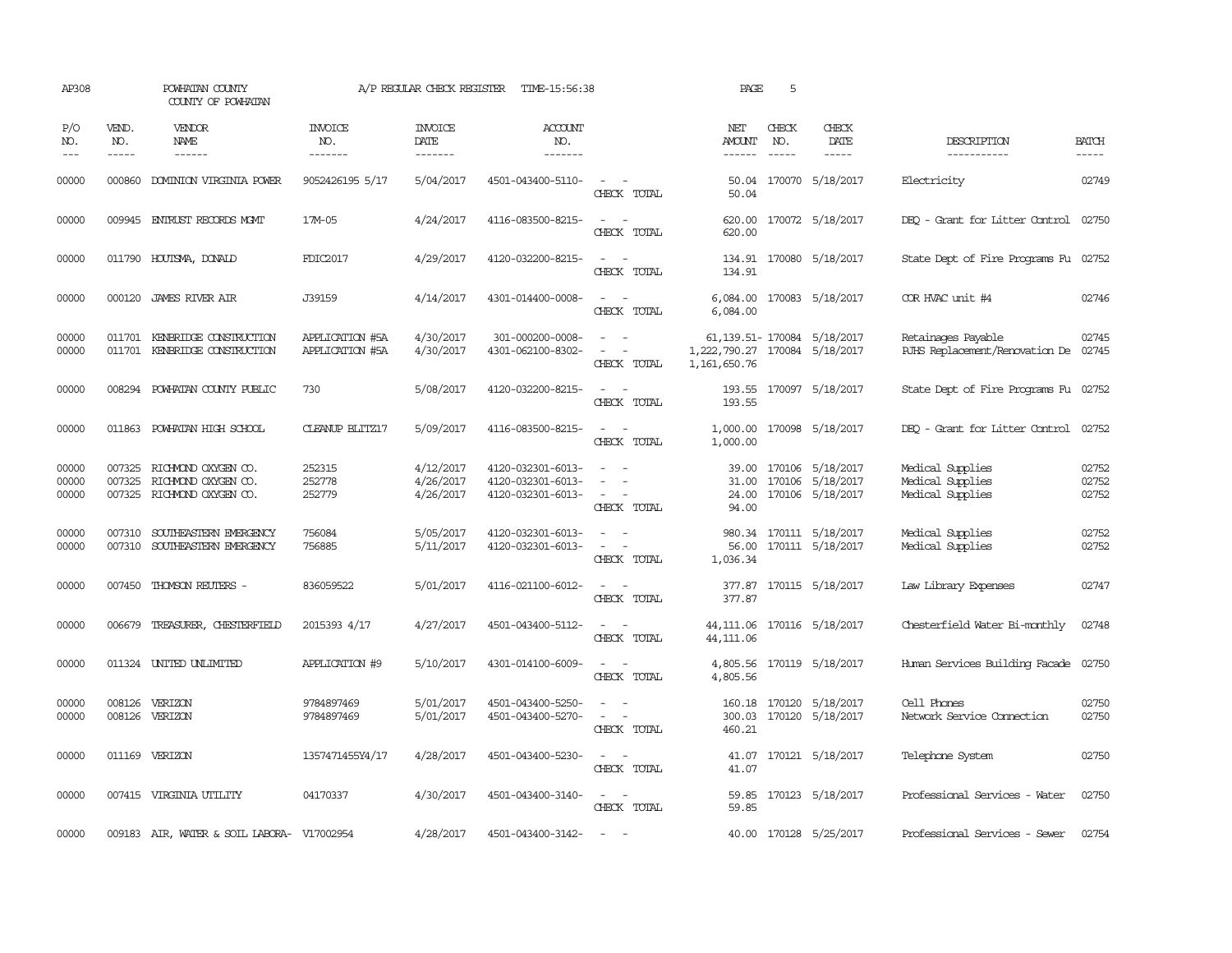AP308 POWHATAN COUNTY COUNTY OF POWHATAN — A/P REGULAR CHECK REGISTER TIME-15:56:38 PAGE 5

| P/O NO. | VEND. NO. | VENDOR NAME | INVOICE NO. | INVOICE DATE | ACCOUNT NO. | | NET AMOUNT | CHECK NO. | CHECK DATE | DESCRIPTION | BATCH |
|---|---|---|---|---|---|---|---|---|---|---|---|
| 00000 | 000860 | DOMINION VIRGINIA POWER | 9052426195 5/17 | 5/04/2017 | 4501-043400-5110- | - - | 50.04 | 170070 | 5/18/2017 | Electricity | 02749 |
| | | | | | | CHECK TOTAL | 50.04 | | | | |
| 00000 | 009945 | ENTRUST RECORDS MGMT | 17M-05 | 4/24/2017 | 4116-083500-8215- | - - | 620.00 | 170072 | 5/18/2017 | DEQ - Grant for Litter Control | 02750 |
| | | | | | | CHECK TOTAL | 620.00 | | | | |
| 00000 | 011790 | HOUTSMA, DONALD | FDIC2017 | 4/29/2017 | 4120-032200-8215- | - - | 134.91 | 170080 | 5/18/2017 | State Dept of Fire Programs Fu | 02752 |
| | | | | | | CHECK TOTAL | 134.91 | | | | |
| 00000 | 000120 | JAMES RIVER AIR | J39159 | 4/14/2017 | 4301-014400-0008- | - - | 6,084.00 | 170083 | 5/18/2017 | COR HVAC unit #4 | 02746 |
| | | | | | | CHECK TOTAL | 6,084.00 | | | | |
| 00000 | 011701 | KENBRIDGE CONSTRUCTION | APPLICATION #5A | 4/30/2017 | 301-000200-0008- | - - | 61,139.51- | 170084 | 5/18/2017 | Retainages Payable | 02745 |
| 00000 | 011701 | KENBRIDGE CONSTRUCTION | APPLICATION #5A | 4/30/2017 | 4301-062100-8302- | - - | 1,222,790.27 | 170084 | 5/18/2017 | PJHS Replacement/Renovation De | 02745 |
| | | | | | | CHECK TOTAL | 1,161,650.76 | | | | |
| 00000 | 008294 | POWHATAN COUNTY PUBLIC | 730 | 5/08/2017 | 4120-032200-8215- | - - | 193.55 | 170097 | 5/18/2017 | State Dept of Fire Programs Fu | 02752 |
| | | | | | | CHECK TOTAL | 193.55 | | | | |
| 00000 | 011863 | POWHATAN HIGH SCHOOL | CLEANUP BLITZ17 | 5/09/2017 | 4116-083500-8215- | - - | 1,000.00 | 170098 | 5/18/2017 | DEQ - Grant for Litter Control | 02752 |
| | | | | | | CHECK TOTAL | 1,000.00 | | | | |
| 00000 | 007325 | RICHMOND OXYGEN CO. | 252315 | 4/12/2017 | 4120-032301-6013- | - - | 39.00 | 170106 | 5/18/2017 | Medical Supplies | 02752 |
| 00000 | 007325 | RICHMOND OXYGEN CO. | 252778 | 4/26/2017 | 4120-032301-6013- | - - | 31.00 | 170106 | 5/18/2017 | Medical Supplies | 02752 |
| 00000 | 007325 | RICHMOND OXYGEN CO. | 252779 | 4/26/2017 | 4120-032301-6013- | - - | 24.00 | 170106 | 5/18/2017 | Medical Supplies | 02752 |
| | | | | | | CHECK TOTAL | 94.00 | | | | |
| 00000 | 007310 | SOUTHEASTERN EMERGENCY | 756084 | 5/05/2017 | 4120-032301-6013- | - - | 980.34 | 170111 | 5/18/2017 | Medical Supplies | 02752 |
| 00000 | 007310 | SOUTHEASTERN EMERGENCY | 756885 | 5/11/2017 | 4120-032301-6013- | - - | 56.00 | 170111 | 5/18/2017 | Medical Supplies | 02752 |
| | | | | | | CHECK TOTAL | 1,036.34 | | | | |
| 00000 | 007450 | THOMSON REUTERS - | 836059522 | 5/01/2017 | 4116-021100-6012- | - - | 377.87 | 170115 | 5/18/2017 | Law Library Expenses | 02747 |
| | | | | | | CHECK TOTAL | 377.87 | | | | |
| 00000 | 006679 | TREASURER, CHESTERFIELD | 2015393 4/17 | 4/27/2017 | 4501-043400-5112- | - - | 44,111.06 | 170116 | 5/18/2017 | Chesterfield Water Bi-monthly | 02748 |
| | | | | | | CHECK TOTAL | 44,111.06 | | | | |
| 00000 | 011324 | UNITED UNLIMITED | APPLICATION #9 | 5/10/2017 | 4301-014100-6009- | - - | 4,805.56 | 170119 | 5/18/2017 | Human Services Building Facade | 02750 |
| | | | | | | CHECK TOTAL | 4,805.56 | | | | |
| 00000 | 008126 | VERIZON | 9784897469 | 5/01/2017 | 4501-043400-5250- | - - | 160.18 | 170120 | 5/18/2017 | Cell Phones | 02750 |
| 00000 | 008126 | VERIZON | 9784897469 | 5/01/2017 | 4501-043400-5270- | - - | 300.03 | 170120 | 5/18/2017 | Network Service Connection | 02750 |
| | | | | | | CHECK TOTAL | 460.21 | | | | |
| 00000 | 011169 | VERIZON | 1357471455Y4/17 | 4/28/2017 | 4501-043400-5230- | - - | 41.07 | 170121 | 5/18/2017 | Telephone System | 02750 |
| | | | | | | CHECK TOTAL | 41.07 | | | | |
| 00000 | 007415 | VIRGINIA UTILITY | 04170337 | 4/30/2017 | 4501-043400-3140- | - - | 59.85 | 170123 | 5/18/2017 | Professional Services - Water | 02750 |
| | | | | | | CHECK TOTAL | 59.85 | | | | |
| 00000 | 009183 | AIR, WATER & SOIL LABORA- | V17002954 | 4/28/2017 | 4501-043400-3142- | - - | 40.00 | 170128 | 5/25/2017 | Professional Services - Sewer | 02754 |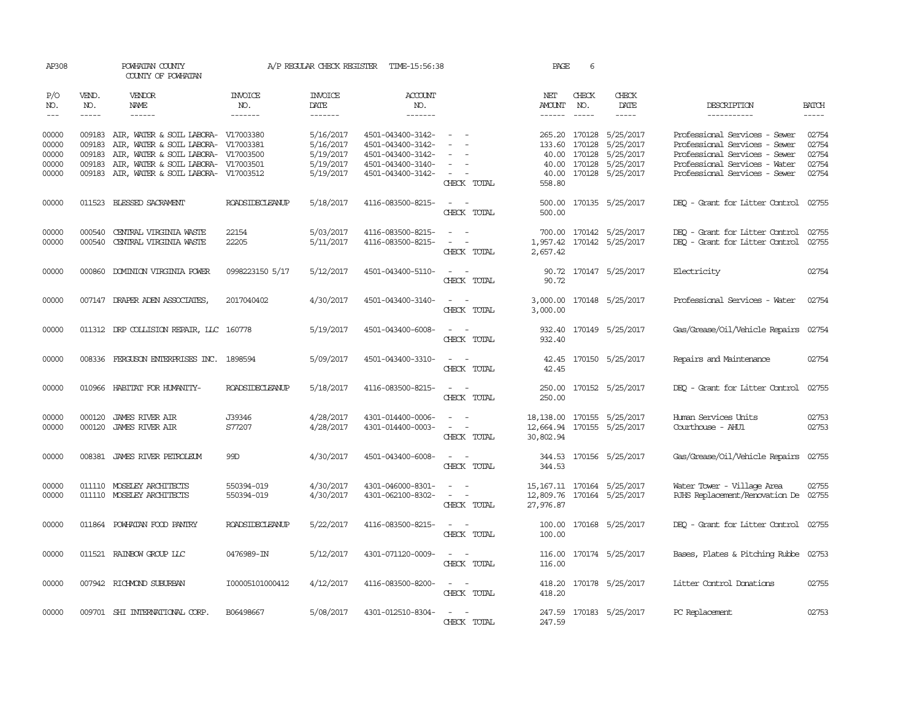AP308 POWHATAN COUNTY A/P REGULAR CHECK REGISTER TIME-15:56:38 PAGE 6

COUNTY OF POWHATAN

| P/O NO. | VEND. NO. | VENDOR NAME | INVOICE NO. | INVOICE DATE | ACCOUNT NO. | | NET AMOUNT | CHECK NO. | CHECK DATE | DESCRIPTION | BATCH |
|---|---|---|---|---|---|---|---|---|---|---|---|
| 00000 | 009183 | AIR, WATER & SOIL LABORA- | V17003380 | 5/16/2017 | 4501-043400-3142- | - - | 265.20 | 170128 | 5/25/2017 | Professional Services - Sewer | 02754 |
| 00000 | 009183 | AIR, WATER & SOIL LABORA- | V17003381 | 5/16/2017 | 4501-043400-3142- | - - | 133.60 | 170128 | 5/25/2017 | Professional Services - Sewer | 02754 |
| 00000 | 009183 | AIR, WATER & SOIL LABORA- | V17003500 | 5/19/2017 | 4501-043400-3142- | - - | 40.00 | 170128 | 5/25/2017 | Professional Services - Sewer | 02754 |
| 00000 | 009183 | AIR, WATER & SOIL LABORA- | V17003501 | 5/19/2017 | 4501-043400-3140- | - - | 40.00 | 170128 | 5/25/2017 | Professional Services - Water | 02754 |
| 00000 | 009183 | AIR, WATER & SOIL LABORA- | V17003512 | 5/19/2017 | 4501-043400-3142- | - - | 40.00 | 170128 | 5/25/2017 | Professional Services - Sewer | 02754 |
| | | | | | | CHECK TOTAL | 558.80 | | | | |
| 00000 | 011523 | BLESSED SACRAMENT | ROADSIDECLEANUP | 5/18/2017 | 4116-083500-8215- | - - | 500.00 | 170135 | 5/25/2017 | DEQ - Grant for Litter Control | 02755 |
| | | | | | | CHECK TOTAL | 500.00 | | | | |
| 00000 | 000540 | CENTRAL VIRGINIA WASTE | 22154 | 5/03/2017 | 4116-083500-8215- | - - | 700.00 | 170142 | 5/25/2017 | DEQ - Grant for Litter Control | 02755 |
| 00000 | 000540 | CENTRAL VIRGINIA WASTE | 22205 | 5/11/2017 | 4116-083500-8215- | - - | 1,957.42 | 170142 | 5/25/2017 | DEQ - Grant for Litter Control | 02755 |
| | | | | | | CHECK TOTAL | 2,657.42 | | | | |
| 00000 | 000860 | DOMINION VIRGINIA POWER | 0998223150 5/17 | 5/12/2017 | 4501-043400-5110- | - - | 90.72 | 170147 | 5/25/2017 | Electricity | 02754 |
| | | | | | | CHECK TOTAL | 90.72 | | | | |
| 00000 | 007147 | DRAPER ADEN ASSOCIATES, | 2017040402 | 4/30/2017 | 4501-043400-3140- | - - | 3,000.00 | 170148 | 5/25/2017 | Professional Services - Water | 02754 |
| | | | | | | CHECK TOTAL | 3,000.00 | | | | |
| 00000 | 011312 | DRP COLLISION REPAIR, LLC | 160778 | 5/19/2017 | 4501-043400-6008- | - - | 932.40 | 170149 | 5/25/2017 | Gas/Grease/Oil/Vehicle Repairs | 02754 |
| | | | | | | CHECK TOTAL | 932.40 | | | | |
| 00000 | 008336 | FERGUSON ENTERPRISES INC. | 1898594 | 5/09/2017 | 4501-043400-3310- | - - | 42.45 | 170150 | 5/25/2017 | Repairs and Maintenance | 02754 |
| | | | | | | CHECK TOTAL | 42.45 | | | | |
| 00000 | 010966 | HABITAT FOR HUMANITY- | ROADSIDECLEANUP | 5/18/2017 | 4116-083500-8215- | - - | 250.00 | 170152 | 5/25/2017 | DEQ - Grant for Litter Control | 02755 |
| | | | | | | CHECK TOTAL | 250.00 | | | | |
| 00000 | 000120 | JAMES RIVER AIR | J39346 | 4/28/2017 | 4301-014400-0006- | - - | 18,138.00 | 170155 | 5/25/2017 | Human Services Units | 02753 |
| 00000 | 000120 | JAMES RIVER AIR | S77207 | 4/28/2017 | 4301-014400-0003- | - - | 12,664.94 | 170155 | 5/25/2017 | Courthouse - AHU1 | 02753 |
| | | | | | | CHECK TOTAL | 30,802.94 | | | | |
| 00000 | 008381 | JAMES RIVER PETROLEUM | 99D | 4/30/2017 | 4501-043400-6008- | - - | 344.53 | 170156 | 5/25/2017 | Gas/Grease/Oil/Vehicle Repairs | 02755 |
| | | | | | | CHECK TOTAL | 344.53 | | | | |
| 00000 | 011110 | MOSELEY ARCHITECTS | 550394-019 | 4/30/2017 | 4301-046000-8301- | - - | 15,167.11 | 170164 | 5/25/2017 | Water Tower - Village Area | 02755 |
| 00000 | 011110 | MOSELEY ARCHITECTS | 550394-019 | 4/30/2017 | 4301-062100-8302- | - - | 12,809.76 | 170164 | 5/25/2017 | PJHS Replacement/Renovation De | 02755 |
| | | | | | | CHECK TOTAL | 27,976.87 | | | | |
| 00000 | 011864 | POWHATAN FOOD PANTRY | ROADSIDECLEANUP | 5/22/2017 | 4116-083500-8215- | - - | 100.00 | 170168 | 5/25/2017 | DEQ - Grant for Litter Control | 02755 |
| | | | | | | CHECK TOTAL | 100.00 | | | | |
| 00000 | 011521 | RAINBOW GROUP LLC | 0476989-IN | 5/12/2017 | 4301-071120-0009- | - - | 116.00 | 170174 | 5/25/2017 | Bases, Plates & Pitching Rubbe | 02753 |
| | | | | | | CHECK TOTAL | 116.00 | | | | |
| 00000 | 007942 | RICHMOND SUBURBAN | I00005101000412 | 4/12/2017 | 4116-083500-8200- | - - | 418.20 | 170178 | 5/25/2017 | Litter Control Donations | 02755 |
| | | | | | | CHECK TOTAL | 418.20 | | | | |
| 00000 | 009701 | SHI INTERNATIONAL CORP. | B06498667 | 5/08/2017 | 4301-012510-8304- | - - | 247.59 | 170183 | 5/25/2017 | PC Replacement | 02753 |
| | | | | | | CHECK TOTAL | 247.59 | | | | |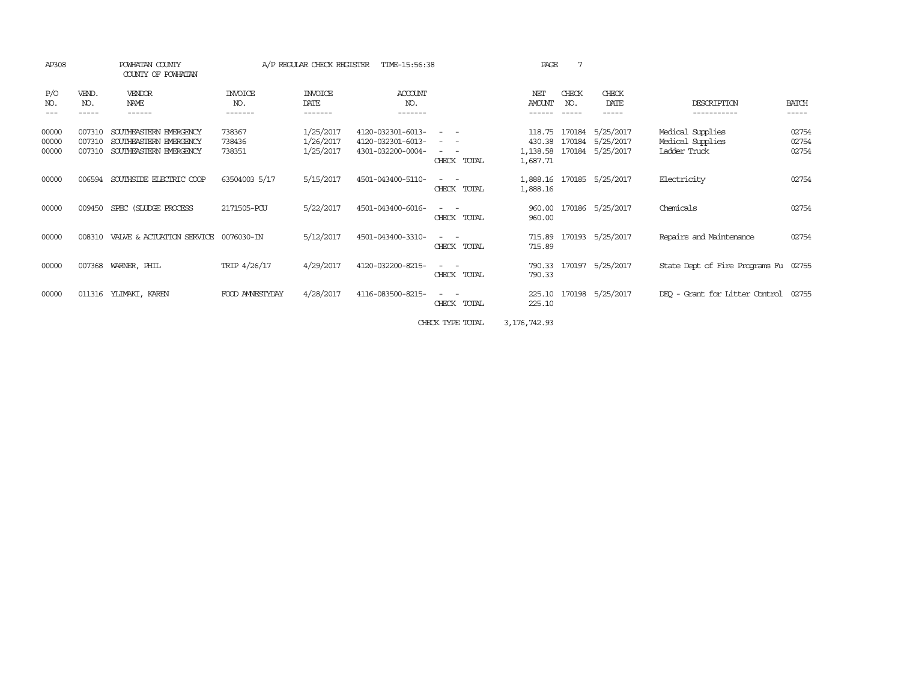AP308 POWHATAN COUNTY A/P REGULAR CHECK REGISTER TIME-15:56:38

COUNTY OF POWHATAN

| P/O NO. | VEND. NO. | VENDOR NAME | INVOICE NO. | INVOICE DATE | ACCOUNT NO. | | NET AMOUNT | CHECK NO. | CHECK DATE | DESCRIPTION | BATCH |
|---|---|---|---|---|---|---|---|---|---|---|---|
| 00000 | 007310 | SOUTHEASTERN EMERGENCY | 738367 | 1/25/2017 | 4120-032301-6013- | - - | 118.75 | 170184 | 5/25/2017 | Medical Supplies | 02754 |
| 00000 | 007310 | SOUTHEASTERN EMERGENCY | 738436 | 1/26/2017 | 4120-032301-6013- | - - | 430.38 | 170184 | 5/25/2017 | Medical Supplies | 02754 |
| 00000 | 007310 | SOUTHEASTERN EMERGENCY | 738351 | 1/25/2017 | 4301-032200-0004- | - - | 1,138.58 | 170184 | 5/25/2017 | Ladder Truck | 02754 |
| | | | | | | CHECK TOTAL | 1,687.71 | | | | |
| 00000 | 006594 | SOUTHSIDE ELECTRIC COOP | 63504003 5/17 | 5/15/2017 | 4501-043400-5110- | - - | 1,888.16 | 170185 | 5/25/2017 | Electricity | 02754 |
| | | | | | | CHECK TOTAL | 1,888.16 | | | | |
| 00000 | 009450 | SPEC (SLUDGE PROCESS | 2171505-PCU | 5/22/2017 | 4501-043400-6016- | - - | 960.00 | 170186 | 5/25/2017 | Chemicals | 02754 |
| | | | | | | CHECK TOTAL | 960.00 | | | | |
| 00000 | 008310 | VALVE & ACTUATION SERVICE | 0076030-IN | 5/12/2017 | 4501-043400-3310- | - - | 715.89 | 170193 | 5/25/2017 | Repairs and Maintenance | 02754 |
| | | | | | | CHECK TOTAL | 715.89 | | | | |
| 00000 | 007368 | WARNER, PHIL | TRIP 4/26/17 | 4/29/2017 | 4120-032200-8215- | - - | 790.33 | 170197 | 5/25/2017 | State Dept of Fire Programs Fu | 02755 |
| | | | | | | CHECK TOTAL | 790.33 | | | | |
| 00000 | 011316 | YLIMAKI, KAREN | FOOD AMNESTYDAY | 4/28/2017 | 4116-083500-8215- | - - | 225.10 | 170198 | 5/25/2017 | DEQ - Grant for Litter Control | 02755 |
| | | | | | | CHECK TOTAL | 225.10 | | | | |
| | | | | | | CHECK TYPE TOTAL | 3,176,742.93 | | | | |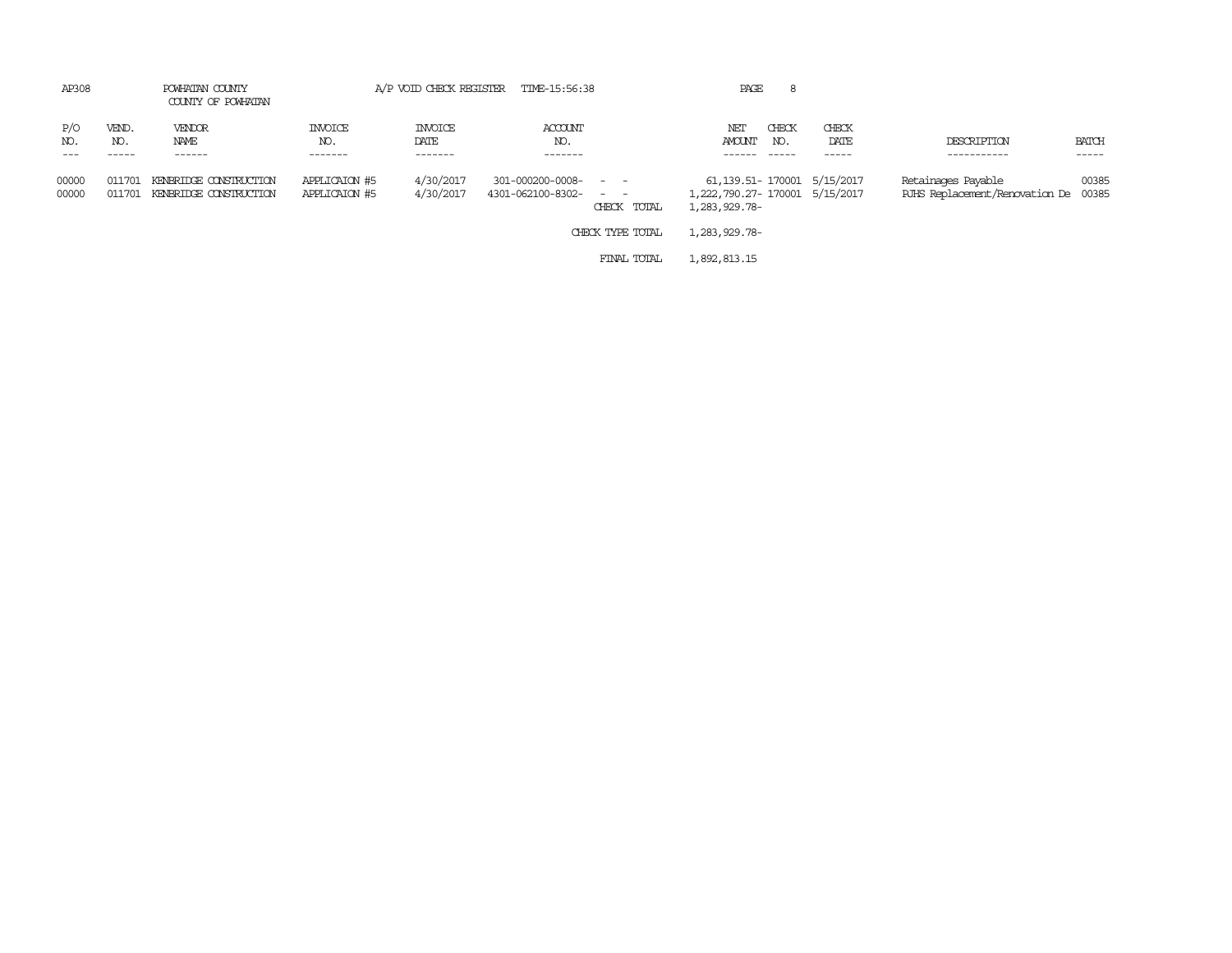AP308 POWHATAN COUNTY A/P VOID CHECK REGISTER TIME-15:56:38 PAGE 8

COUNTY OF POWHATAN

| P/O NO. | VEND. NO. | VENDOR NAME | INVOICE NO. | INVOICE DATE | ACCOUNT NO. | | NET AMOUNT | CHECK NO. | CHECK DATE | DESCRIPTION | BATCH |
|---|---|---|---|---|---|---|---|---|---|---|---|
| 00000 | 011701 | KENBRIDGE CONSTRUCTION | APPLICAION #5 | 4/30/2017 | 301-000200-0008- | - - | 61,139.51- | 170001 | 5/15/2017 | Retainages Payable | 00385 |
| 00000 | 011701 | KENBRIDGE CONSTRUCTION | APPLICAION #5 | 4/30/2017 | 4301-062100-8302- | - - | 1,222,790.27- | 170001 | 5/15/2017 | PJHS Replacement/Renovation De | 00385 |
| | | | | | | CHECK TOTAL | 1,283,929.78- | | | | |
| | | | | | | CHECK TYPE TOTAL | 1,283,929.78- | | | | |
| | | | | | | FINAL TOTAL | 1,892,813.15 | | | | |